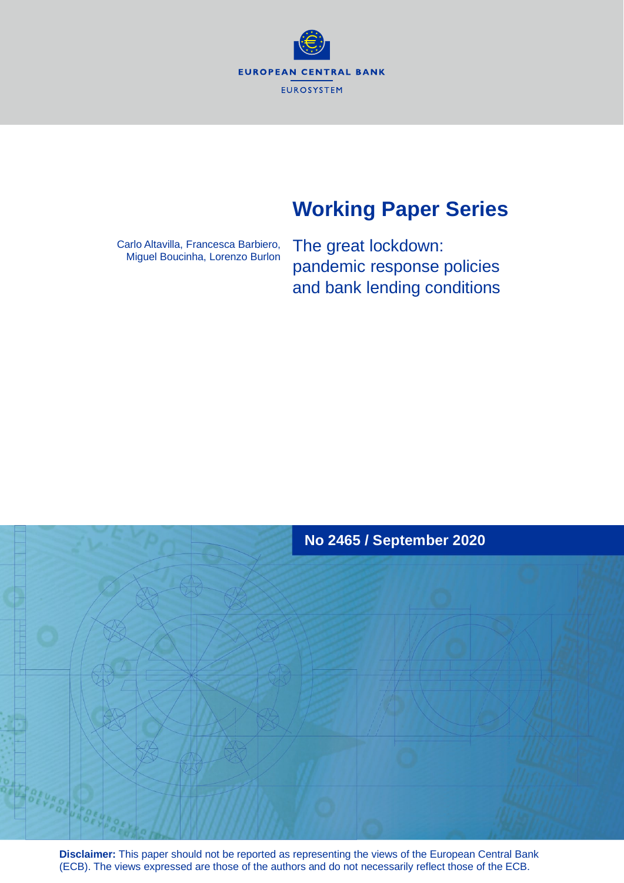EUROPEAN CENTRAL BANK

EUROSYSTEM

# Working Paper Series

Carlo Altavilla, Francesca Barbiero, Miguel Boucinha, Lorenzo Burlon

## The great lockdown: pandemic response policies and bank lending conditions

**No 2465 / September 2020**

**Disclaimer:** This paper should not be reported as representing the views of the European Central Bank (ECB). The views expressed are those of the authors and do not necessarily reflect those of the ECB.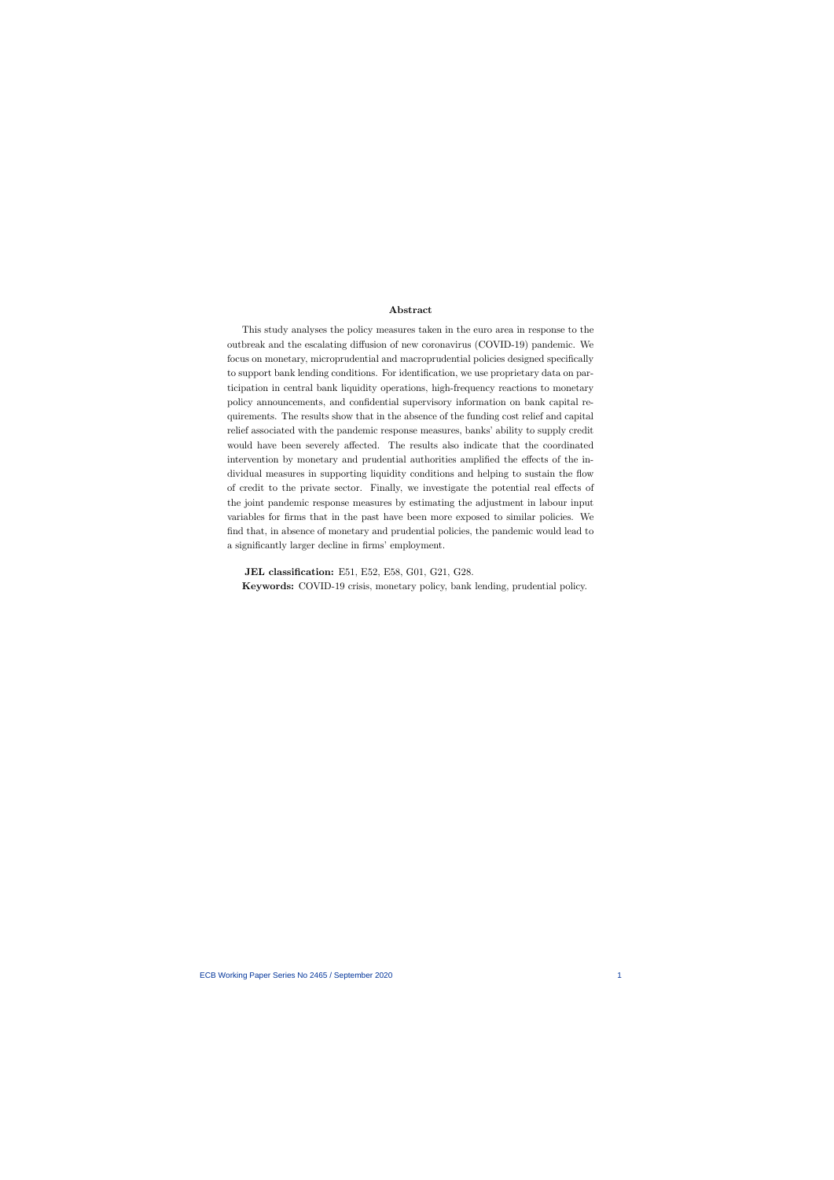## Abstract

This study analyses the policy measures taken in the euro area in response to the outbreak and the escalating diffusion of new coronavirus (COVID-19) pandemic. We focus on monetary, microprudential and macroprudential policies designed specifically to support bank lending conditions. For identification, we use proprietary data on participation in central bank liquidity operations, high-frequency reactions to monetary policy announcements, and confidential supervisory information on bank capital requirements. The results show that in the absence of the funding cost relief and capital relief associated with the pandemic response measures, banks' ability to supply credit would have been severely affected. The results also indicate that the coordinated intervention by monetary and prudential authorities amplified the effects of the individual measures in supporting liquidity conditions and helping to sustain the flow of credit to the private sector. Finally, we investigate the potential real effects of the joint pandemic response measures by estimating the adjustment in labour input variables for firms that in the past have been more exposed to similar policies. We find that, in absence of monetary and prudential policies, the pandemic would lead to a significantly larger decline in firms' employment.

**JEL classification:** E51, E52, E58, G01, G21, G28.

**Keywords:** COVID-19 crisis, monetary policy, bank lending, prudential policy.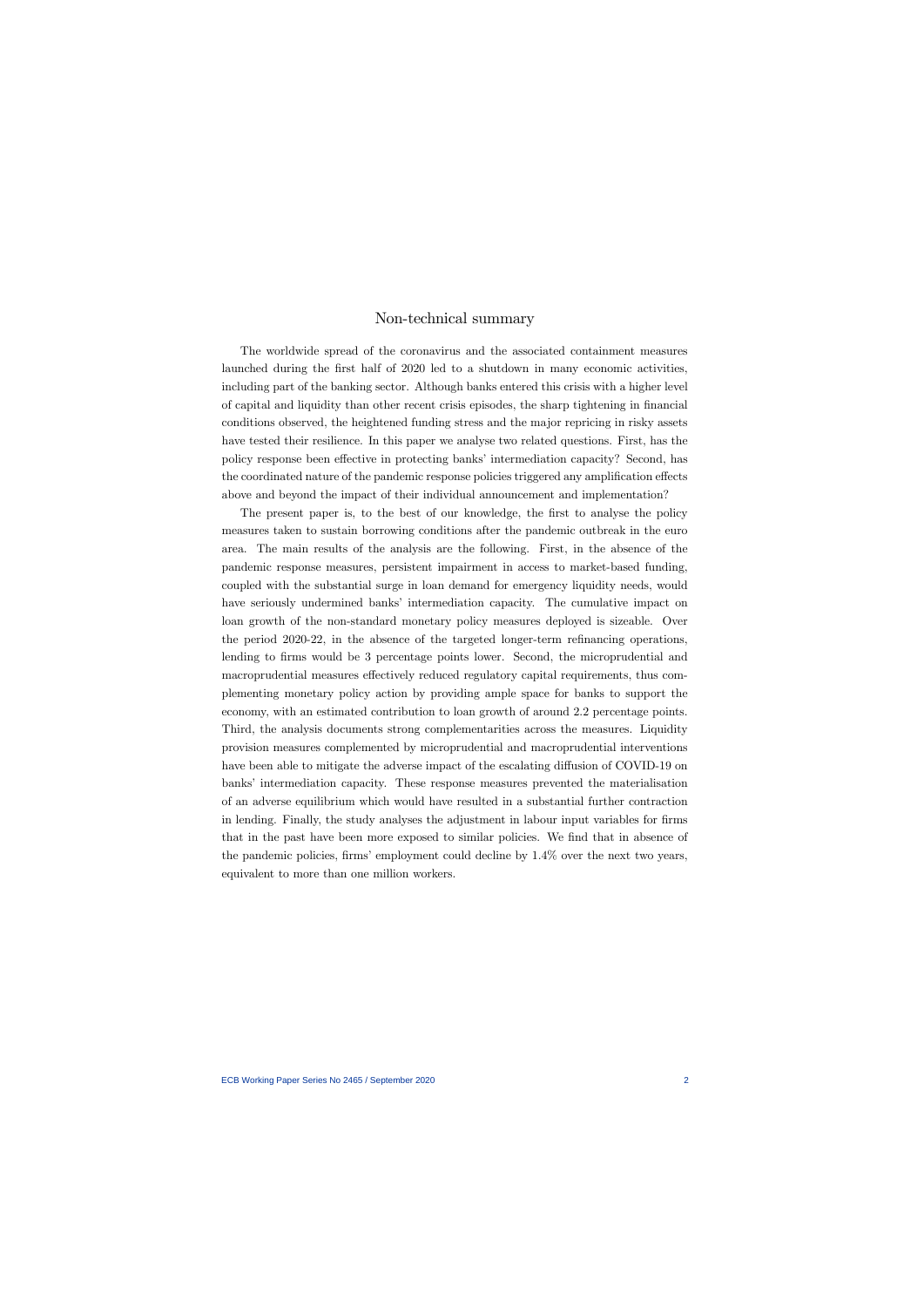## Non-technical summary

The worldwide spread of the coronavirus and the associated containment measures launched during the first half of 2020 led to a shutdown in many economic activities, including part of the banking sector. Although banks entered this crisis with a higher level of capital and liquidity than other recent crisis episodes, the sharp tightening in financial conditions observed, the heightened funding stress and the major repricing in risky assets have tested their resilience. In this paper we analyse two related questions. First, has the policy response been effective in protecting banks' intermediation capacity? Second, has the coordinated nature of the pandemic response policies triggered any amplification effects above and beyond the impact of their individual announcement and implementation?

The present paper is, to the best of our knowledge, the first to analyse the policy measures taken to sustain borrowing conditions after the pandemic outbreak in the euro area. The main results of the analysis are the following. First, in the absence of the pandemic response measures, persistent impairment in access to market-based funding, coupled with the substantial surge in loan demand for emergency liquidity needs, would have seriously undermined banks' intermediation capacity. The cumulative impact on loan growth of the non-standard monetary policy measures deployed is sizeable. Over the period 2020-22, in the absence of the targeted longer-term refinancing operations, lending to firms would be 3 percentage points lower. Second, the microprudential and macroprudential measures effectively reduced regulatory capital requirements, thus complementing monetary policy action by providing ample space for banks to support the economy, with an estimated contribution to loan growth of around 2.2 percentage points. Third, the analysis documents strong complementarities across the measures. Liquidity provision measures complemented by microprudential and macroprudential interventions have been able to mitigate the adverse impact of the escalating diffusion of COVID-19 on banks' intermediation capacity. These response measures prevented the materialisation of an adverse equilibrium which would have resulted in a substantial further contraction in lending. Finally, the study analyses the adjustment in labour input variables for firms that in the past have been more exposed to similar policies. We find that in absence of the pandemic policies, firms' employment could decline by 1.4% over the next two years, equivalent to more than one million workers.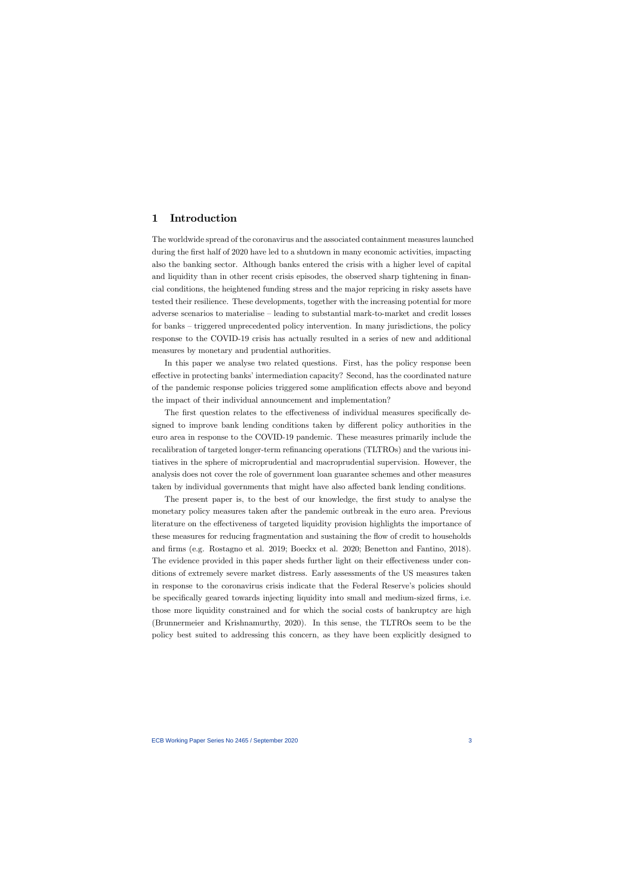## 1 Introduction

The worldwide spread of the coronavirus and the associated containment measures launched during the first half of 2020 have led to a shutdown in many economic activities, impacting also the banking sector. Although banks entered the crisis with a higher level of capital and liquidity than in other recent crisis episodes, the observed sharp tightening in financial conditions, the heightened funding stress and the major repricing in risky assets have tested their resilience. These developments, together with the increasing potential for more adverse scenarios to materialise – leading to substantial mark-to-market and credit losses for banks – triggered unprecedented policy intervention. In many jurisdictions, the policy response to the COVID-19 crisis has actually resulted in a series of new and additional measures by monetary and prudential authorities.

In this paper we analyse two related questions. First, has the policy response been effective in protecting banks' intermediation capacity? Second, has the coordinated nature of the pandemic response policies triggered some amplification effects above and beyond the impact of their individual announcement and implementation?

The first question relates to the effectiveness of individual measures specifically designed to improve bank lending conditions taken by different policy authorities in the euro area in response to the COVID-19 pandemic. These measures primarily include the recalibration of targeted longer-term refinancing operations (TLTROs) and the various initiatives in the sphere of microprudential and macroprudential supervision. However, the analysis does not cover the role of government loan guarantee schemes and other measures taken by individual governments that might have also affected bank lending conditions.

The present paper is, to the best of our knowledge, the first study to analyse the monetary policy measures taken after the pandemic outbreak in the euro area. Previous literature on the effectiveness of targeted liquidity provision highlights the importance of these measures for reducing fragmentation and sustaining the flow of credit to households and firms (e.g. Rostagno et al. 2019; Boeckx et al. 2020; Benetton and Fantino, 2018). The evidence provided in this paper sheds further light on their effectiveness under conditions of extremely severe market distress. Early assessments of the US measures taken in response to the coronavirus crisis indicate that the Federal Reserve's policies should be specifically geared towards injecting liquidity into small and medium-sized firms, i.e. those more liquidity constrained and for which the social costs of bankruptcy are high (Brunnermeier and Krishnamurthy, 2020). In this sense, the TLTROs seem to be the policy best suited to addressing this concern, as they have been explicitly designed to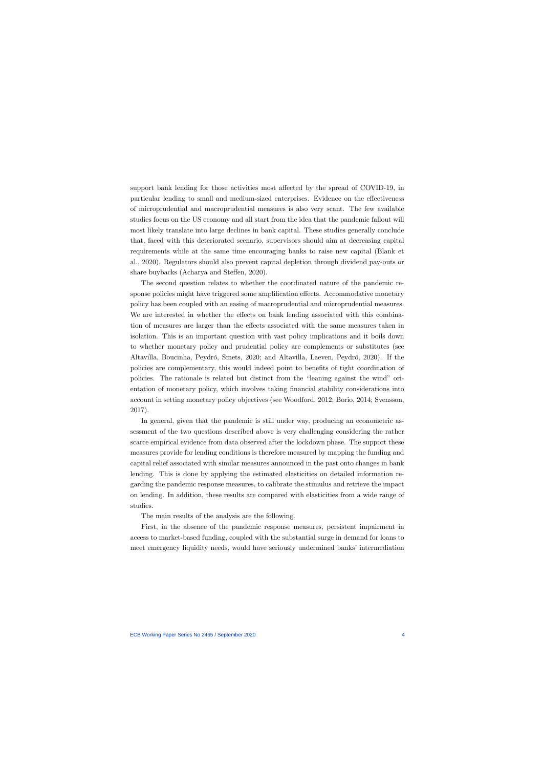support bank lending for those activities most affected by the spread of COVID-19, in particular lending to small and medium-sized enterprises. Evidence on the effectiveness of microprudential and macroprudential measures is also very scant. The few available studies focus on the US economy and all start from the idea that the pandemic fallout will most likely translate into large declines in bank capital. These studies generally conclude that, faced with this deteriorated scenario, supervisors should aim at decreasing capital requirements while at the same time encouraging banks to raise new capital (Blank et al., 2020). Regulators should also prevent capital depletion through dividend pay-outs or share buybacks (Acharya and Steffen, 2020).

The second question relates to whether the coordinated nature of the pandemic response policies might have triggered some amplification effects. Accommodative monetary policy has been coupled with an easing of macroprudential and microprudential measures. We are interested in whether the effects on bank lending associated with this combination of measures are larger than the effects associated with the same measures taken in isolation. This is an important question with vast policy implications and it boils down to whether monetary policy and prudential policy are complements or substitutes (see Altavilla, Boucinha, Peydró, Smets, 2020; and Altavilla, Laeven, Peydró, 2020). If the policies are complementary, this would indeed point to benefits of tight coordination of policies. The rationale is related but distinct from the "leaning against the wind" orientation of monetary policy, which involves taking financial stability considerations into account in setting monetary policy objectives (see Woodford, 2012; Borio, 2014; Svensson, 2017).

In general, given that the pandemic is still under way, producing an econometric assessment of the two questions described above is very challenging considering the rather scarce empirical evidence from data observed after the lockdown phase. The support these measures provide for lending conditions is therefore measured by mapping the funding and capital relief associated with similar measures announced in the past onto changes in bank lending. This is done by applying the estimated elasticities on detailed information regarding the pandemic response measures, to calibrate the stimulus and retrieve the impact on lending. In addition, these results are compared with elasticities from a wide range of studies.

The main results of the analysis are the following.

First, in the absence of the pandemic response measures, persistent impairment in access to market-based funding, coupled with the substantial surge in demand for loans to meet emergency liquidity needs, would have seriously undermined banks' intermediation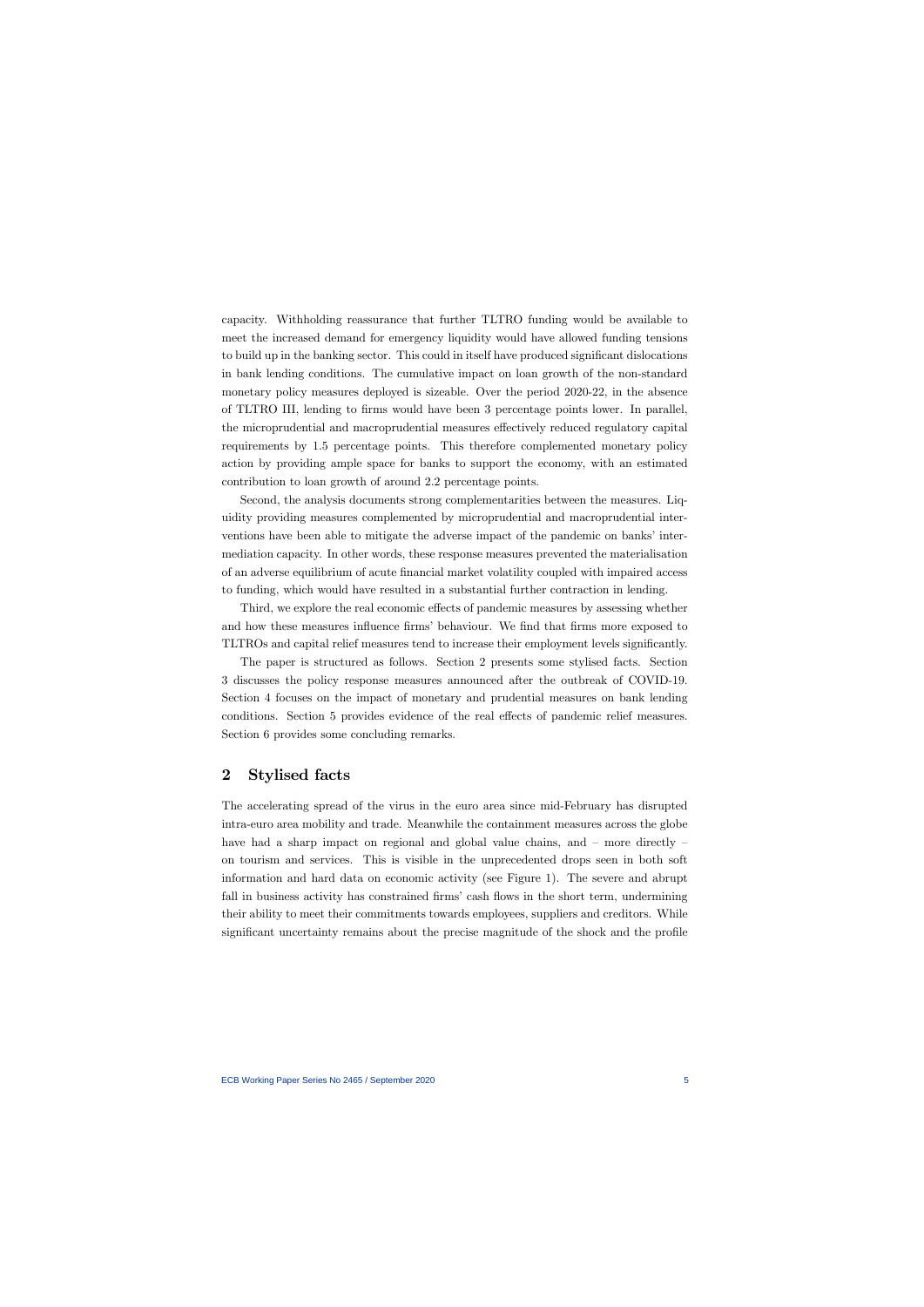capacity. Withholding reassurance that further TLTRO funding would be available to meet the increased demand for emergency liquidity would have allowed funding tensions to build up in the banking sector. This could in itself have produced significant dislocations in bank lending conditions. The cumulative impact on loan growth of the non-standard monetary policy measures deployed is sizeable. Over the period 2020-22, in the absence of TLTRO III, lending to firms would have been 3 percentage points lower. In parallel, the microprudential and macroprudential measures effectively reduced regulatory capital requirements by 1.5 percentage points. This therefore complemented monetary policy action by providing ample space for banks to support the economy, with an estimated contribution to loan growth of around 2.2 percentage points.

Second, the analysis documents strong complementarities between the measures. Liquidity providing measures complemented by microprudential and macroprudential interventions have been able to mitigate the adverse impact of the pandemic on banks' intermediation capacity. In other words, these response measures prevented the materialisation of an adverse equilibrium of acute financial market volatility coupled with impaired access to funding, which would have resulted in a substantial further contraction in lending.

Third, we explore the real economic effects of pandemic measures by assessing whether and how these measures influence firms' behaviour. We find that firms more exposed to TLTROs and capital relief measures tend to increase their employment levels significantly.

The paper is structured as follows. Section 2 presents some stylised facts. Section 3 discusses the policy response measures announced after the outbreak of COVID-19. Section 4 focuses on the impact of monetary and prudential measures on bank lending conditions. Section 5 provides evidence of the real effects of pandemic relief measures. Section 6 provides some concluding remarks.

## 2 Stylised facts

The accelerating spread of the virus in the euro area since mid-February has disrupted intra-euro area mobility and trade. Meanwhile the containment measures across the globe have had a sharp impact on regional and global value chains, and – more directly – on tourism and services. This is visible in the unprecedented drops seen in both soft information and hard data on economic activity (see Figure 1). The severe and abrupt fall in business activity has constrained firms' cash flows in the short term, undermining their ability to meet their commitments towards employees, suppliers and creditors. While significant uncertainty remains about the precise magnitude of the shock and the profile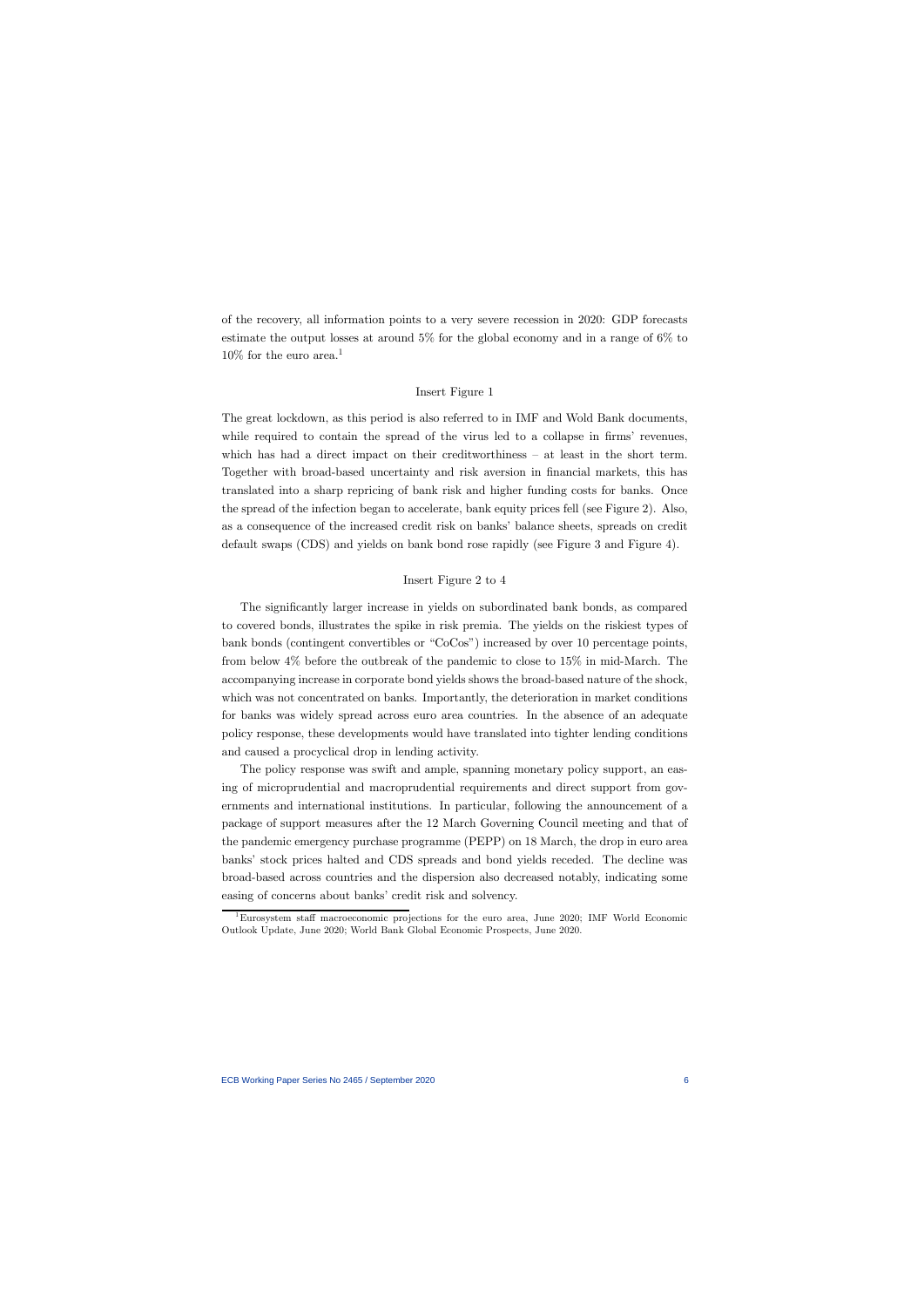of the recovery, all information points to a very severe recession in 2020: GDP forecasts estimate the output losses at around 5% for the global economy and in a range of 6% to 10% for the euro area.[1]

Insert Figure 1

The great lockdown, as this period is also referred to in IMF and Wold Bank documents, while required to contain the spread of the virus led to a collapse in firms' revenues, which has had a direct impact on their creditworthiness – at least in the short term. Together with broad-based uncertainty and risk aversion in financial markets, this has translated into a sharp repricing of bank risk and higher funding costs for banks. Once the spread of the infection began to accelerate, bank equity prices fell (see Figure 2). Also, as a consequence of the increased credit risk on banks' balance sheets, spreads on credit default swaps (CDS) and yields on bank bond rose rapidly (see Figure 3 and Figure 4).

Insert Figure 2 to 4

The significantly larger increase in yields on subordinated bank bonds, as compared to covered bonds, illustrates the spike in risk premia. The yields on the riskiest types of bank bonds (contingent convertibles or "CoCos") increased by over 10 percentage points, from below 4% before the outbreak of the pandemic to close to 15% in mid-March. The accompanying increase in corporate bond yields shows the broad-based nature of the shock, which was not concentrated on banks. Importantly, the deterioration in market conditions for banks was widely spread across euro area countries. In the absence of an adequate policy response, these developments would have translated into tighter lending conditions and caused a procyclical drop in lending activity.

The policy response was swift and ample, spanning monetary policy support, an easing of microprudential and macroprudential requirements and direct support from governments and international institutions. In particular, following the announcement of a package of support measures after the 12 March Governing Council meeting and that of the pandemic emergency purchase programme (PEPP) on 18 March, the drop in euro area banks' stock prices halted and CDS spreads and bond yields receded. The decline was broad-based across countries and the dispersion also decreased notably, indicating some easing of concerns about banks' credit risk and solvency.

[1] Eurosystem staff macroeconomic projections for the euro area, June 2020; IMF World Economic Outlook Update, June 2020; World Bank Global Economic Prospects, June 2020.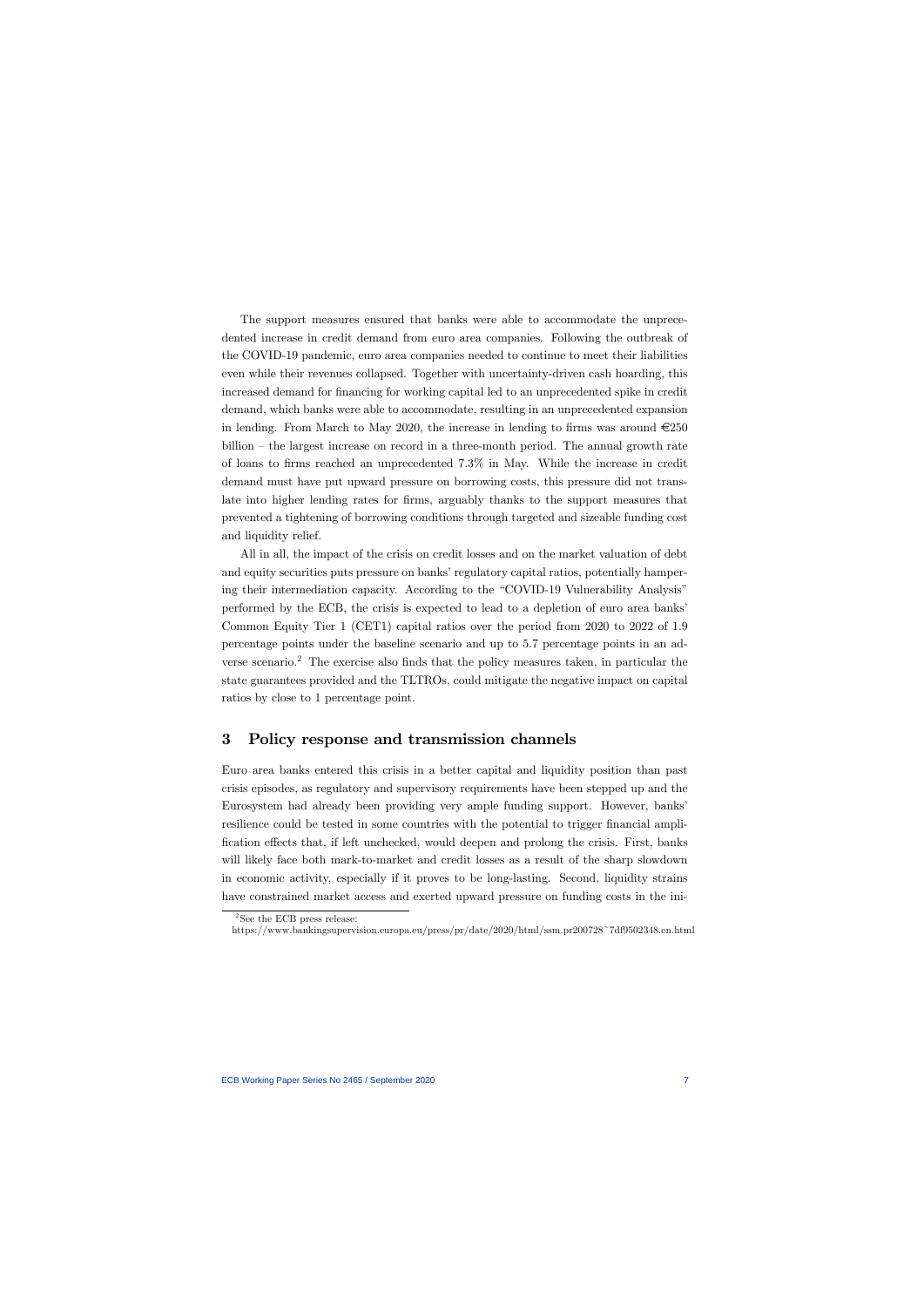The support measures ensured that banks were able to accommodate the unprecedented increase in credit demand from euro area companies. Following the outbreak of the COVID-19 pandemic, euro area companies needed to continue to meet their liabilities even while their revenues collapsed. Together with uncertainty-driven cash hoarding, this increased demand for financing for working capital led to an unprecedented spike in credit demand, which banks were able to accommodate, resulting in an unprecedented expansion in lending. From March to May 2020, the increase in lending to firms was around €250 billion – the largest increase on record in a three-month period. The annual growth rate of loans to firms reached an unprecedented 7.3% in May. While the increase in credit demand must have put upward pressure on borrowing costs, this pressure did not translate into higher lending rates for firms, arguably thanks to the support measures that prevented a tightening of borrowing conditions through targeted and sizeable funding cost and liquidity relief.

All in all, the impact of the crisis on credit losses and on the market valuation of debt and equity securities puts pressure on banks' regulatory capital ratios, potentially hampering their intermediation capacity. According to the "COVID-19 Vulnerability Analysis" performed by the ECB, the crisis is expected to lead to a depletion of euro area banks' Common Equity Tier 1 (CET1) capital ratios over the period from 2020 to 2022 of 1.9 percentage points under the baseline scenario and up to 5.7 percentage points in an adverse scenario.[2] The exercise also finds that the policy measures taken, in particular the state guarantees provided and the TLTROs, could mitigate the negative impact on capital ratios by close to 1 percentage point.

## 3 Policy response and transmission channels

Euro area banks entered this crisis in a better capital and liquidity position than past crisis episodes, as regulatory and supervisory requirements have been stepped up and the Eurosystem had already been providing very ample funding support. However, banks' resilience could be tested in some countries with the potential to trigger financial amplification effects that, if left unchecked, would deepen and prolong the crisis. First, banks will likely face both mark-to-market and credit losses as a result of the sharp slowdown in economic activity, especially if it proves to be long-lasting. Second, liquidity strains have constrained market access and exerted upward pressure on funding costs in the ini-

[2] See the ECB press release:
https://www.bankingsupervision.europa.eu/press/pr/date/2020/html/ssm.pr200728~7df9502348.en.html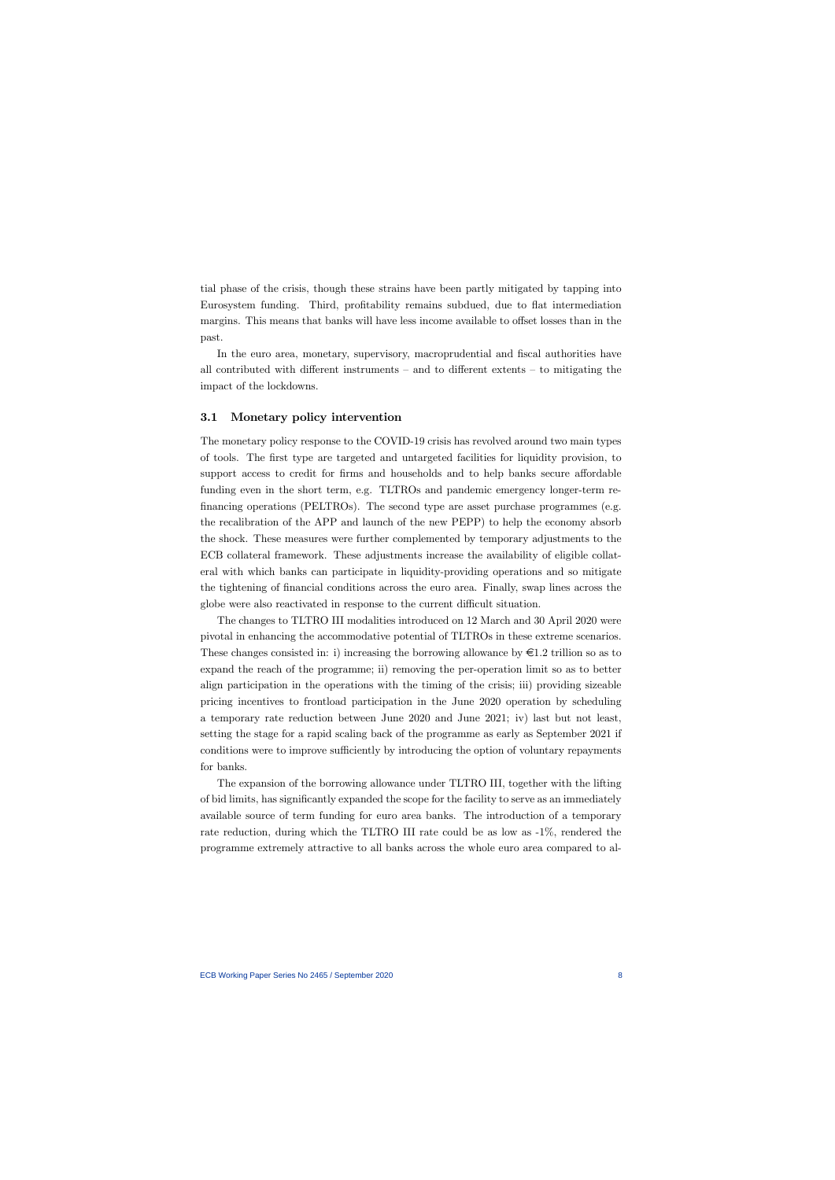tial phase of the crisis, though these strains have been partly mitigated by tapping into Eurosystem funding. Third, profitability remains subdued, due to flat intermediation margins. This means that banks will have less income available to offset losses than in the past.

In the euro area, monetary, supervisory, macroprudential and fiscal authorities have all contributed with different instruments – and to different extents – to mitigating the impact of the lockdowns.

### 3.1 Monetary policy intervention

The monetary policy response to the COVID-19 crisis has revolved around two main types of tools. The first type are targeted and untargeted facilities for liquidity provision, to support access to credit for firms and households and to help banks secure affordable funding even in the short term, e.g. TLTROs and pandemic emergency longer-term refinancing operations (PELTROs). The second type are asset purchase programmes (e.g. the recalibration of the APP and launch of the new PEPP) to help the economy absorb the shock. These measures were further complemented by temporary adjustments to the ECB collateral framework. These adjustments increase the availability of eligible collateral with which banks can participate in liquidity-providing operations and so mitigate the tightening of financial conditions across the euro area. Finally, swap lines across the globe were also reactivated in response to the current difficult situation.

The changes to TLTRO III modalities introduced on 12 March and 30 April 2020 were pivotal in enhancing the accommodative potential of TLTROs in these extreme scenarios. These changes consisted in: i) increasing the borrowing allowance by €1.2 trillion so as to expand the reach of the programme; ii) removing the per-operation limit so as to better align participation in the operations with the timing of the crisis; iii) providing sizeable pricing incentives to frontload participation in the June 2020 operation by scheduling a temporary rate reduction between June 2020 and June 2021; iv) last but not least, setting the stage for a rapid scaling back of the programme as early as September 2021 if conditions were to improve sufficiently by introducing the option of voluntary repayments for banks.

The expansion of the borrowing allowance under TLTRO III, together with the lifting of bid limits, has significantly expanded the scope for the facility to serve as an immediately available source of term funding for euro area banks. The introduction of a temporary rate reduction, during which the TLTRO III rate could be as low as -1%, rendered the programme extremely attractive to all banks across the whole euro area compared to al-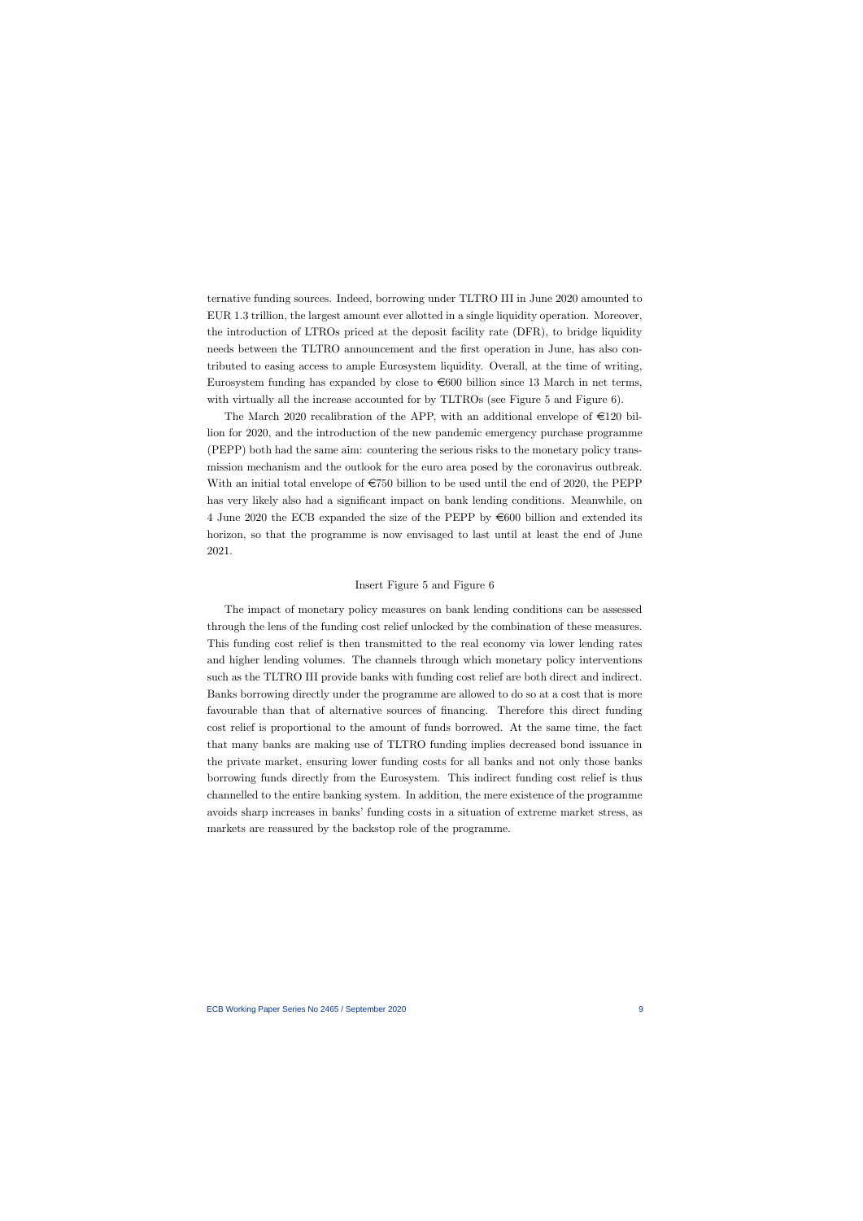ternative funding sources. Indeed, borrowing under TLTRO III in June 2020 amounted to EUR 1.3 trillion, the largest amount ever allotted in a single liquidity operation. Moreover, the introduction of LTROs priced at the deposit facility rate (DFR), to bridge liquidity needs between the TLTRO announcement and the first operation in June, has also contributed to easing access to ample Eurosystem liquidity. Overall, at the time of writing, Eurosystem funding has expanded by close to €600 billion since 13 March in net terms, with virtually all the increase accounted for by TLTROs (see Figure 5 and Figure 6).

The March 2020 recalibration of the APP, with an additional envelope of €120 billion for 2020, and the introduction of the new pandemic emergency purchase programme (PEPP) both had the same aim: countering the serious risks to the monetary policy transmission mechanism and the outlook for the euro area posed by the coronavirus outbreak. With an initial total envelope of €750 billion to be used until the end of 2020, the PEPP has very likely also had a significant impact on bank lending conditions. Meanwhile, on 4 June 2020 the ECB expanded the size of the PEPP by €600 billion and extended its horizon, so that the programme is now envisaged to last until at least the end of June 2021.

Insert Figure 5 and Figure 6

The impact of monetary policy measures on bank lending conditions can be assessed through the lens of the funding cost relief unlocked by the combination of these measures. This funding cost relief is then transmitted to the real economy via lower lending rates and higher lending volumes. The channels through which monetary policy interventions such as the TLTRO III provide banks with funding cost relief are both direct and indirect. Banks borrowing directly under the programme are allowed to do so at a cost that is more favourable than that of alternative sources of financing. Therefore this direct funding cost relief is proportional to the amount of funds borrowed. At the same time, the fact that many banks are making use of TLTRO funding implies decreased bond issuance in the private market, ensuring lower funding costs for all banks and not only those banks borrowing funds directly from the Eurosystem. This indirect funding cost relief is thus channelled to the entire banking system. In addition, the mere existence of the programme avoids sharp increases in banks' funding costs in a situation of extreme market stress, as markets are reassured by the backstop role of the programme.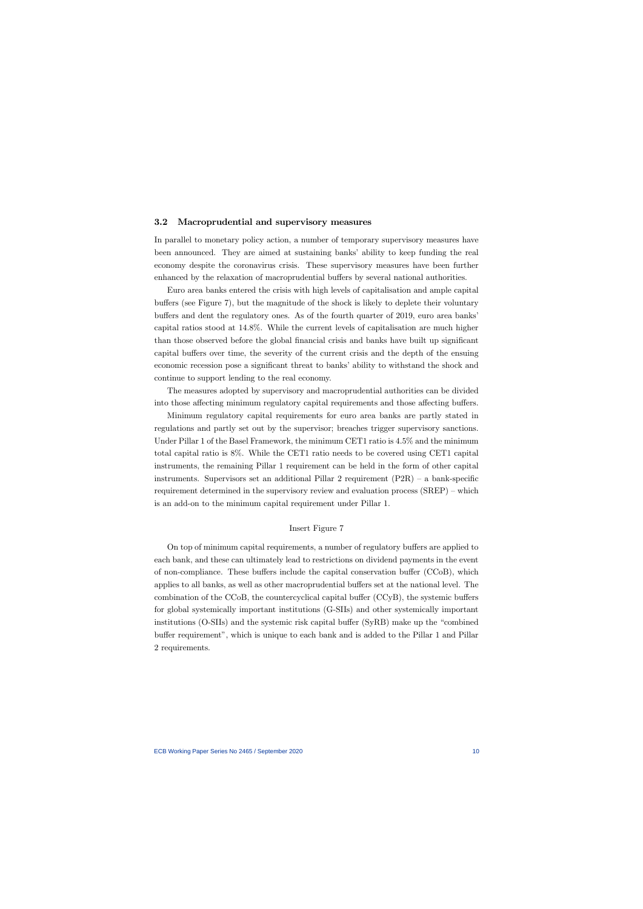### 3.2 Macroprudential and supervisory measures

In parallel to monetary policy action, a number of temporary supervisory measures have been announced. They are aimed at sustaining banks' ability to keep funding the real economy despite the coronavirus crisis. These supervisory measures have been further enhanced by the relaxation of macroprudential buffers by several national authorities.

Euro area banks entered the crisis with high levels of capitalisation and ample capital buffers (see Figure 7), but the magnitude of the shock is likely to deplete their voluntary buffers and dent the regulatory ones. As of the fourth quarter of 2019, euro area banks' capital ratios stood at 14.8%. While the current levels of capitalisation are much higher than those observed before the global financial crisis and banks have built up significant capital buffers over time, the severity of the current crisis and the depth of the ensuing economic recession pose a significant threat to banks' ability to withstand the shock and continue to support lending to the real economy.

The measures adopted by supervisory and macroprudential authorities can be divided into those affecting minimum regulatory capital requirements and those affecting buffers.

Minimum regulatory capital requirements for euro area banks are partly stated in regulations and partly set out by the supervisor; breaches trigger supervisory sanctions. Under Pillar 1 of the Basel Framework, the minimum CET1 ratio is 4.5% and the minimum total capital ratio is 8%. While the CET1 ratio needs to be covered using CET1 capital instruments, the remaining Pillar 1 requirement can be held in the form of other capital instruments. Supervisors set an additional Pillar 2 requirement (P2R) – a bank-specific requirement determined in the supervisory review and evaluation process (SREP) – which is an add-on to the minimum capital requirement under Pillar 1.

Insert Figure 7

On top of minimum capital requirements, a number of regulatory buffers are applied to each bank, and these can ultimately lead to restrictions on dividend payments in the event of non-compliance. These buffers include the capital conservation buffer (CCoB), which applies to all banks, as well as other macroprudential buffers set at the national level. The combination of the CCoB, the countercyclical capital buffer (CCyB), the systemic buffers for global systemically important institutions (G-SIIs) and other systemically important institutions (O-SIIs) and the systemic risk capital buffer (SyRB) make up the "combined buffer requirement", which is unique to each bank and is added to the Pillar 1 and Pillar 2 requirements.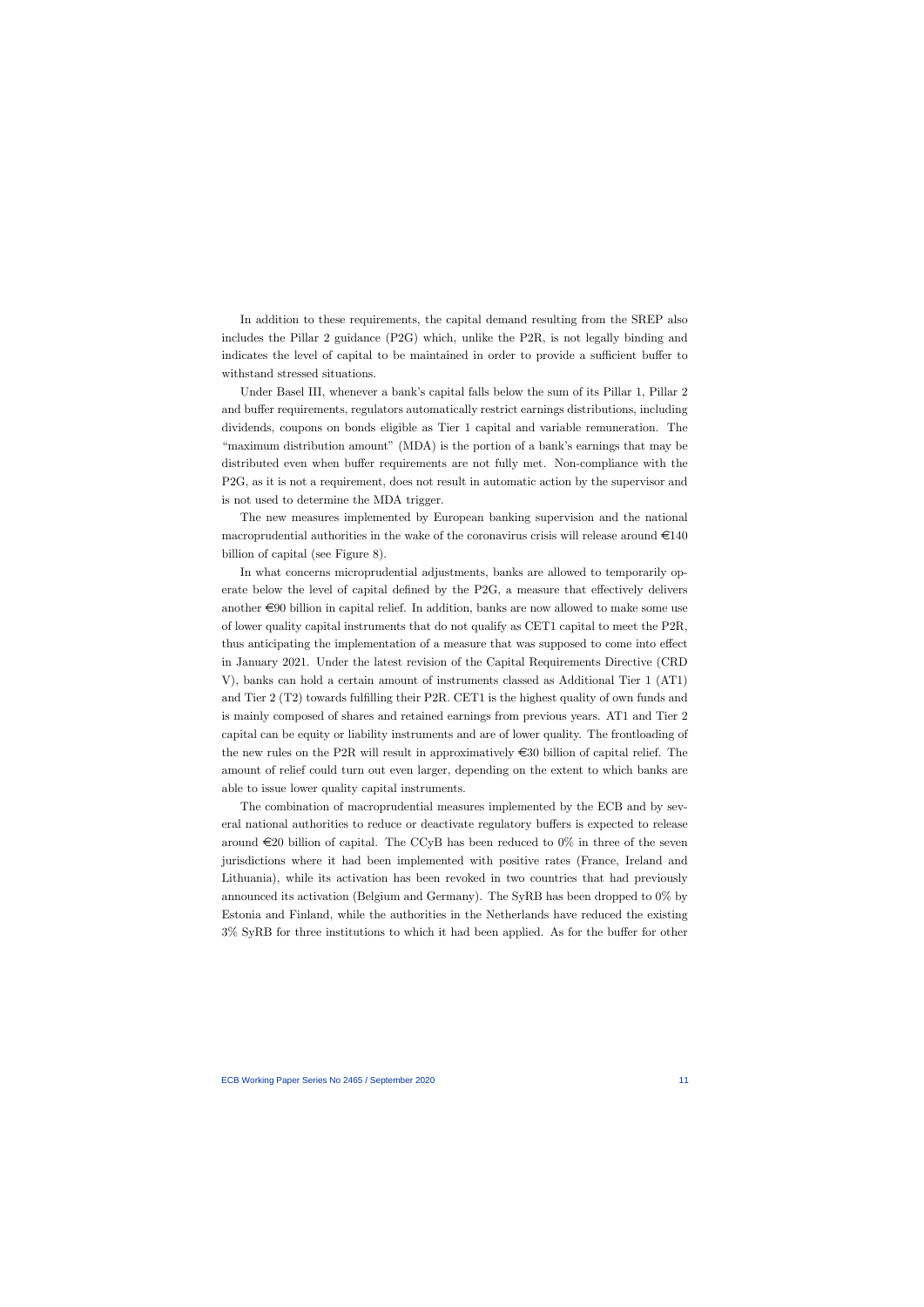In addition to these requirements, the capital demand resulting from the SREP also includes the Pillar 2 guidance (P2G) which, unlike the P2R, is not legally binding and indicates the level of capital to be maintained in order to provide a sufficient buffer to withstand stressed situations.

Under Basel III, whenever a bank's capital falls below the sum of its Pillar 1, Pillar 2 and buffer requirements, regulators automatically restrict earnings distributions, including dividends, coupons on bonds eligible as Tier 1 capital and variable remuneration. The "maximum distribution amount" (MDA) is the portion of a bank's earnings that may be distributed even when buffer requirements are not fully met. Non-compliance with the P2G, as it is not a requirement, does not result in automatic action by the supervisor and is not used to determine the MDA trigger.

The new measures implemented by European banking supervision and the national macroprudential authorities in the wake of the coronavirus crisis will release around €140 billion of capital (see Figure 8).

In what concerns microprudential adjustments, banks are allowed to temporarily operate below the level of capital defined by the P2G, a measure that effectively delivers another €90 billion in capital relief. In addition, banks are now allowed to make some use of lower quality capital instruments that do not qualify as CET1 capital to meet the P2R, thus anticipating the implementation of a measure that was supposed to come into effect in January 2021. Under the latest revision of the Capital Requirements Directive (CRD V), banks can hold a certain amount of instruments classed as Additional Tier 1 (AT1) and Tier 2 (T2) towards fulfilling their P2R. CET1 is the highest quality of own funds and is mainly composed of shares and retained earnings from previous years. AT1 and Tier 2 capital can be equity or liability instruments and are of lower quality. The frontloading of the new rules on the P2R will result in approximatively €30 billion of capital relief. The amount of relief could turn out even larger, depending on the extent to which banks are able to issue lower quality capital instruments.

The combination of macroprudential measures implemented by the ECB and by several national authorities to reduce or deactivate regulatory buffers is expected to release around €20 billion of capital. The CCyB has been reduced to 0% in three of the seven jurisdictions where it had been implemented with positive rates (France, Ireland and Lithuania), while its activation has been revoked in two countries that had previously announced its activation (Belgium and Germany). The SyRB has been dropped to 0% by Estonia and Finland, while the authorities in the Netherlands have reduced the existing 3% SyRB for three institutions to which it had been applied. As for the buffer for other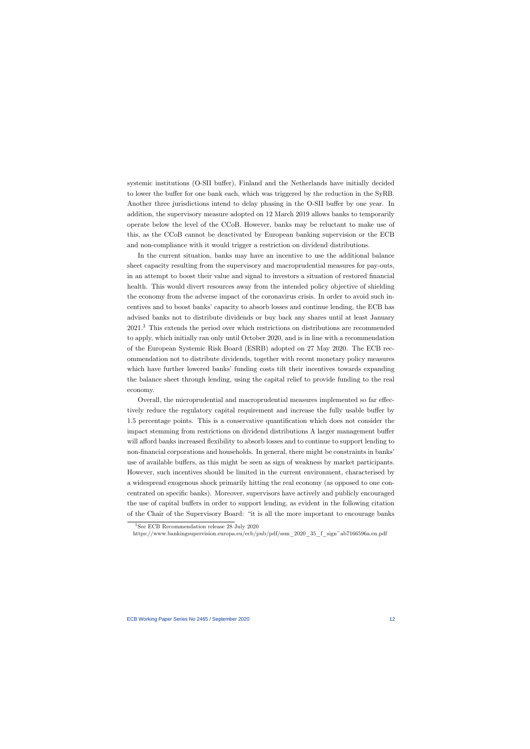systemic institutions (O-SII buffer), Finland and the Netherlands have initially decided to lower the buffer for one bank each, which was triggered by the reduction in the SyRB. Another three jurisdictions intend to delay phasing in the O-SII buffer by one year. In addition, the supervisory measure adopted on 12 March 2019 allows banks to temporarily operate below the level of the CCoB. However, banks may be reluctant to make use of this, as the CCoB cannot be deactivated by European banking supervision or the ECB and non-compliance with it would trigger a restriction on dividend distributions.

In the current situation, banks may have an incentive to use the additional balance sheet capacity resulting from the supervisory and macroprudential measures for pay-outs, in an attempt to boost their value and signal to investors a situation of restored financial health. This would divert resources away from the intended policy objective of shielding the economy from the adverse impact of the coronavirus crisis. In order to avoid such incentives and to boost banks' capacity to absorb losses and continue lending, the ECB has advised banks not to distribute dividends or buy back any shares until at least January 2021.[3] This extends the period over which restrictions on distributions are recommended to apply, which initially ran only until October 2020, and is in line with a recommendation of the European Systemic Risk Board (ESRB) adopted on 27 May 2020. The ECB recommendation not to distribute dividends, together with recent monetary policy measures which have further lowered banks' funding costs tilt their incentives towards expanding the balance sheet through lending, using the capital relief to provide funding to the real economy.

Overall, the microprudential and macroprudential measures implemented so far effectively reduce the regulatory capital requirement and increase the fully usable buffer by 1.5 percentage points. This is a conservative quantification which does not consider the impact stemming from restrictions on dividend distributions A larger management buffer will afford banks increased flexibility to absorb losses and to continue to support lending to non-financial corporations and households. In general, there might be constraints in banks' use of available buffers, as this might be seen as sign of weakness by market participants. However, such incentives should be limited in the current environment, characterised by a widespread exogenous shock primarily hitting the real economy (as opposed to one concentrated on specific banks). Moreover, supervisors have actively and publicly encouraged the use of capital buffers in order to support lending, as evident in the following citation of the Chair of the Supervisory Board: "it is all the more important to encourage banks

[3] See ECB Recommendation release 28 July 2020
https://www.bankingsupervision.europa.eu/ecb/pub/pdf/ssm_2020_35_f_sign~ab7166596a.en.pdf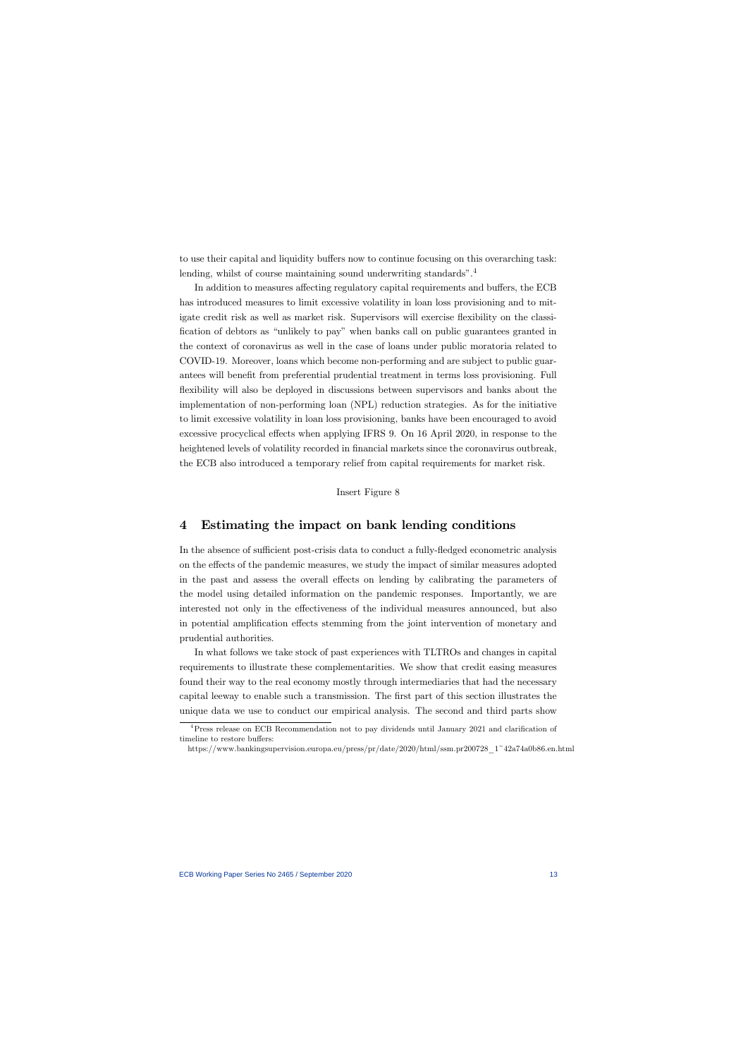to use their capital and liquidity buffers now to continue focusing on this overarching task: lending, whilst of course maintaining sound underwriting standards".[4]

In addition to measures affecting regulatory capital requirements and buffers, the ECB has introduced measures to limit excessive volatility in loan loss provisioning and to mitigate credit risk as well as market risk. Supervisors will exercise flexibility on the classification of debtors as "unlikely to pay" when banks call on public guarantees granted in the context of coronavirus as well in the case of loans under public moratoria related to COVID-19. Moreover, loans which become non-performing and are subject to public guarantees will benefit from preferential prudential treatment in terms loss provisioning. Full flexibility will also be deployed in discussions between supervisors and banks about the implementation of non-performing loan (NPL) reduction strategies. As for the initiative to limit excessive volatility in loan loss provisioning, banks have been encouraged to avoid excessive procyclical effects when applying IFRS 9. On 16 April 2020, in response to the heightened levels of volatility recorded in financial markets since the coronavirus outbreak, the ECB also introduced a temporary relief from capital requirements for market risk.

Insert Figure 8

## 4 Estimating the impact on bank lending conditions

In the absence of sufficient post-crisis data to conduct a fully-fledged econometric analysis on the effects of the pandemic measures, we study the impact of similar measures adopted in the past and assess the overall effects on lending by calibrating the parameters of the model using detailed information on the pandemic responses. Importantly, we are interested not only in the effectiveness of the individual measures announced, but also in potential amplification effects stemming from the joint intervention of monetary and prudential authorities.

In what follows we take stock of past experiences with TLTROs and changes in capital requirements to illustrate these complementarities. We show that credit easing measures found their way to the real economy mostly through intermediaries that had the necessary capital leeway to enable such a transmission. The first part of this section illustrates the unique data we use to conduct our empirical analysis. The second and third parts show

[4] Press release on ECB Recommendation not to pay dividends until January 2021 and clarification of timeline to restore buffers:
https://www.bankingsupervision.europa.eu/press/pr/date/2020/html/ssm.pr200728_1~42a74a0b86.en.html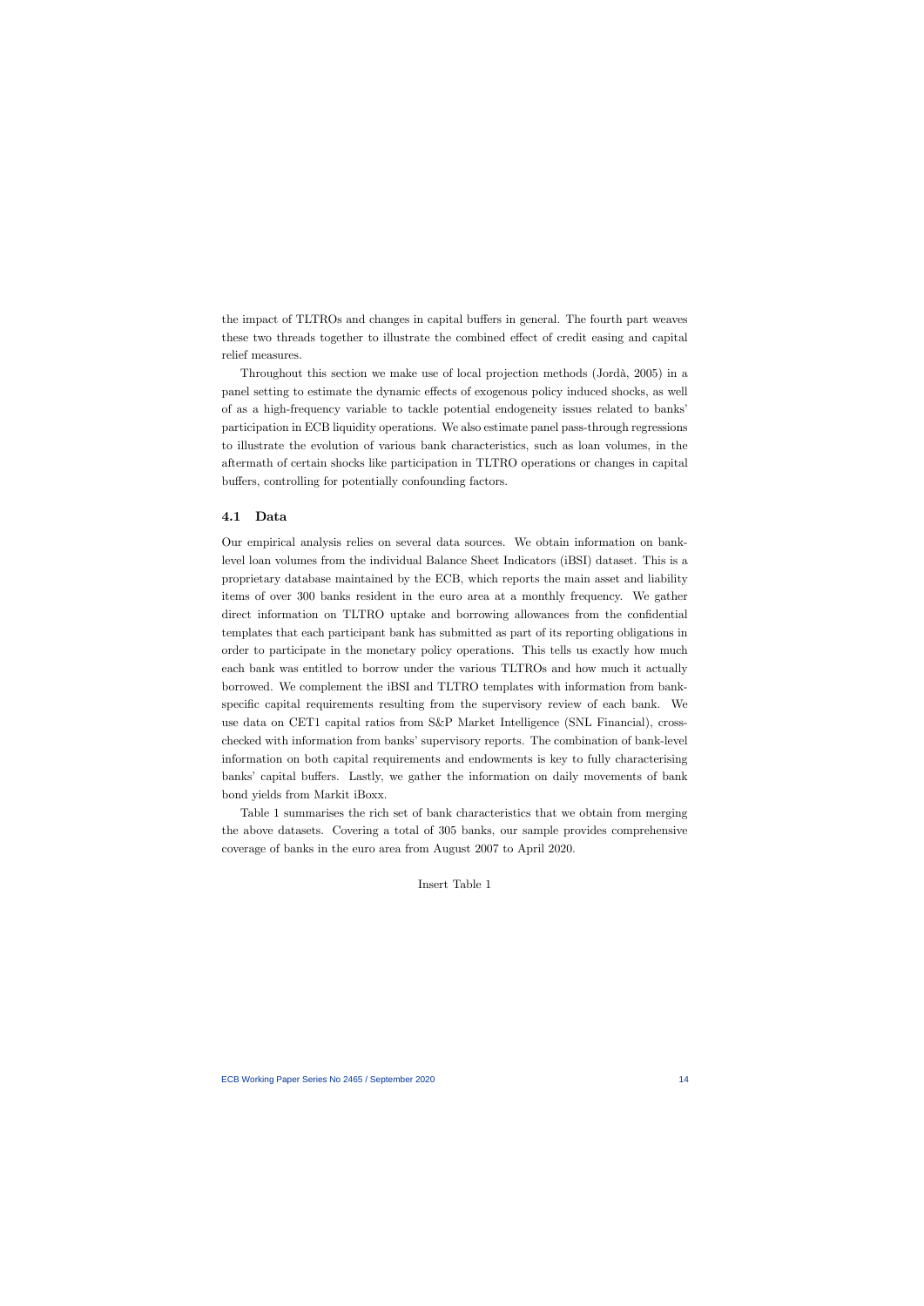the impact of TLTROs and changes in capital buffers in general. The fourth part weaves these two threads together to illustrate the combined effect of credit easing and capital relief measures.

Throughout this section we make use of local projection methods (Jordà, 2005) in a panel setting to estimate the dynamic effects of exogenous policy induced shocks, as well of as a high-frequency variable to tackle potential endogeneity issues related to banks' participation in ECB liquidity operations. We also estimate panel pass-through regressions to illustrate the evolution of various bank characteristics, such as loan volumes, in the aftermath of certain shocks like participation in TLTRO operations or changes in capital buffers, controlling for potentially confounding factors.

### 4.1 Data

Our empirical analysis relies on several data sources. We obtain information on bank-level loan volumes from the individual Balance Sheet Indicators (iBSI) dataset. This is a proprietary database maintained by the ECB, which reports the main asset and liability items of over 300 banks resident in the euro area at a monthly frequency. We gather direct information on TLTRO uptake and borrowing allowances from the confidential templates that each participant bank has submitted as part of its reporting obligations in order to participate in the monetary policy operations. This tells us exactly how much each bank was entitled to borrow under the various TLTROs and how much it actually borrowed. We complement the iBSI and TLTRO templates with information from bank-specific capital requirements resulting from the supervisory review of each bank. We use data on CET1 capital ratios from S&P Market Intelligence (SNL Financial), cross-checked with information from banks' supervisory reports. The combination of bank-level information on both capital requirements and endowments is key to fully characterising banks' capital buffers. Lastly, we gather the information on daily movements of bank bond yields from Markit iBoxx.

Table 1 summarises the rich set of bank characteristics that we obtain from merging the above datasets. Covering a total of 305 banks, our sample provides comprehensive coverage of banks in the euro area from August 2007 to April 2020.

Insert Table 1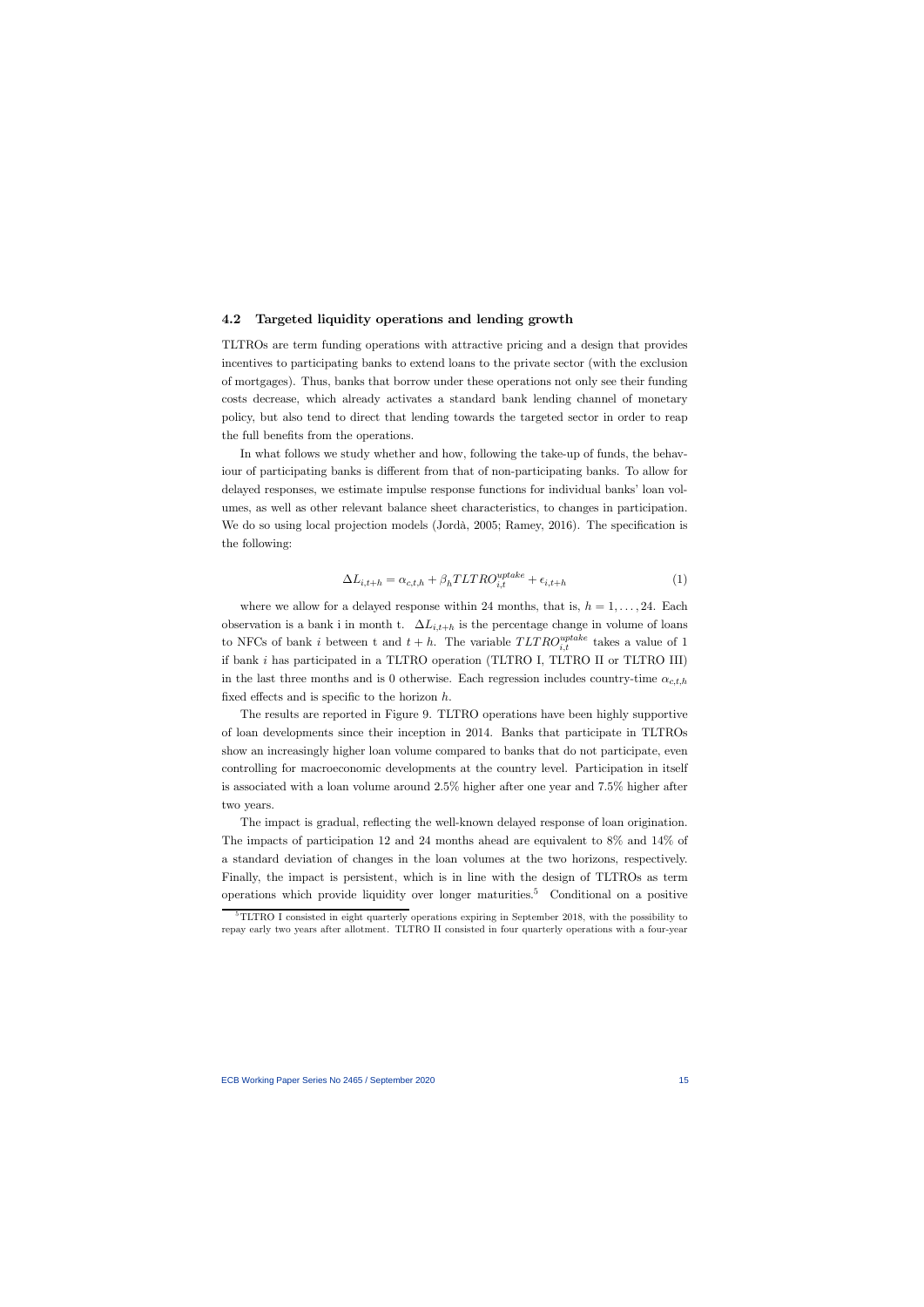### 4.2 Targeted liquidity operations and lending growth

TLTROs are term funding operations with attractive pricing and a design that provides incentives to participating banks to extend loans to the private sector (with the exclusion of mortgages). Thus, banks that borrow under these operations not only see their funding costs decrease, which already activates a standard bank lending channel of monetary policy, but also tend to direct that lending towards the targeted sector in order to reap the full benefits from the operations.

In what follows we study whether and how, following the take-up of funds, the behaviour of participating banks is different from that of non-participating banks. To allow for delayed responses, we estimate impulse response functions for individual banks' loan volumes, as well as other relevant balance sheet characteristics, to changes in participation. We do so using local projection models (Jordà, 2005; Ramey, 2016). The specification is the following:

$$\Delta L_{i,t+h} = \alpha_{c,t,h} + \beta_h TLTRO_{i,t}^{uptake} + \epsilon_{i,t+h} \tag{1}$$

where we allow for a delayed response within 24 months, that is, $h = 1, \ldots, 24$. Each observation is a bank i in month t. $\Delta L_{i,t+h}$ is the percentage change in volume of loans to NFCs of bank $i$ between t and $t + h$. The variable $TLTRO_{i,t}^{uptake}$ takes a value of 1 if bank $i$ has participated in a TLTRO operation (TLTRO I, TLTRO II or TLTRO III) in the last three months and is 0 otherwise. Each regression includes country-time $\alpha_{c,t,h}$ fixed effects and is specific to the horizon $h$.

The results are reported in Figure 9. TLTRO operations have been highly supportive of loan developments since their inception in 2014. Banks that participate in TLTROs show an increasingly higher loan volume compared to banks that do not participate, even controlling for macroeconomic developments at the country level. Participation in itself is associated with a loan volume around 2.5% higher after one year and 7.5% higher after two years.

The impact is gradual, reflecting the well-known delayed response of loan origination. The impacts of participation 12 and 24 months ahead are equivalent to 8% and 14% of a standard deviation of changes in the loan volumes at the two horizons, respectively. Finally, the impact is persistent, which is in line with the design of TLTROs as term operations which provide liquidity over longer maturities.[5] Conditional on a positive

[5] TLTRO I consisted in eight quarterly operations expiring in September 2018, with the possibility to repay early two years after allotment. TLTRO II consisted in four quarterly operations with a four-year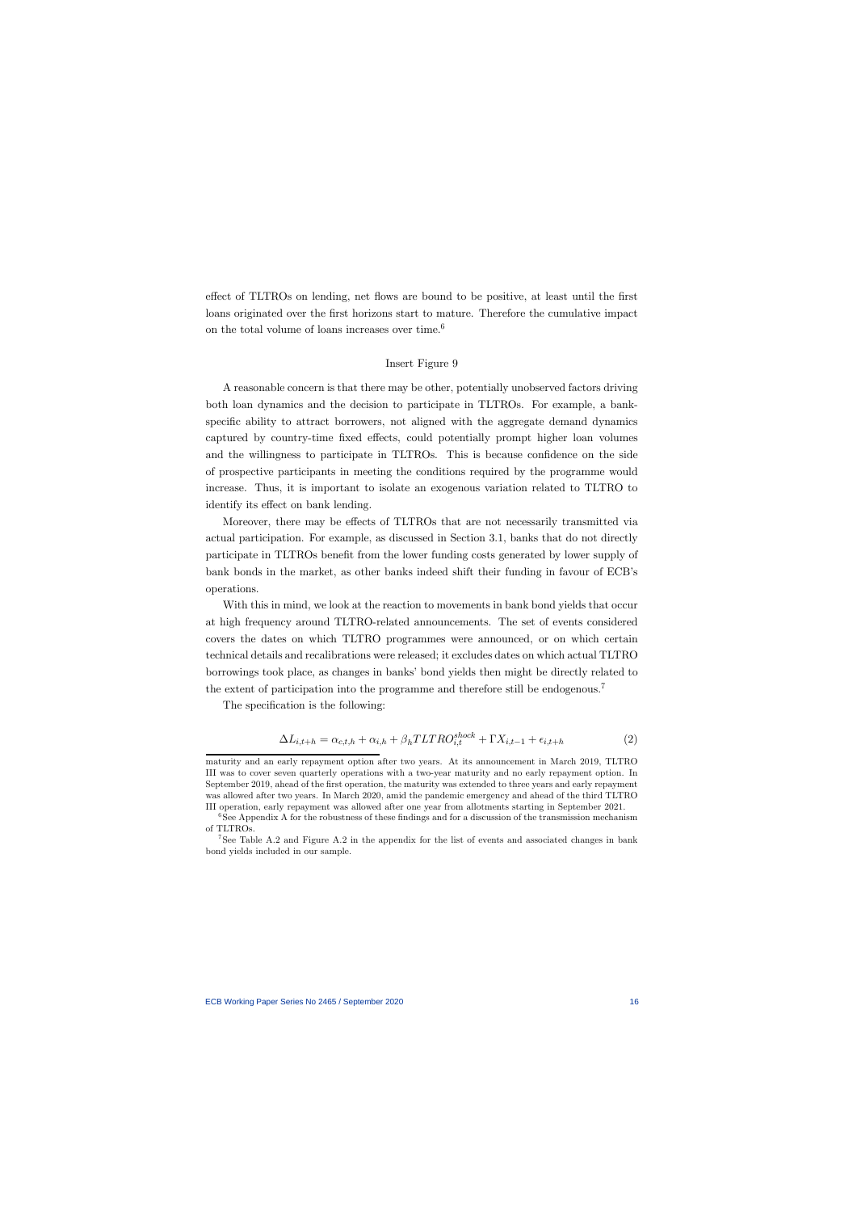effect of TLTROs on lending, net flows are bound to be positive, at least until the first loans originated over the first horizons start to mature. Therefore the cumulative impact on the total volume of loans increases over time.[6]

Insert Figure 9

A reasonable concern is that there may be other, potentially unobserved factors driving both loan dynamics and the decision to participate in TLTROs. For example, a bank-specific ability to attract borrowers, not aligned with the aggregate demand dynamics captured by country-time fixed effects, could potentially prompt higher loan volumes and the willingness to participate in TLTROs. This is because confidence on the side of prospective participants in meeting the conditions required by the programme would increase. Thus, it is important to isolate an exogenous variation related to TLTRO to identify its effect on bank lending.

Moreover, there may be effects of TLTROs that are not necessarily transmitted via actual participation. For example, as discussed in Section 3.1, banks that do not directly participate in TLTROs benefit from the lower funding costs generated by lower supply of bank bonds in the market, as other banks indeed shift their funding in favour of ECB's operations.

With this in mind, we look at the reaction to movements in bank bond yields that occur at high frequency around TLTRO-related announcements. The set of events considered covers the dates on which TLTRO programmes were announced, or on which certain technical details and recalibrations were released; it excludes dates on which actual TLTRO borrowings took place, as changes in banks' bond yields then might be directly related to the extent of participation into the programme and therefore still be endogenous.[7]

The specification is the following:

$$\Delta L_{i,t+h} = \alpha_{c,t,h} + \alpha_{i,h} + \beta_h TLTRO^{shock}_{i,t} + \Gamma X_{i,t-1} + \epsilon_{i,t+h} \tag{2}$$

---

maturity and an early repayment option after two years. At its announcement in March 2019, TLTRO III was to cover seven quarterly operations with a two-year maturity and no early repayment option. In September 2019, ahead of the first operation, the maturity was extended to three years and early repayment was allowed after two years. In March 2020, amid the pandemic emergency and ahead of the third TLTRO III operation, early repayment was allowed after one year from allotments starting in September 2021.

[6] See Appendix A for the robustness of these findings and for a discussion of the transmission mechanism of TLTROs.

[7] See Table A.2 and Figure A.2 in the appendix for the list of events and associated changes in bank bond yields included in our sample.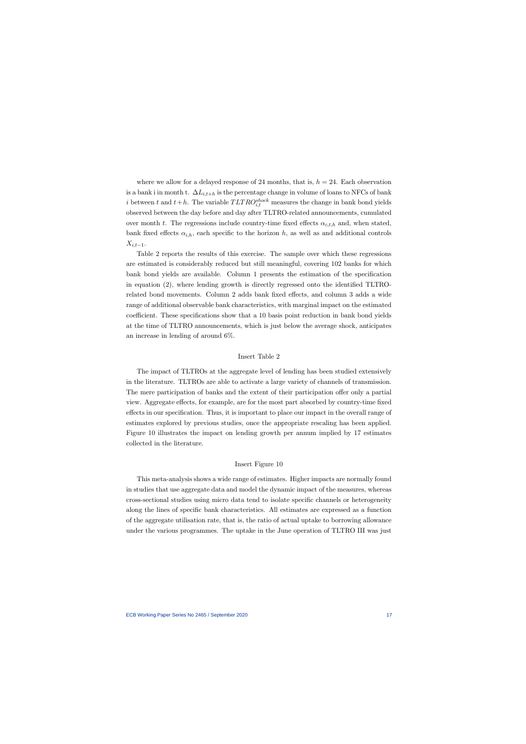where we allow for a delayed response of 24 months, that is, $h = 24$. Each observation is a bank i in month t. $\Delta L_{i,t+h}$ is the percentage change in volume of loans to NFCs of bank $i$ between $t$ and $t+h$. The variable $TLTRO^{shock}_{i,t}$ measures the change in bank bond yields observed between the day before and day after TLTRO-related announcements, cumulated over month $t$. The regressions include country-time fixed effects $\alpha_{c,t,h}$ and, when stated, bank fixed effects $\alpha_{i,h}$, each specific to the horizon $h$, as well as and additional controls $X_{i,t-1}$.

Table 2 reports the results of this exercise. The sample over which these regressions are estimated is considerably reduced but still meaningful, covering 102 banks for which bank bond yields are available. Column 1 presents the estimation of the specification in equation (2), where lending growth is directly regressed onto the identified TLTRO-related bond movements. Column 2 adds bank fixed effects, and column 3 adds a wide range of additional observable bank characteristics, with marginal impact on the estimated coefficient. These specifications show that a 10 basis point reduction in bank bond yields at the time of TLTRO announcements, which is just below the average shock, anticipates an increase in lending of around 6%.

Insert Table 2

The impact of TLTROs at the aggregate level of lending has been studied extensively in the literature. TLTROs are able to activate a large variety of channels of transmission. The mere participation of banks and the extent of their participation offer only a partial view. Aggregate effects, for example, are for the most part absorbed by country-time fixed effects in our specification. Thus, it is important to place our impact in the overall range of estimates explored by previous studies, once the appropriate rescaling has been applied. Figure 10 illustrates the impact on lending growth per annum implied by 17 estimates collected in the literature.

Insert Figure 10

This meta-analysis shows a wide range of estimates. Higher impacts are normally found in studies that use aggregate data and model the dynamic impact of the measures, whereas cross-sectional studies using micro data tend to isolate specific channels or heterogeneity along the lines of specific bank characteristics. All estimates are expressed as a function of the aggregate utilisation rate, that is, the ratio of actual uptake to borrowing allowance under the various programmes. The uptake in the June operation of TLTRO III was just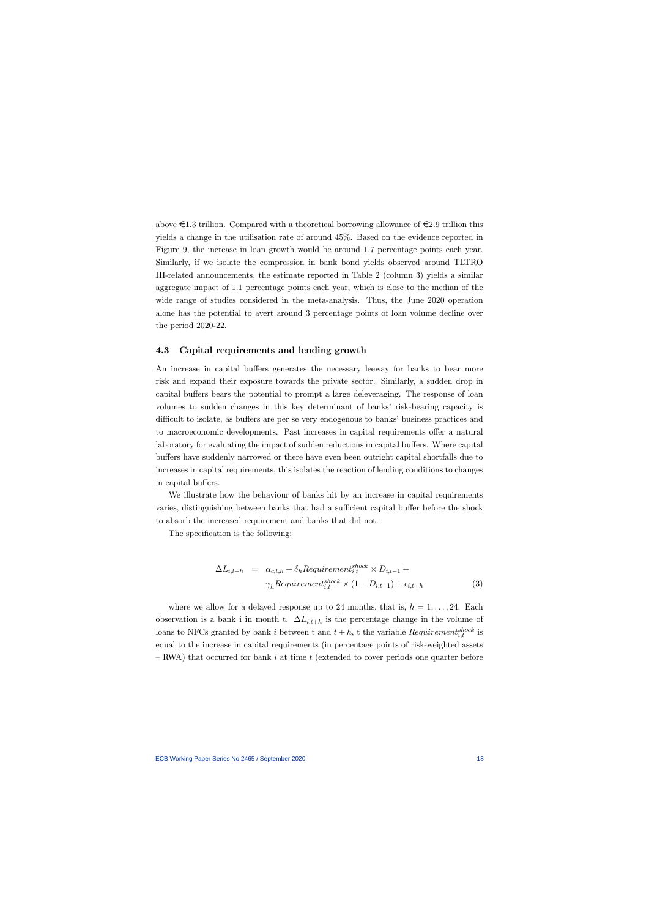above €1.3 trillion. Compared with a theoretical borrowing allowance of €2.9 trillion this yields a change in the utilisation rate of around 45%. Based on the evidence reported in Figure 9, the increase in loan growth would be around 1.7 percentage points each year. Similarly, if we isolate the compression in bank bond yields observed around TLTRO III-related announcements, the estimate reported in Table 2 (column 3) yields a similar aggregate impact of 1.1 percentage points each year, which is close to the median of the wide range of studies considered in the meta-analysis. Thus, the June 2020 operation alone has the potential to avert around 3 percentage points of loan volume decline over the period 2020-22.

### 4.3 Capital requirements and lending growth

An increase in capital buffers generates the necessary leeway for banks to bear more risk and expand their exposure towards the private sector. Similarly, a sudden drop in capital buffers bears the potential to prompt a large deleveraging. The response of loan volumes to sudden changes in this key determinant of banks' risk-bearing capacity is difficult to isolate, as buffers are per se very endogenous to banks' business practices and to macroeconomic developments. Past increases in capital requirements offer a natural laboratory for evaluating the impact of sudden reductions in capital buffers. Where capital buffers have suddenly narrowed or there have even been outright capital shortfalls due to increases in capital requirements, this isolates the reaction of lending conditions to changes in capital buffers.

We illustrate how the behaviour of banks hit by an increase in capital requirements varies, distinguishing between banks that had a sufficient capital buffer before the shock to absorb the increased requirement and banks that did not.

The specification is the following:

$$
\begin{aligned}
\Delta L_{i,t+h} \;&=\; \alpha_{c,t,h} + \delta_h Requirement^{shock}_{i,t} \times D_{i,t-1} + \\
&\quad\; \gamma_h Requirement^{shock}_{i,t} \times (1 - D_{i,t-1}) + \epsilon_{i,t+h} \qquad (3)
\end{aligned}
$$

where we allow for a delayed response up to 24 months, that is, $h = 1, \ldots, 24$. Each observation is a bank i in month t. $\Delta L_{i,t+h}$ is the percentage change in the volume of loans to NFCs granted by bank $i$ between t and $t + h$, t the variable $Requirement^{shock}_{i,t}$ is equal to the increase in capital requirements (in percentage points of risk-weighted assets – RWA) that occurred for bank $i$ at time $t$ (extended to cover periods one quarter before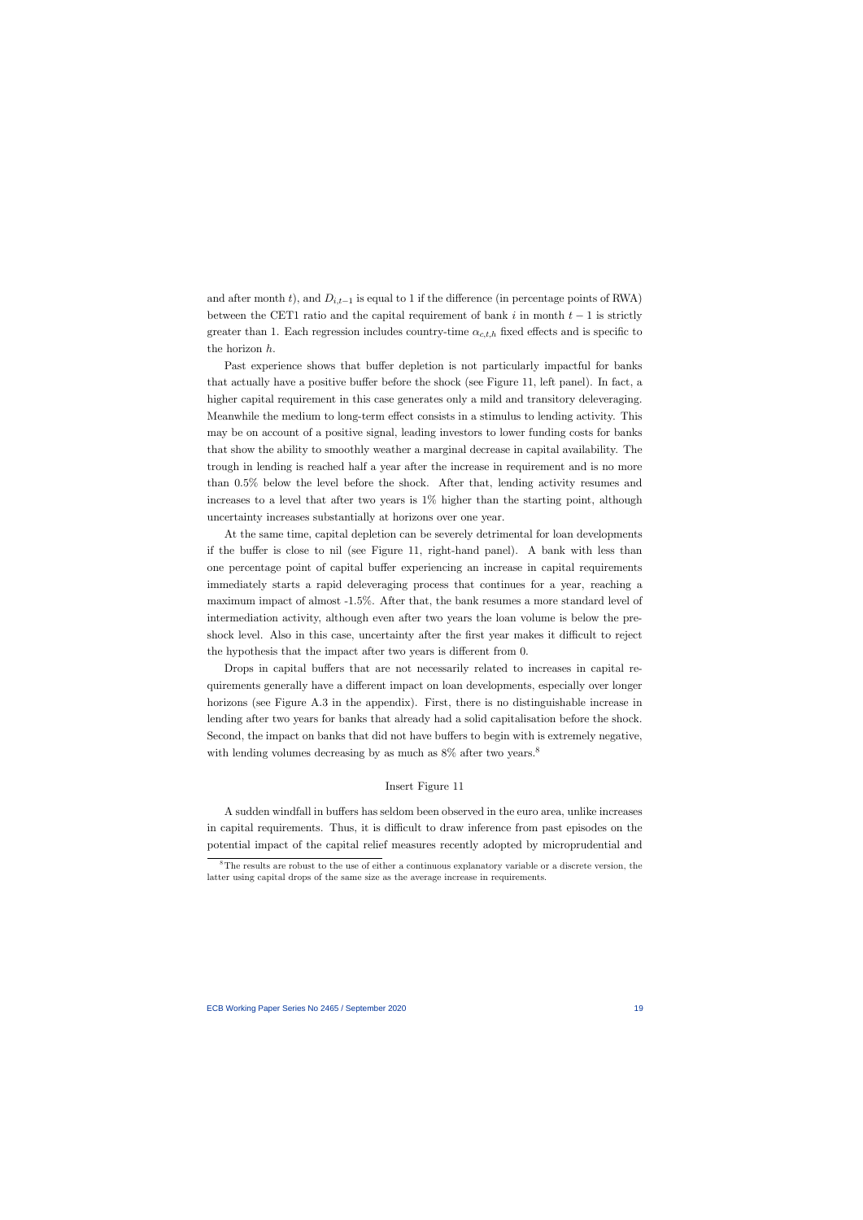and after month $t$), and $D_{i,t-1}$ is equal to 1 if the difference (in percentage points of RWA) between the CET1 ratio and the capital requirement of bank $i$ in month $t-1$ is strictly greater than 1. Each regression includes country-time $\alpha_{c,t,h}$ fixed effects and is specific to the horizon $h$.

Past experience shows that buffer depletion is not particularly impactful for banks that actually have a positive buffer before the shock (see Figure 11, left panel). In fact, a higher capital requirement in this case generates only a mild and transitory deleveraging. Meanwhile the medium to long-term effect consists in a stimulus to lending activity. This may be on account of a positive signal, leading investors to lower funding costs for banks that show the ability to smoothly weather a marginal decrease in capital availability. The trough in lending is reached half a year after the increase in requirement and is no more than 0.5% below the level before the shock. After that, lending activity resumes and increases to a level that after two years is 1% higher than the starting point, although uncertainty increases substantially at horizons over one year.

At the same time, capital depletion can be severely detrimental for loan developments if the buffer is close to nil (see Figure 11, right-hand panel). A bank with less than one percentage point of capital buffer experiencing an increase in capital requirements immediately starts a rapid deleveraging process that continues for a year, reaching a maximum impact of almost -1.5%. After that, the bank resumes a more standard level of intermediation activity, although even after two years the loan volume is below the pre-shock level. Also in this case, uncertainty after the first year makes it difficult to reject the hypothesis that the impact after two years is different from 0.

Drops in capital buffers that are not necessarily related to increases in capital requirements generally have a different impact on loan developments, especially over longer horizons (see Figure A.3 in the appendix). First, there is no distinguishable increase in lending after two years for banks that already had a solid capitalisation before the shock. Second, the impact on banks that did not have buffers to begin with is extremely negative, with lending volumes decreasing by as much as 8% after two years.[8]

Insert Figure 11

A sudden windfall in buffers has seldom been observed in the euro area, unlike increases in capital requirements. Thus, it is difficult to draw inference from past episodes on the potential impact of the capital relief measures recently adopted by microprudential and

[8] The results are robust to the use of either a continuous explanatory variable or a discrete version, the latter using capital drops of the same size as the average increase in requirements.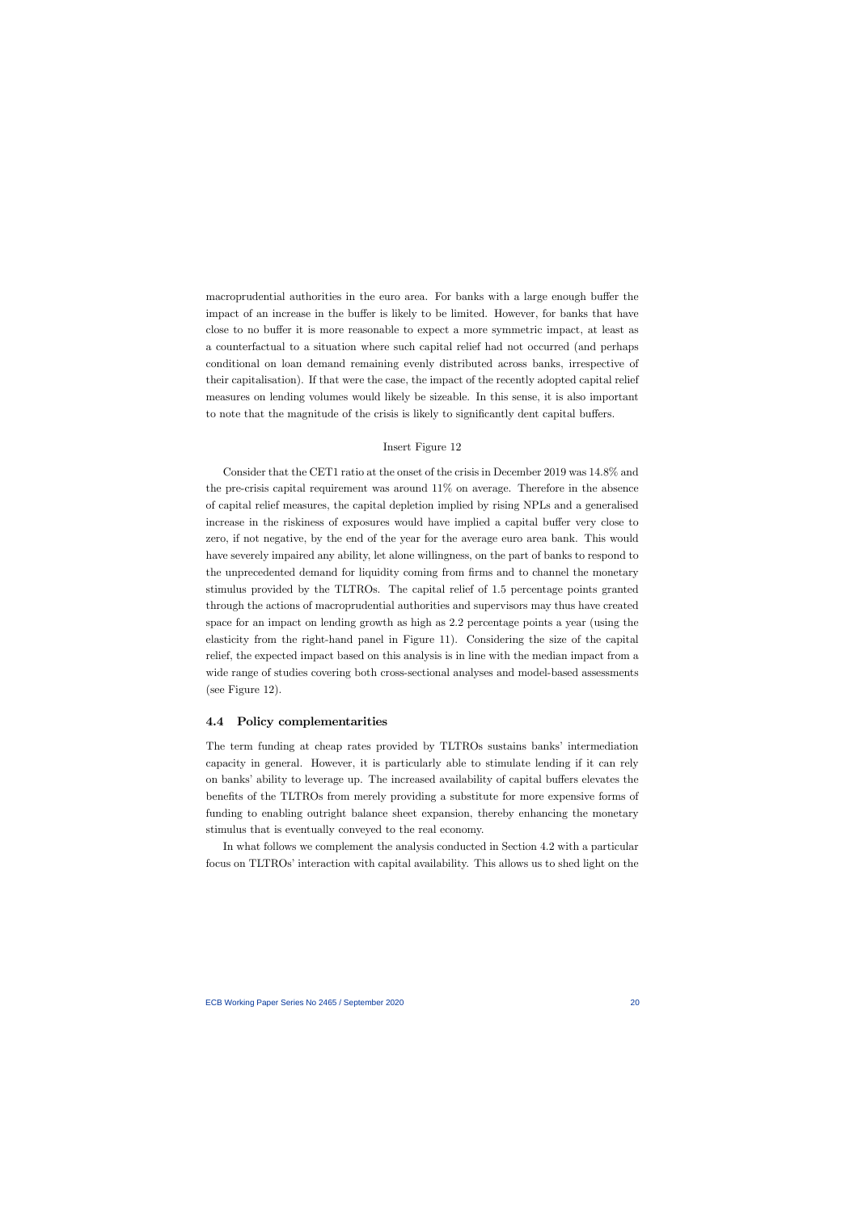macroprudential authorities in the euro area. For banks with a large enough buffer the impact of an increase in the buffer is likely to be limited. However, for banks that have close to no buffer it is more reasonable to expect a more symmetric impact, at least as a counterfactual to a situation where such capital relief had not occurred (and perhaps conditional on loan demand remaining evenly distributed across banks, irrespective of their capitalisation). If that were the case, the impact of the recently adopted capital relief measures on lending volumes would likely be sizeable. In this sense, it is also important to note that the magnitude of the crisis is likely to significantly dent capital buffers.

Insert Figure 12

Consider that the CET1 ratio at the onset of the crisis in December 2019 was 14.8% and the pre-crisis capital requirement was around 11% on average. Therefore in the absence of capital relief measures, the capital depletion implied by rising NPLs and a generalised increase in the riskiness of exposures would have implied a capital buffer very close to zero, if not negative, by the end of the year for the average euro area bank. This would have severely impaired any ability, let alone willingness, on the part of banks to respond to the unprecedented demand for liquidity coming from firms and to channel the monetary stimulus provided by the TLTROs. The capital relief of 1.5 percentage points granted through the actions of macroprudential authorities and supervisors may thus have created space for an impact on lending growth as high as 2.2 percentage points a year (using the elasticity from the right-hand panel in Figure 11). Considering the size of the capital relief, the expected impact based on this analysis is in line with the median impact from a wide range of studies covering both cross-sectional analyses and model-based assessments (see Figure 12).

### 4.4 Policy complementarities

The term funding at cheap rates provided by TLTROs sustains banks' intermediation capacity in general. However, it is particularly able to stimulate lending if it can rely on banks' ability to leverage up. The increased availability of capital buffers elevates the benefits of the TLTROs from merely providing a substitute for more expensive forms of funding to enabling outright balance sheet expansion, thereby enhancing the monetary stimulus that is eventually conveyed to the real economy.

In what follows we complement the analysis conducted in Section 4.2 with a particular focus on TLTROs' interaction with capital availability. This allows us to shed light on the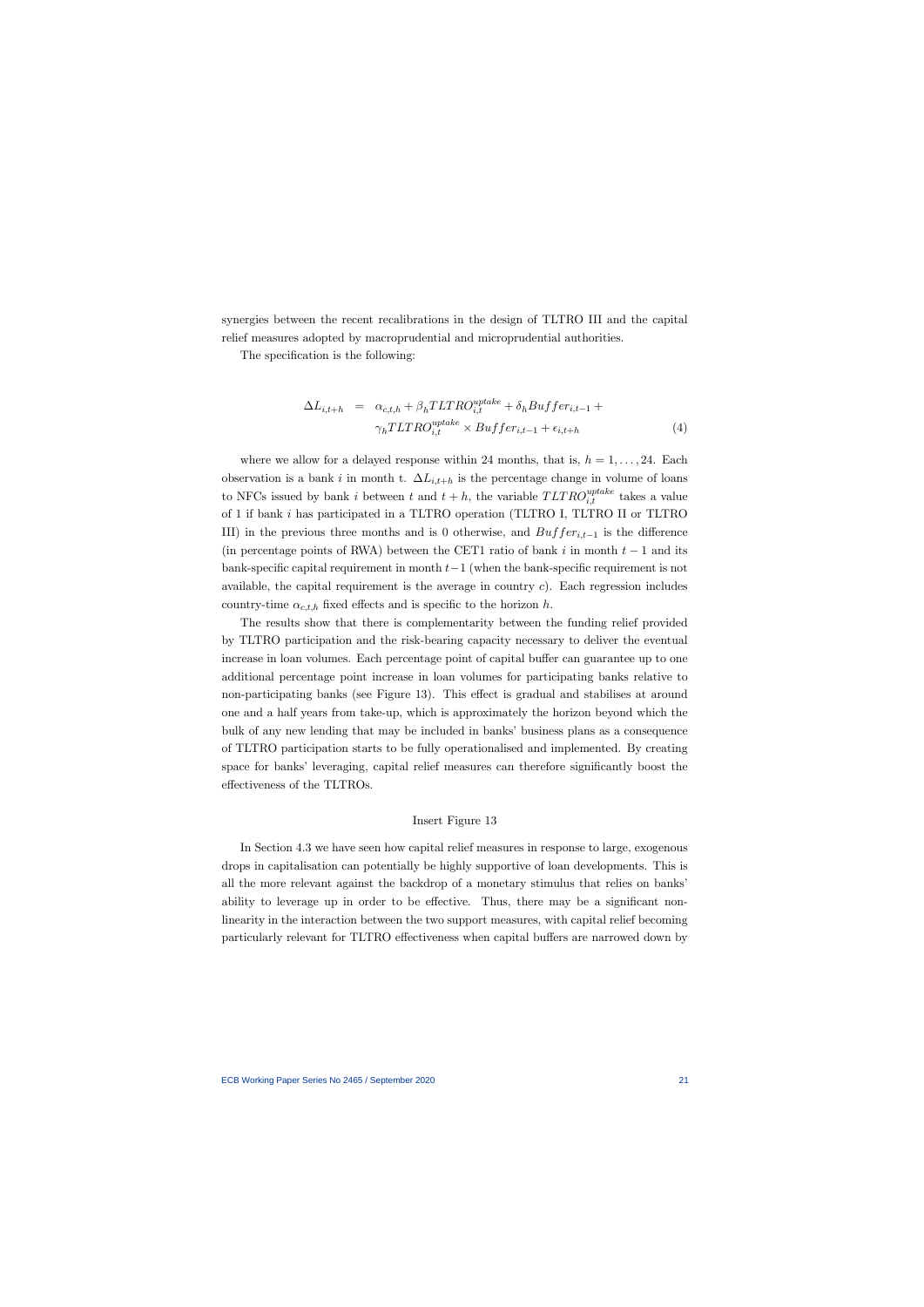synergies between the recent recalibrations in the design of TLTRO III and the capital relief measures adopted by macroprudential and microprudential authorities.

The specification is the following:

$$
\begin{aligned}
\Delta L_{i,t+h} \quad = \quad & \alpha_{c,t,h} + \beta_h TLTRO_{i,t}^{uptake} + \delta_h Buffer_{i,t-1} + \\
& \gamma_h TLTRO_{i,t}^{uptake} \times Buffer_{i,t-1} + \epsilon_{i,t+h}
\end{aligned} \tag{4}
$$

where we allow for a delayed response within 24 months, that is, $h = 1, \ldots, 24$. Each observation is a bank $i$ in month t. $\Delta L_{i,t+h}$ is the percentage change in volume of loans to NFCs issued by bank $i$ between $t$ and $t+h$, the variable $TLTRO_{i,t}^{uptake}$ takes a value of 1 if bank $i$ has participated in a TLTRO operation (TLTRO I, TLTRO II or TLTRO III) in the previous three months and is 0 otherwise, and $Buffer_{i,t-1}$ is the difference (in percentage points of RWA) between the CET1 ratio of bank $i$ in month $t-1$ and its bank-specific capital requirement in month $t-1$ (when the bank-specific requirement is not available, the capital requirement is the average in country $c$). Each regression includes country-time $\alpha_{c,t,h}$ fixed effects and is specific to the horizon $h$.

The results show that there is complementarity between the funding relief provided by TLTRO participation and the risk-bearing capacity necessary to deliver the eventual increase in loan volumes. Each percentage point of capital buffer can guarantee up to one additional percentage point increase in loan volumes for participating banks relative to non-participating banks (see Figure 13). This effect is gradual and stabilises at around one and a half years from take-up, which is approximately the horizon beyond which the bulk of any new lending that may be included in banks' business plans as a consequence of TLTRO participation starts to be fully operationalised and implemented. By creating space for banks' leveraging, capital relief measures can therefore significantly boost the effectiveness of the TLTROs.

Insert Figure 13

In Section 4.3 we have seen how capital relief measures in response to large, exogenous drops in capitalisation can potentially be highly supportive of loan developments. This is all the more relevant against the backdrop of a monetary stimulus that relies on banks' ability to leverage up in order to be effective. Thus, there may be a significant non-linearity in the interaction between the two support measures, with capital relief becoming particularly relevant for TLTRO effectiveness when capital buffers are narrowed down by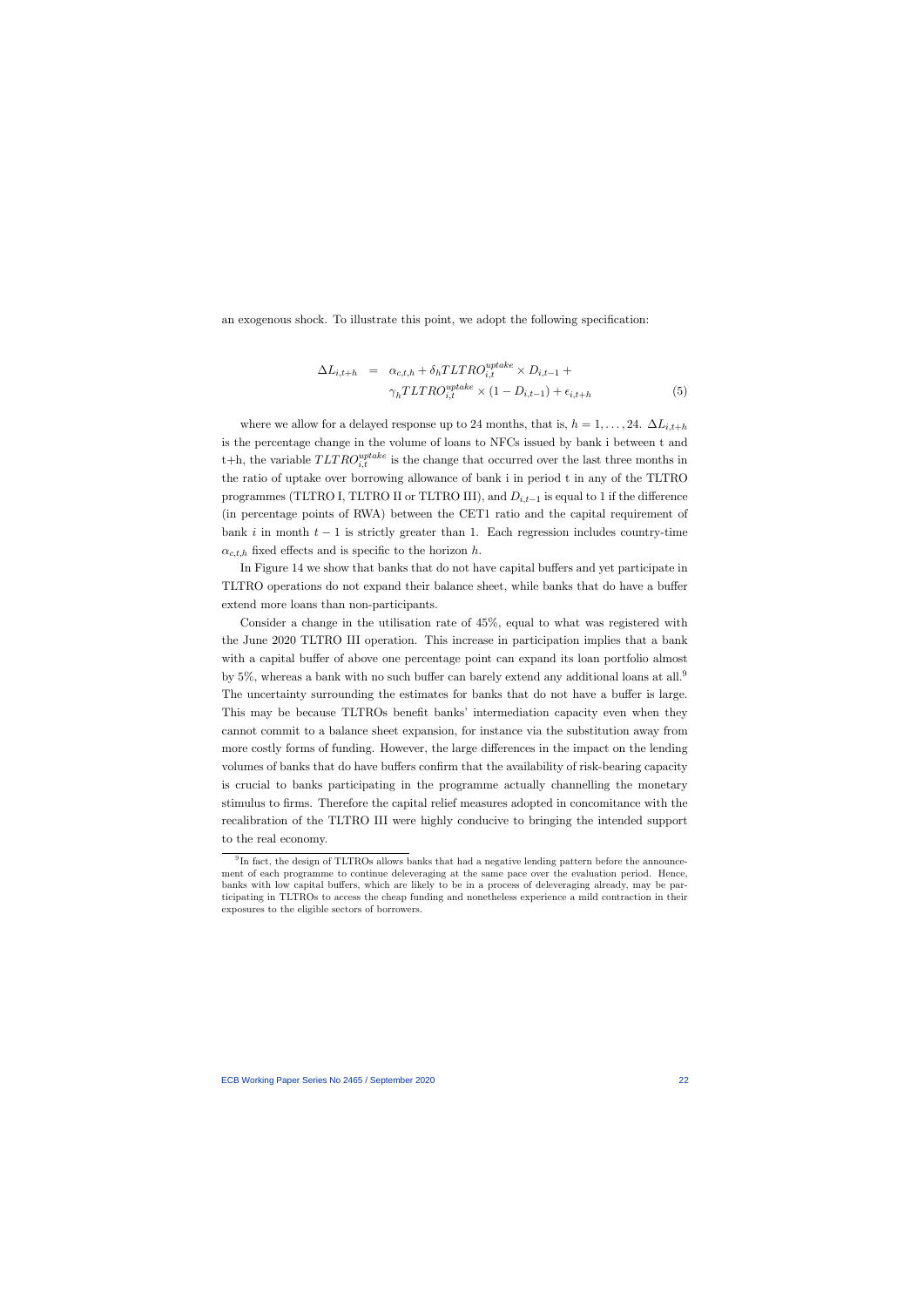an exogenous shock. To illustrate this point, we adopt the following specification:

$$
\begin{aligned}
\Delta L_{i,t+h} \;=\;& \alpha_{c,t,h} + \delta_h TLTRO_{i,t}^{uptake} \times D_{i,t-1} + \\
& \gamma_h TLTRO_{i,t}^{uptake} \times (1 - D_{i,t-1}) + \epsilon_{i,t+h}
\end{aligned}
\tag{5}
$$

where we allow for a delayed response up to 24 months, that is, $h = 1, \ldots, 24$. $\Delta L_{i,t+h}$ is the percentage change in the volume of loans to NFCs issued by bank i between t and t+h, the variable $TLTRO_{i,t}^{uptake}$ is the change that occurred over the last three months in the ratio of uptake over borrowing allowance of bank i in period t in any of the TLTRO programmes (TLTRO I, TLTRO II or TLTRO III), and $D_{i,t-1}$ is equal to 1 if the difference (in percentage points of RWA) between the CET1 ratio and the capital requirement of bank $i$ in month $t-1$ is strictly greater than 1. Each regression includes country-time $\alpha_{c,t,h}$ fixed effects and is specific to the horizon $h$.

In Figure 14 we show that banks that do not have capital buffers and yet participate in TLTRO operations do not expand their balance sheet, while banks that do have a buffer extend more loans than non-participants.

Consider a change in the utilisation rate of 45%, equal to what was registered with the June 2020 TLTRO III operation. This increase in participation implies that a bank with a capital buffer of above one percentage point can expand its loan portfolio almost by 5%, whereas a bank with no such buffer can barely extend any additional loans at all.[9] The uncertainty surrounding the estimates for banks that do not have a buffer is large. This may be because TLTROs benefit banks' intermediation capacity even when they cannot commit to a balance sheet expansion, for instance via the substitution away from more costly forms of funding. However, the large differences in the impact on the lending volumes of banks that do have buffers confirm that the availability of risk-bearing capacity is crucial to banks participating in the programme actually channelling the monetary stimulus to firms. Therefore the capital relief measures adopted in concomitance with the recalibration of the TLTRO III were highly conducive to bringing the intended support to the real economy.

[9] In fact, the design of TLTROs allows banks that had a negative lending pattern before the announcement of each programme to continue deleveraging at the same pace over the evaluation period. Hence, banks with low capital buffers, which are likely to be in a process of deleveraging already, may be participating in TLTROs to access the cheap funding and nonetheless experience a mild contraction in their exposures to the eligible sectors of borrowers.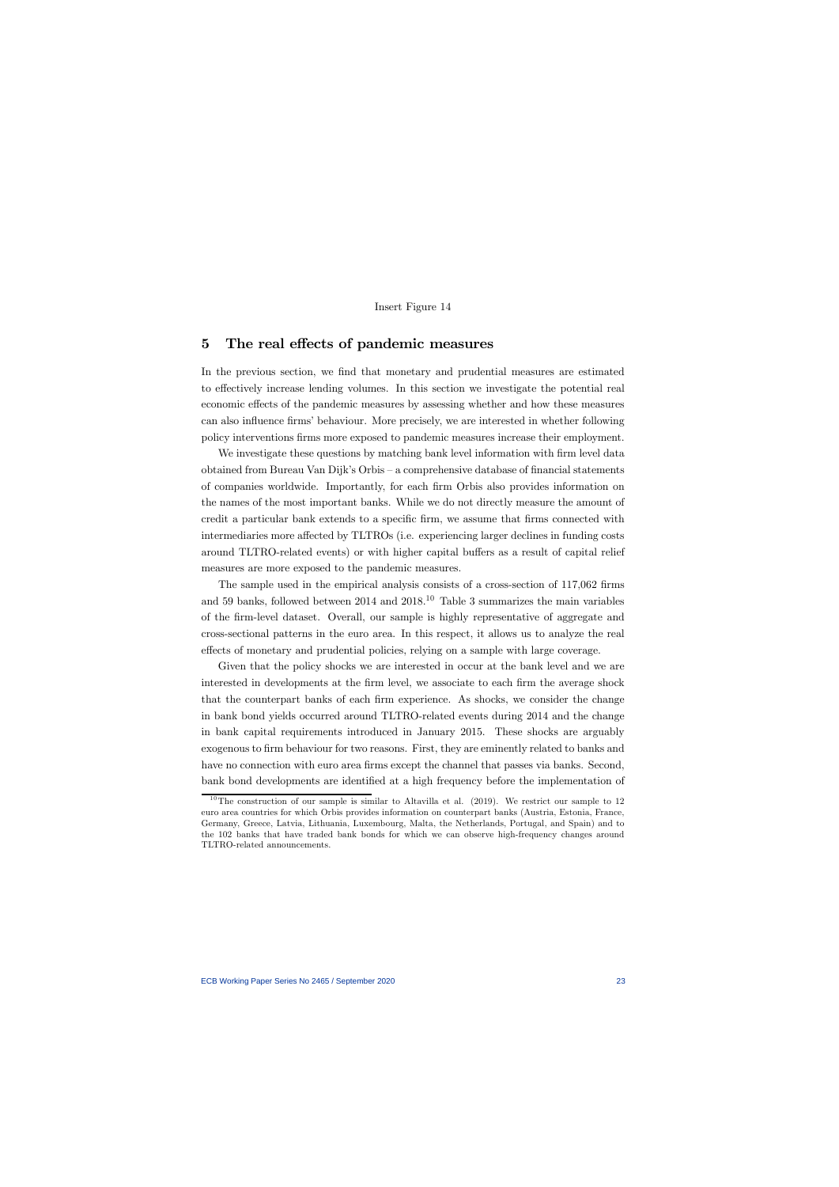Insert Figure 14

## 5 The real effects of pandemic measures

In the previous section, we find that monetary and prudential measures are estimated to effectively increase lending volumes. In this section we investigate the potential real economic effects of the pandemic measures by assessing whether and how these measures can also influence firms' behaviour. More precisely, we are interested in whether following policy interventions firms more exposed to pandemic measures increase their employment.

We investigate these questions by matching bank level information with firm level data obtained from Bureau Van Dijk's Orbis – a comprehensive database of financial statements of companies worldwide. Importantly, for each firm Orbis also provides information on the names of the most important banks. While we do not directly measure the amount of credit a particular bank extends to a specific firm, we assume that firms connected with intermediaries more affected by TLTROs (i.e. experiencing larger declines in funding costs around TLTRO-related events) or with higher capital buffers as a result of capital relief measures are more exposed to the pandemic measures.

The sample used in the empirical analysis consists of a cross-section of 117,062 firms and 59 banks, followed between 2014 and 2018.[10] Table 3 summarizes the main variables of the firm-level dataset. Overall, our sample is highly representative of aggregate and cross-sectional patterns in the euro area. In this respect, it allows us to analyze the real effects of monetary and prudential policies, relying on a sample with large coverage.

Given that the policy shocks we are interested in occur at the bank level and we are interested in developments at the firm level, we associate to each firm the average shock that the counterpart banks of each firm experience. As shocks, we consider the change in bank bond yields occurred around TLTRO-related events during 2014 and the change in bank capital requirements introduced in January 2015. These shocks are arguably exogenous to firm behaviour for two reasons. First, they are eminently related to banks and have no connection with euro area firms except the channel that passes via banks. Second, bank bond developments are identified at a high frequency before the implementation of

[10] The construction of our sample is similar to Altavilla et al. (2019). We restrict our sample to 12 euro area countries for which Orbis provides information on counterpart banks (Austria, Estonia, France, Germany, Greece, Latvia, Lithuania, Luxembourg, Malta, the Netherlands, Portugal, and Spain) and to the 102 banks that have traded bank bonds for which we can observe high-frequency changes around TLTRO-related announcements.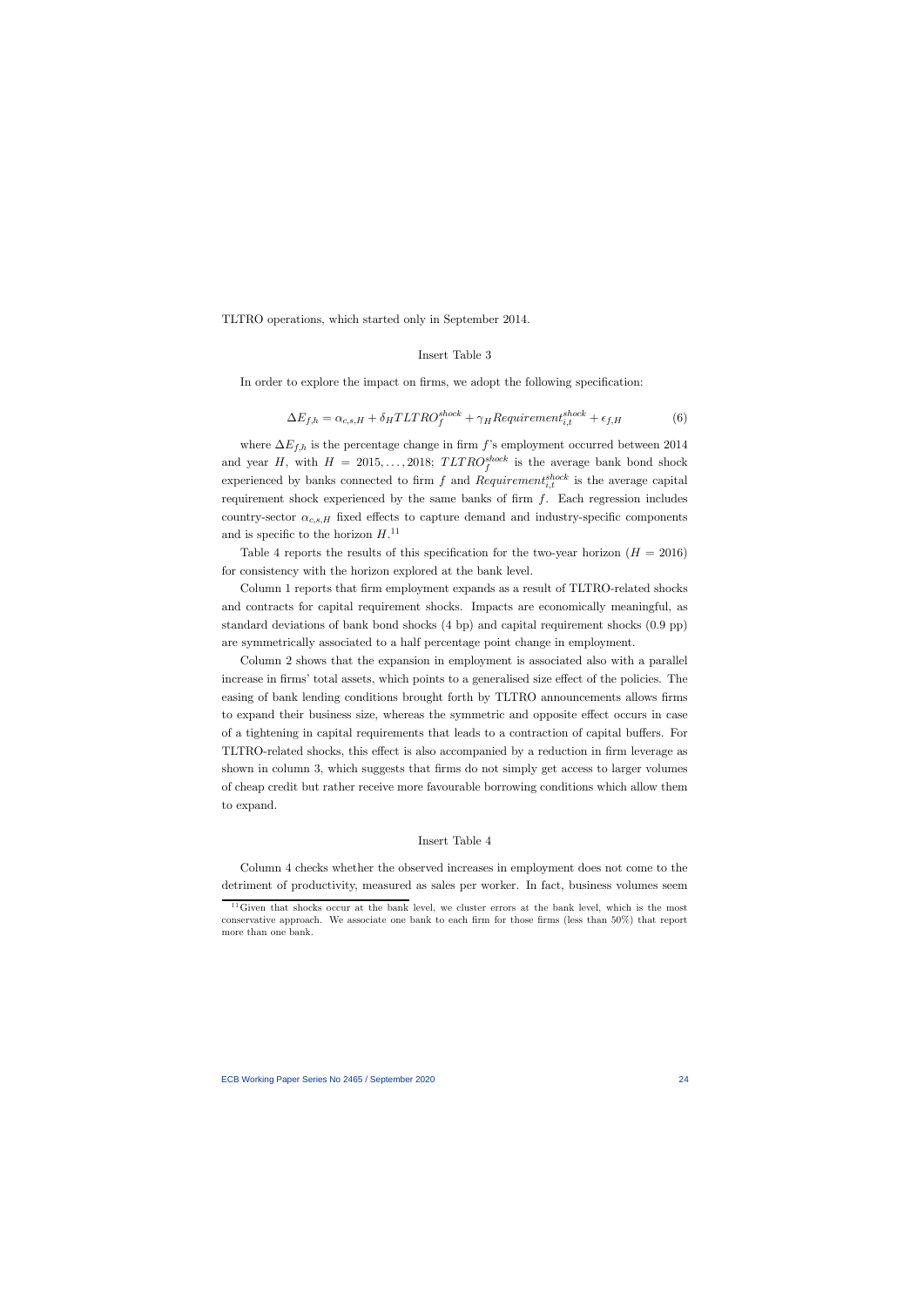TLTRO operations, which started only in September 2014.

Insert Table 3

In order to explore the impact on firms, we adopt the following specification:

$$\Delta E_{f,h} = \alpha_{c,s,H} + \delta_H TLTRO_f^{shock} + \gamma_H Requirement_{i,t}^{shock} + \epsilon_{f,H} \tag{6}$$

where $\Delta E_{f,h}$ is the percentage change in firm $f$'s employment occurred between 2014 and year $H$, with $H = 2015, \ldots, 2018$; $TLTRO_f^{shock}$ is the average bank bond shock experienced by banks connected to firm $f$ and $Requirement_{i,t}^{shock}$ is the average capital requirement shock experienced by the same banks of firm $f$. Each regression includes country-sector $\alpha_{c,s,H}$ fixed effects to capture demand and industry-specific components and is specific to the horizon $H$.[11]

Table 4 reports the results of this specification for the two-year horizon ($H = 2016$) for consistency with the horizon explored at the bank level.

Column 1 reports that firm employment expands as a result of TLTRO-related shocks and contracts for capital requirement shocks. Impacts are economically meaningful, as standard deviations of bank bond shocks (4 bp) and capital requirement shocks (0.9 pp) are symmetrically associated to a half percentage point change in employment.

Column 2 shows that the expansion in employment is associated also with a parallel increase in firms' total assets, which points to a generalised size effect of the policies. The easing of bank lending conditions brought forth by TLTRO announcements allows firms to expand their business size, whereas the symmetric and opposite effect occurs in case of a tightening in capital requirements that leads to a contraction of capital buffers. For TLTRO-related shocks, this effect is also accompanied by a reduction in firm leverage as shown in column 3, which suggests that firms do not simply get access to larger volumes of cheap credit but rather receive more favourable borrowing conditions which allow them to expand.

Insert Table 4

Column 4 checks whether the observed increases in employment does not come to the detriment of productivity, measured as sales per worker. In fact, business volumes seem

[11] Given that shocks occur at the bank level, we cluster errors at the bank level, which is the most conservative approach. We associate one bank to each firm for those firms (less than 50%) that report more than one bank.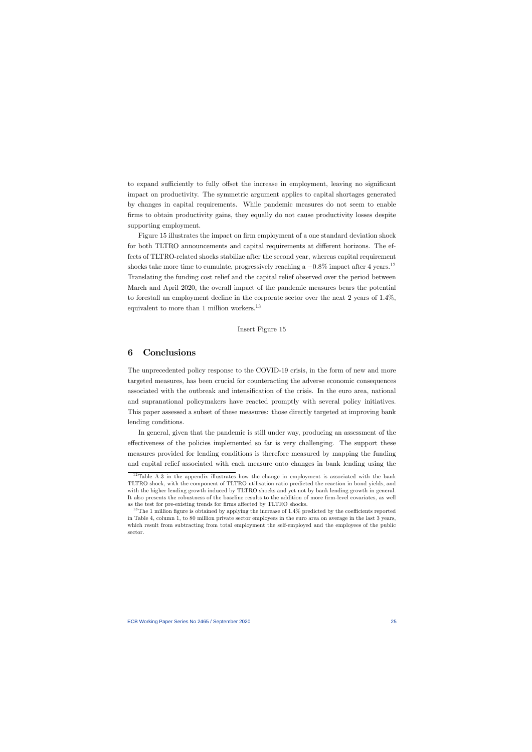to expand sufficiently to fully offset the increase in employment, leaving no significant impact on productivity. The symmetric argument applies to capital shortages generated by changes in capital requirements. While pandemic measures do not seem to enable firms to obtain productivity gains, they equally do not cause productivity losses despite supporting employment.

Figure 15 illustrates the impact on firm employment of a one standard deviation shock for both TLTRO announcements and capital requirements at different horizons. The effects of TLTRO-related shocks stabilize after the second year, whereas capital requirement shocks take more time to cumulate, progressively reaching a $-0.8\%$ impact after 4 years.[12] Translating the funding cost relief and the capital relief observed over the period between March and April 2020, the overall impact of the pandemic measures bears the potential to forestall an employment decline in the corporate sector over the next 2 years of 1.4%, equivalent to more than 1 million workers.[13]

Insert Figure 15

## 6 Conclusions

The unprecedented policy response to the COVID-19 crisis, in the form of new and more targeted measures, has been crucial for counteracting the adverse economic consequences associated with the outbreak and intensification of the crisis. In the euro area, national and supranational policymakers have reacted promptly with several policy initiatives. This paper assessed a subset of these measures: those directly targeted at improving bank lending conditions.

In general, given that the pandemic is still under way, producing an assessment of the effectiveness of the policies implemented so far is very challenging. The support these measures provided for lending conditions is therefore measured by mapping the funding and capital relief associated with each measure onto changes in bank lending using the

[12] Table A.3 in the appendix illustrates how the change in employment is associated with the bank TLTRO shock, with the component of TLTRO utilisation ratio predicted the reaction in bond yields, and with the higher lending growth induced by TLTRO shocks and yet not by bank lending growth in general. It also presents the robustness of the baseline results to the addition of more firm-level covariates, as well as the test for pre-existing trends for firms affected by TLTRO shocks.

[13] The 1 million figure is obtained by applying the increase of 1.4% predicted by the coefficients reported in Table 4, column 1, to 80 million private sector employees in the euro area on average in the last 3 years, which result from subtracting from total employment the self-employed and the employees of the public sector.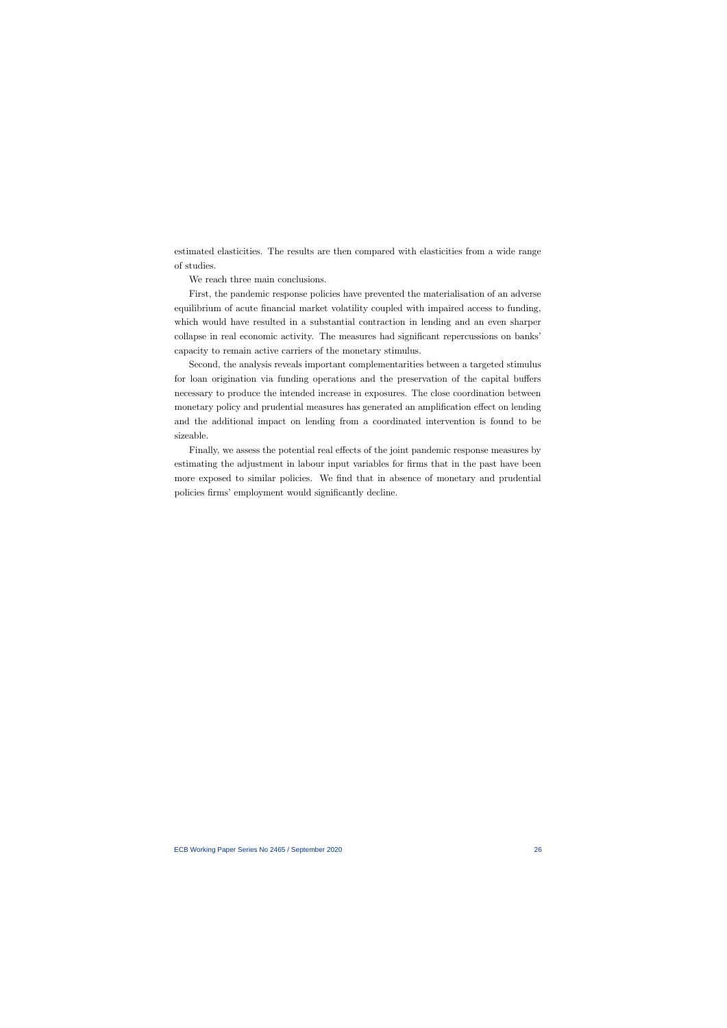estimated elasticities. The results are then compared with elasticities from a wide range of studies.

We reach three main conclusions.

First, the pandemic response policies have prevented the materialisation of an adverse equilibrium of acute financial market volatility coupled with impaired access to funding, which would have resulted in a substantial contraction in lending and an even sharper collapse in real economic activity. The measures had significant repercussions on banks' capacity to remain active carriers of the monetary stimulus.

Second, the analysis reveals important complementarities between a targeted stimulus for loan origination via funding operations and the preservation of the capital buffers necessary to produce the intended increase in exposures. The close coordination between monetary policy and prudential measures has generated an amplification effect on lending and the additional impact on lending from a coordinated intervention is found to be sizeable.

Finally, we assess the potential real effects of the joint pandemic response measures by estimating the adjustment in labour input variables for firms that in the past have been more exposed to similar policies. We find that in absence of monetary and prudential policies firms' employment would significantly decline.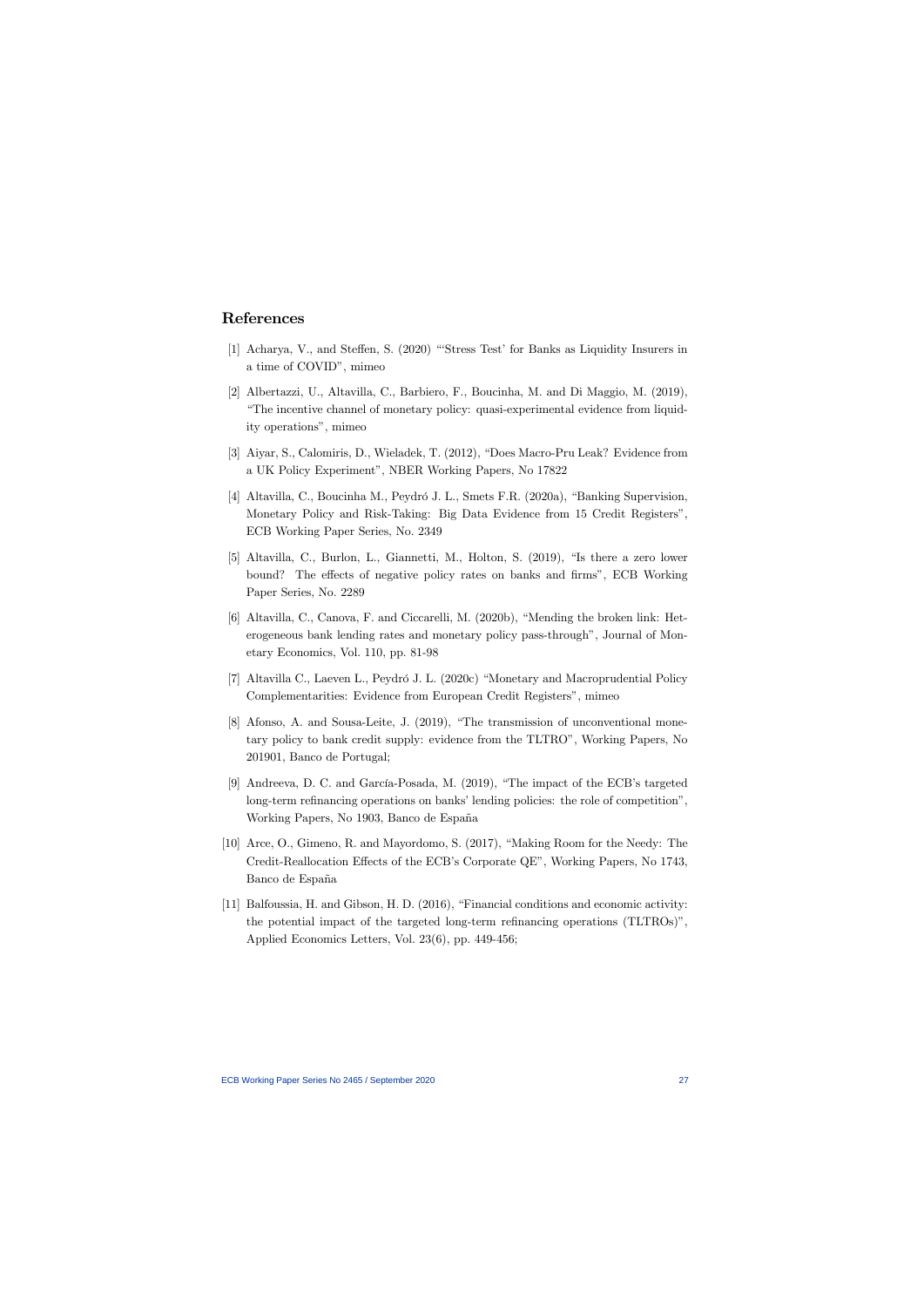## References

[1] Acharya, V., and Steffen, S. (2020) "'Stress Test' for Banks as Liquidity Insurers in a time of COVID", mimeo

[2] Albertazzi, U., Altavilla, C., Barbiero, F., Boucinha, M. and Di Maggio, M. (2019), "The incentive channel of monetary policy: quasi-experimental evidence from liquidity operations", mimeo

[3] Aiyar, S., Calomiris, D., Wieladek, T. (2012), "Does Macro-Pru Leak? Evidence from a UK Policy Experiment", NBER Working Papers, No 17822

[4] Altavilla, C., Boucinha M., Peydró J. L., Smets F.R. (2020a), "Banking Supervision, Monetary Policy and Risk-Taking: Big Data Evidence from 15 Credit Registers", ECB Working Paper Series, No. 2349

[5] Altavilla, C., Burlon, L., Giannetti, M., Holton, S. (2019), "Is there a zero lower bound? The effects of negative policy rates on banks and firms", ECB Working Paper Series, No. 2289

[6] Altavilla, C., Canova, F. and Ciccarelli, M. (2020b), "Mending the broken link: Heterogeneous bank lending rates and monetary policy pass-through", Journal of Monetary Economics, Vol. 110, pp. 81-98

[7] Altavilla C., Laeven L., Peydró J. L. (2020c) "Monetary and Macroprudential Policy Complementarities: Evidence from European Credit Registers", mimeo

[8] Afonso, A. and Sousa-Leite, J. (2019), "The transmission of unconventional monetary policy to bank credit supply: evidence from the TLTRO", Working Papers, No 201901, Banco de Portugal;

[9] Andreeva, D. C. and García-Posada, M. (2019), "The impact of the ECB's targeted long-term refinancing operations on banks' lending policies: the role of competition", Working Papers, No 1903, Banco de España

[10] Arce, O., Gimeno, R. and Mayordomo, S. (2017), "Making Room for the Needy: The Credit-Reallocation Effects of the ECB's Corporate QE", Working Papers, No 1743, Banco de España

[11] Balfoussia, H. and Gibson, H. D. (2016), "Financial conditions and economic activity: the potential impact of the targeted long-term refinancing operations (TLTROs)", Applied Economics Letters, Vol. 23(6), pp. 449-456;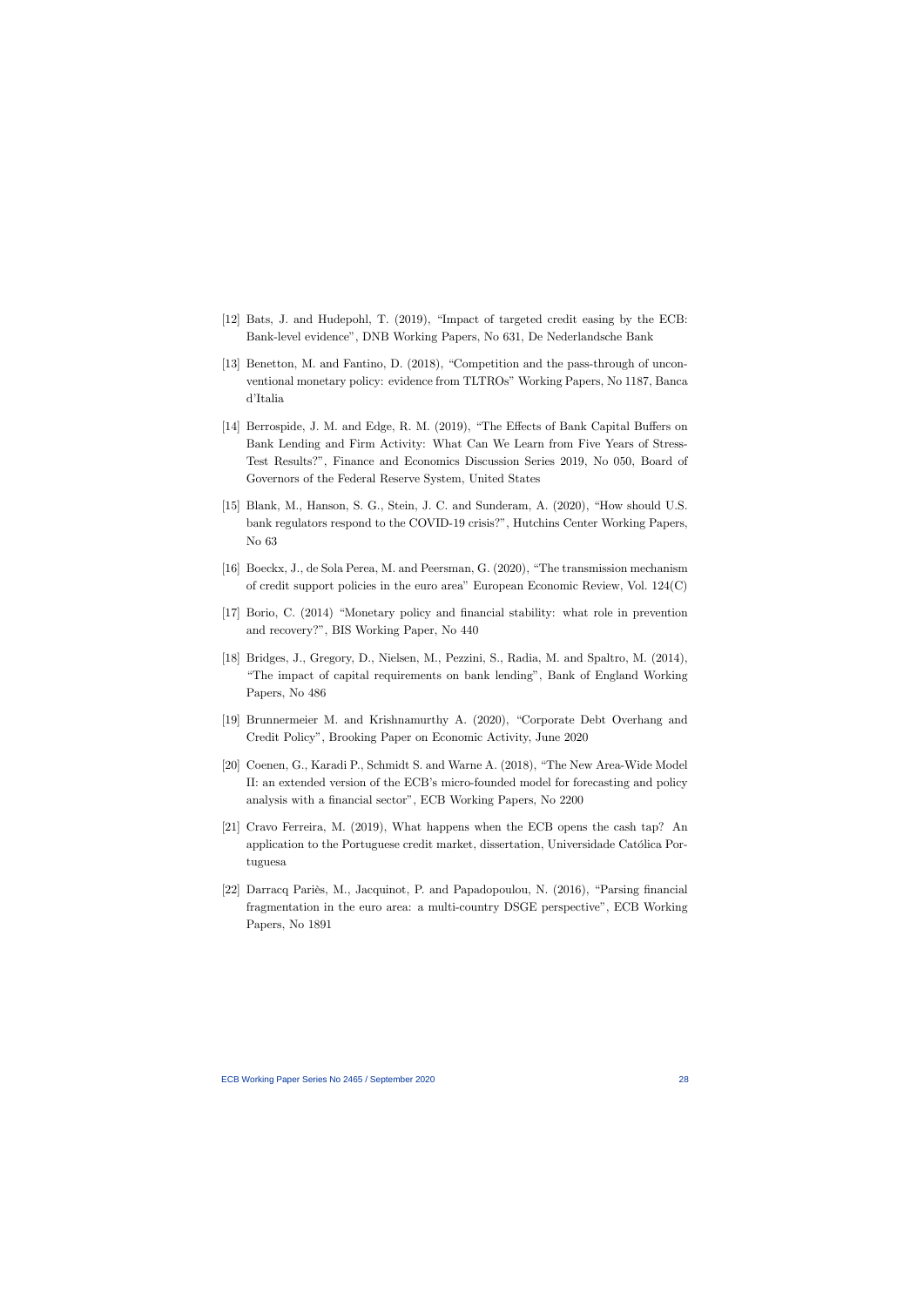[12] Bats, J. and Hudepohl, T. (2019), "Impact of targeted credit easing by the ECB: Bank-level evidence", DNB Working Papers, No 631, De Nederlandsche Bank

[13] Benetton, M. and Fantino, D. (2018), "Competition and the pass-through of unconventional monetary policy: evidence from TLTROs" Working Papers, No 1187, Banca d'Italia

[14] Berrospide, J. M. and Edge, R. M. (2019), "The Effects of Bank Capital Buffers on Bank Lending and Firm Activity: What Can We Learn from Five Years of Stress-Test Results?", Finance and Economics Discussion Series 2019, No 050, Board of Governors of the Federal Reserve System, United States

[15] Blank, M., Hanson, S. G., Stein, J. C. and Sunderam, A. (2020), "How should U.S. bank regulators respond to the COVID-19 crisis?", Hutchins Center Working Papers, No 63

[16] Boeckx, J., de Sola Perea, M. and Peersman, G. (2020), "The transmission mechanism of credit support policies in the euro area" European Economic Review, Vol. 124(C)

[17] Borio, C. (2014) "Monetary policy and financial stability: what role in prevention and recovery?", BIS Working Paper, No 440

[18] Bridges, J., Gregory, D., Nielsen, M., Pezzini, S., Radia, M. and Spaltro, M. (2014), "The impact of capital requirements on bank lending", Bank of England Working Papers, No 486

[19] Brunnermeier M. and Krishnamurthy A. (2020), "Corporate Debt Overhang and Credit Policy", Brooking Paper on Economic Activity, June 2020

[20] Coenen, G., Karadi P., Schmidt S. and Warne A. (2018), "The New Area-Wide Model II: an extended version of the ECB's micro-founded model for forecasting and policy analysis with a financial sector", ECB Working Papers, No 2200

[21] Cravo Ferreira, M. (2019), What happens when the ECB opens the cash tap? An application to the Portuguese credit market, dissertation, Universidade Católica Portuguesa

[22] Darracq Pariès, M., Jacquinot, P. and Papadopoulou, N. (2016), "Parsing financial fragmentation in the euro area: a multi-country DSGE perspective", ECB Working Papers, No 1891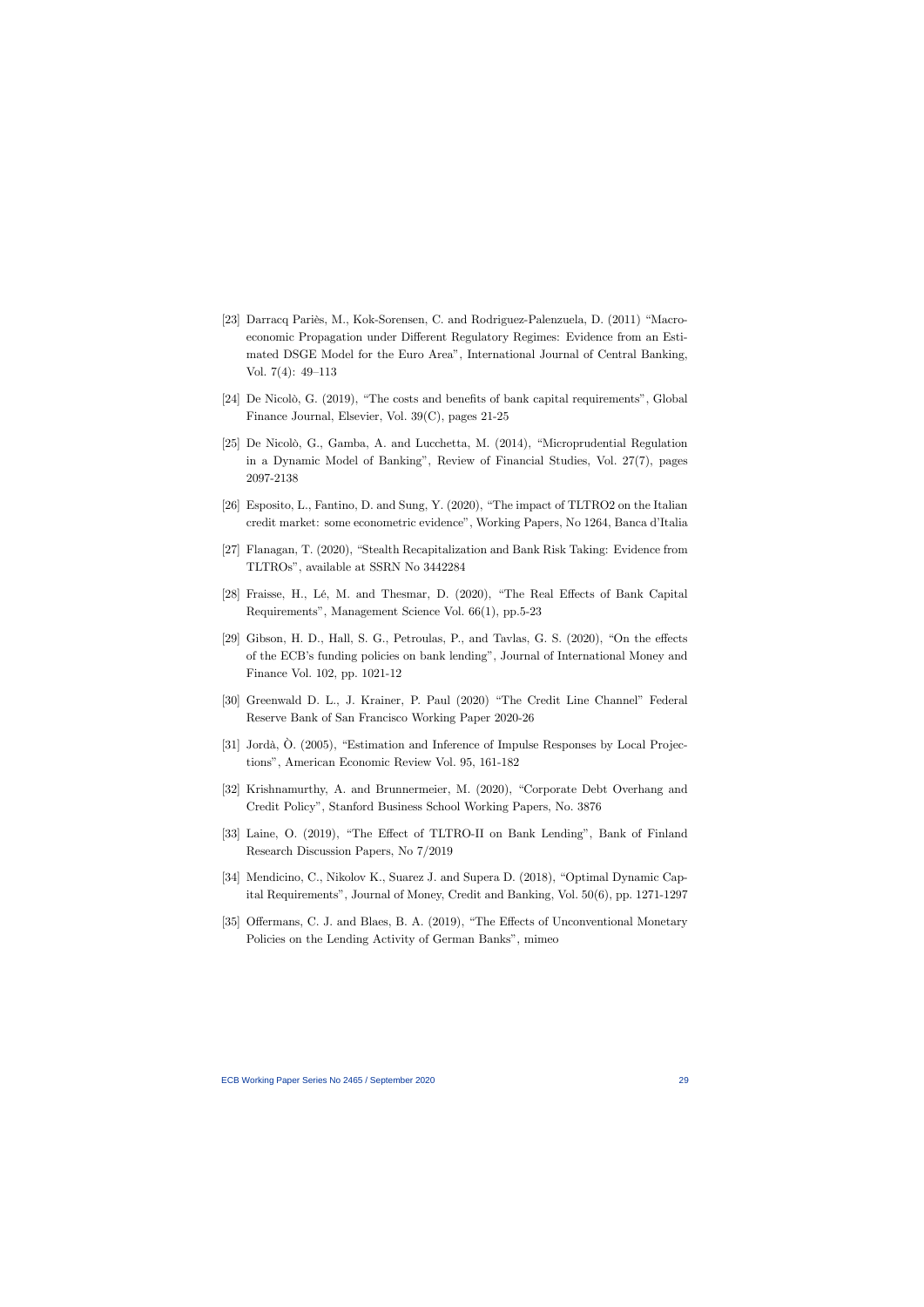[23] Darracq Pariès, M., Kok-Sorensen, C. and Rodriguez-Palenzuela, D. (2011) "Macroeconomic Propagation under Different Regulatory Regimes: Evidence from an Estimated DSGE Model for the Euro Area", International Journal of Central Banking, Vol. 7(4): 49–113

[24] De Nicolò, G. (2019), "The costs and benefits of bank capital requirements", Global Finance Journal, Elsevier, Vol. 39(C), pages 21-25

[25] De Nicolò, G., Gamba, A. and Lucchetta, M. (2014), "Microprudential Regulation in a Dynamic Model of Banking", Review of Financial Studies, Vol. 27(7), pages 2097-2138

[26] Esposito, L., Fantino, D. and Sung, Y. (2020), "The impact of TLTRO2 on the Italian credit market: some econometric evidence", Working Papers, No 1264, Banca d'Italia

[27] Flanagan, T. (2020), "Stealth Recapitalization and Bank Risk Taking: Evidence from TLTROs", available at SSRN No 3442284

[28] Fraisse, H., Lé, M. and Thesmar, D. (2020), "The Real Effects of Bank Capital Requirements", Management Science Vol. 66(1), pp.5-23

[29] Gibson, H. D., Hall, S. G., Petroulas, P., and Tavlas, G. S. (2020), "On the effects of the ECB's funding policies on bank lending", Journal of International Money and Finance Vol. 102, pp. 1021-12

[30] Greenwald D. L., J. Krainer, P. Paul (2020) "The Credit Line Channel" Federal Reserve Bank of San Francisco Working Paper 2020-26

[31] Jordà, Ò. (2005), "Estimation and Inference of Impulse Responses by Local Projections", American Economic Review Vol. 95, 161-182

[32] Krishnamurthy, A. and Brunnermeier, M. (2020), "Corporate Debt Overhang and Credit Policy", Stanford Business School Working Papers, No. 3876

[33] Laine, O. (2019), "The Effect of TLTRO-II on Bank Lending", Bank of Finland Research Discussion Papers, No 7/2019

[34] Mendicino, C., Nikolov K., Suarez J. and Supera D. (2018), "Optimal Dynamic Capital Requirements", Journal of Money, Credit and Banking, Vol. 50(6), pp. 1271-1297

[35] Offermans, C. J. and Blaes, B. A. (2019), "The Effects of Unconventional Monetary Policies on the Lending Activity of German Banks", mimeo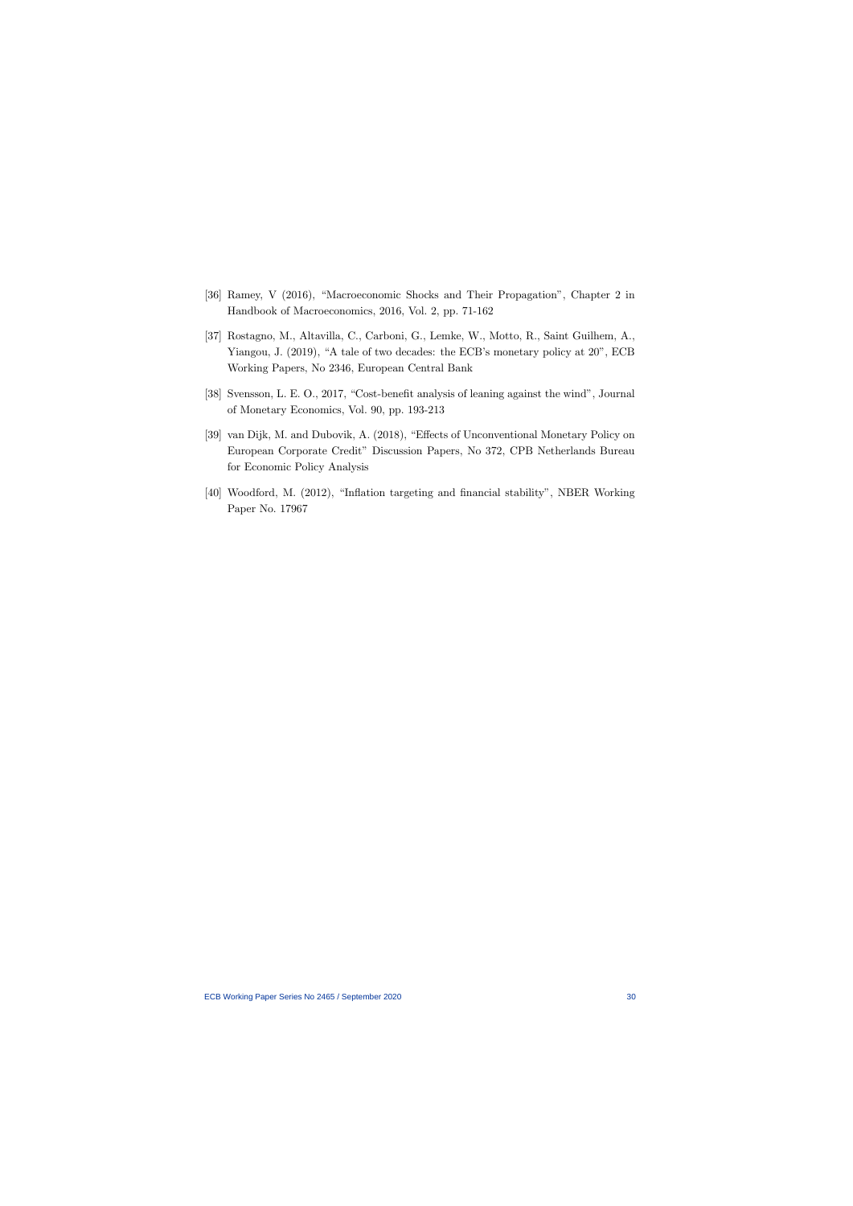[36] Ramey, V (2016), "Macroeconomic Shocks and Their Propagation", Chapter 2 in Handbook of Macroeconomics, 2016, Vol. 2, pp. 71-162

[37] Rostagno, M., Altavilla, C., Carboni, G., Lemke, W., Motto, R., Saint Guilhem, A., Yiangou, J. (2019), "A tale of two decades: the ECB's monetary policy at 20", ECB Working Papers, No 2346, European Central Bank

[38] Svensson, L. E. O., 2017, "Cost-benefit analysis of leaning against the wind", Journal of Monetary Economics, Vol. 90, pp. 193-213

[39] van Dijk, M. and Dubovik, A. (2018), "Effects of Unconventional Monetary Policy on European Corporate Credit" Discussion Papers, No 372, CPB Netherlands Bureau for Economic Policy Analysis

[40] Woodford, M. (2012), "Inflation targeting and financial stability", NBER Working Paper No. 17967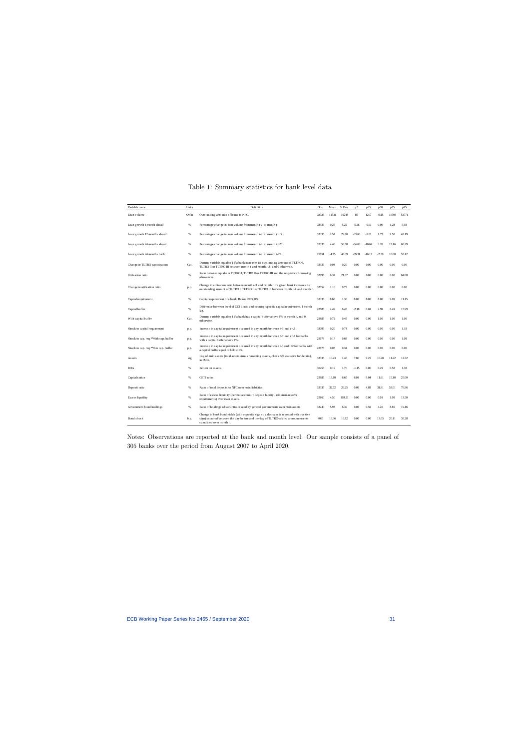Table 1: Summary statistics for bank level data

| Variable name | Units | Definition | Obs. | Mean | St.Dev. | p5 | p25 | p50 | p75 | p95 |
|---|---|---|---|---|---|---|---|---|---|---|
| Loan volume | €Mln | Outstanding amounts of loans to NFC. | 33335 | 11531 | 19248 | 86 | 1207 | 4515 | 11993 | 53771 |
| Loan growth 1 month ahead | % | Percentage change in loan volume from month $t$-1 to month $t$. | 33335 | 0.25 | 5.22 | -5.26 | -0.91 | 0.06 | 1.23 | 5.92 |
| Loan growth 12 months ahead | % | Percentage change in loan volume from month $t$-1 to month $t$+11. | 33335 | 2.52 | 29.80 | -33.66 | -5.81 | 1.73 | 9.50 | 42.19 |
| Loan growth 24 months ahead | % | Percentage change in loan volume from month $t$-1 to month $t$+23. | 33335 | 4.40 | 50.58 | -64.63 | -10.64 | 3.20 | 17.16 | 68.29 |
| Loan growth 24 months back | % | Percentage change in loan volume from month $t$-1 to month $t$-25. | 25851 | -4.75 | 46.39 | -69.31 | -16.17 | -2.39 | 10.60 | 55.12 |
| Change in TLTRO participation | Cat. | Dummy variable equal to 1 if a bank increases its outstanding amount of TLTRO I, TLTRO II or TLTRO III between month $t$ and month $t$-3, and 0 otherwise. | 33335 | 0.04 | 0.20 | 0.00 | 0.00 | 0.00 | 0.00 | 0.00 |
| Utilisation ratio | % | Ratio between uptake in TLTRO I, TLTRO II or TLTRO III and the respective borrowing allowances. | 32795 | 6.32 | 21.37 | 0.00 | 0.00 | 0.00 | 0.00 | 64.08 |
| Change in utilisation ratio | p.p. | Change in utilisation ratio between month $t$-3 and month $t$ if a given bank increases its outstanding amount of TLTRO I, TLTRO II or TLTRO III between month $t$-3 and month $t$. | 32552 | 1.10 | 9.77 | 0.00 | 0.00 | 0.00 | 0.00 | 0.00 |
| Capital requirement | % | Capital requirement of a bank. Before 2015, 8%. | 33335 | 8.68 | 1.30 | 8.00 | 8.00 | 8.00 | 9.09 | 11.15 |
| Capital buffer | % | Difference between level of CET1 ratio and country-specific capital requirement. 1 month lag. | 28885 | 4.49 | 6.45 | -2.18 | 0.69 | 2.99 | 6.49 | 15.99 |
| With capital buffer | Cat. | Dummy variable equal to 1 if a bank has a capital buffer above 1% in month $t$, and 0 otherwise. | 28885 | 0.72 | 0.45 | 0.00 | 0.00 | 1.00 | 1.00 | 1.00 |
| Shock to capital requirement | p.p. | Increase in capital requirement occurred in any month between $t$-3 and $t$+2. | 33095 | 0.20 | 0.74 | 0.00 | 0.00 | 0.00 | 0.00 | 1.18 |
| Shock to cap. req.*With cap. buffer | p.p. | Increase in capital requirement occurred in any month between $t$-3 and $t$+2 for banks with a capital buffer above 1%. | 28678 | 0.17 | 0.68 | 0.00 | 0.00 | 0.00 | 0.00 | 1.09 |
| Shock to cap. req.*W/o cap. buffer | p.p. | Increase in capital requirement occurred in any month between $t$-3 and $t$+2 for banks with a capital buffer equal or below 1%. | 28678 | 0.03 | 0.34 | 0.00 | 0.00 | 0.00 | 0.00 | 0.00 |
| Assets | log | Log of main assets (total assets minus remaining assets, check BSI statistics for details), in €Mln. | 33335 | 10.23 | 1.46 | 7.86 | 9.25 | 10.28 | 11.22 | 12.72 |
| ROA | % | Return on assets. | 30253 | 0.19 | 1.70 | -1.15 | 0.06 | 0.29 | 0.58 | 1.38 |
| Capitalisation | % | CET1 ratio. | 28885 | 13.10 | 6.65 | 6.01 | 9.04 | 11.61 | 15.10 | 25.00 |
| Deposit ratio | % | Ratio of total deposits to NFC over main liabilities. | 33335 | 32.72 | 26.25 | 0.00 | 4.89 | 31.91 | 53.01 | 76.96 |
| Excess liquidity | % | Ratio of excess liquidity (current account + deposit facility - minimum reserve requirements) over main assets. | 28160 | 4.50 | 103.21 | 0.00 | 0.00 | 0.01 | 1.09 | 13.50 |
| Government bond holdings | % | Ratio of holdings of securities issued by general governments over main assets. | 33240 | 5.93 | 6.39 | 0.00 | 0.59 | 4.26 | 8.85 | 19.16 |
| Bond shock | b.p. | Change in bank bond yields (with opposite sign so a decrease is reported with positive sign) occurred between the day before and the day of TLTRO-related announcements cumulated over month $t$. | 4091 | 13.36 | 16.82 | 0.00 | 0.00 | 13.05 | 20.11 | 35.28 |

Notes: Observations are reported at the bank and month level. Our sample consists of a panel of 305 banks over the period from August 2007 to April 2020.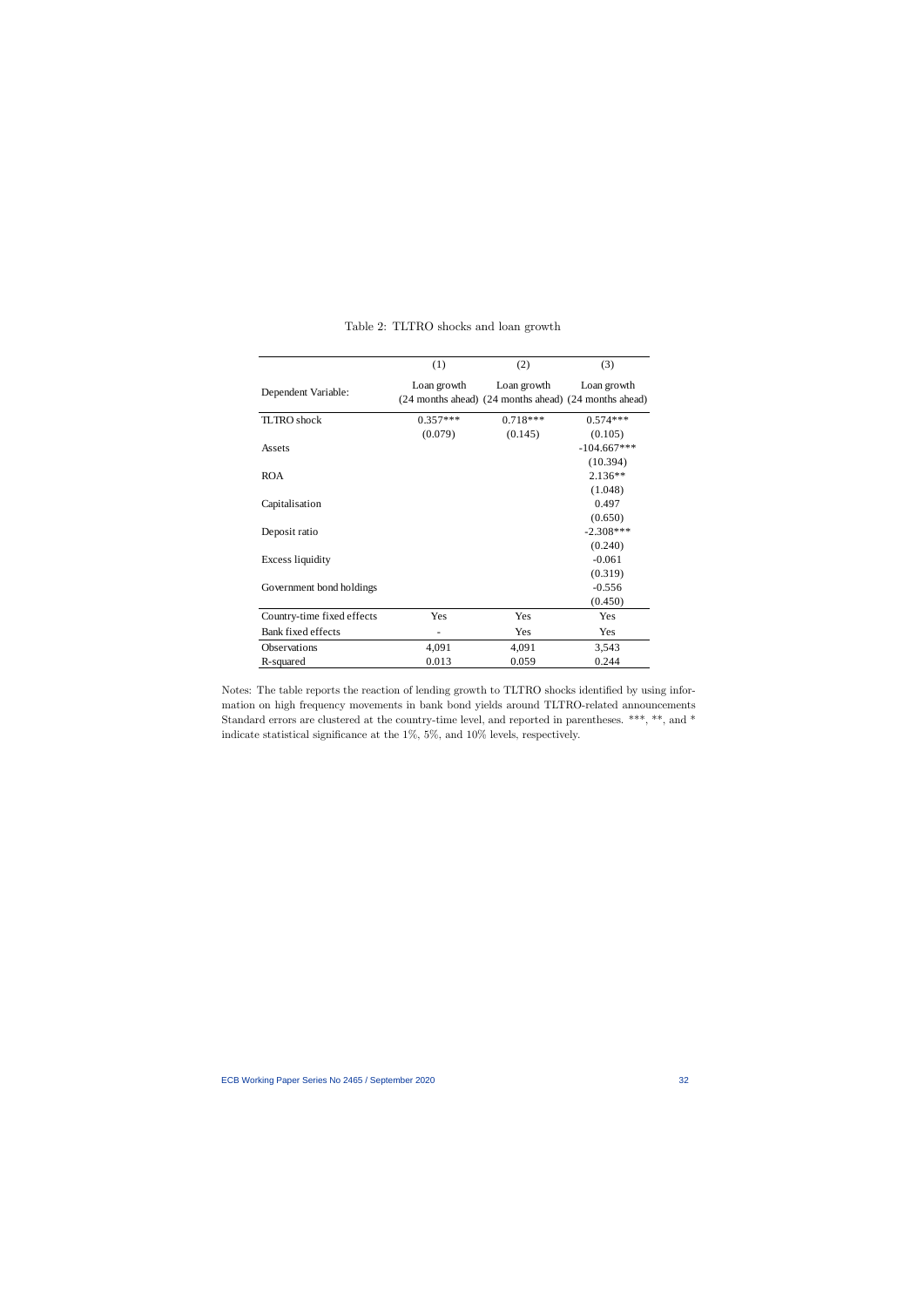Table 2: TLTRO shocks and loan growth

| | (1) | (2) | (3) |
|---|---|---|---|
| Dependent Variable: | Loan growth (24 months ahead) | Loan growth (24 months ahead) | Loan growth (24 months ahead) |
| TLTRO shock | 0.357*** | 0.718*** | 0.574*** |
| | (0.079) | (0.145) | (0.105) |
| Assets | | | -104.667*** |
| | | | (10.394) |
| ROA | | | 2.136** |
| | | | (1.048) |
| Capitalisation | | | 0.497 |
| | | | (0.650) |
| Deposit ratio | | | -2.308*** |
| | | | (0.240) |
| Excess liquidity | | | -0.061 |
| | | | (0.319) |
| Government bond holdings | | | -0.556 |
| | | | (0.450) |
| Country-time fixed effects | Yes | Yes | Yes |
| Bank fixed effects | - | Yes | Yes |
| Observations | 4,091 | 4,091 | 3,543 |
| R-squared | 0.013 | 0.059 | 0.244 |

Notes: The table reports the reaction of lending growth to TLTRO shocks identified by using information on high frequency movements in bank bond yields around TLTRO-related announcements Standard errors are clustered at the country-time level, and reported in parentheses. ***, **, and * indicate statistical significance at the 1%, 5%, and 10% levels, respectively.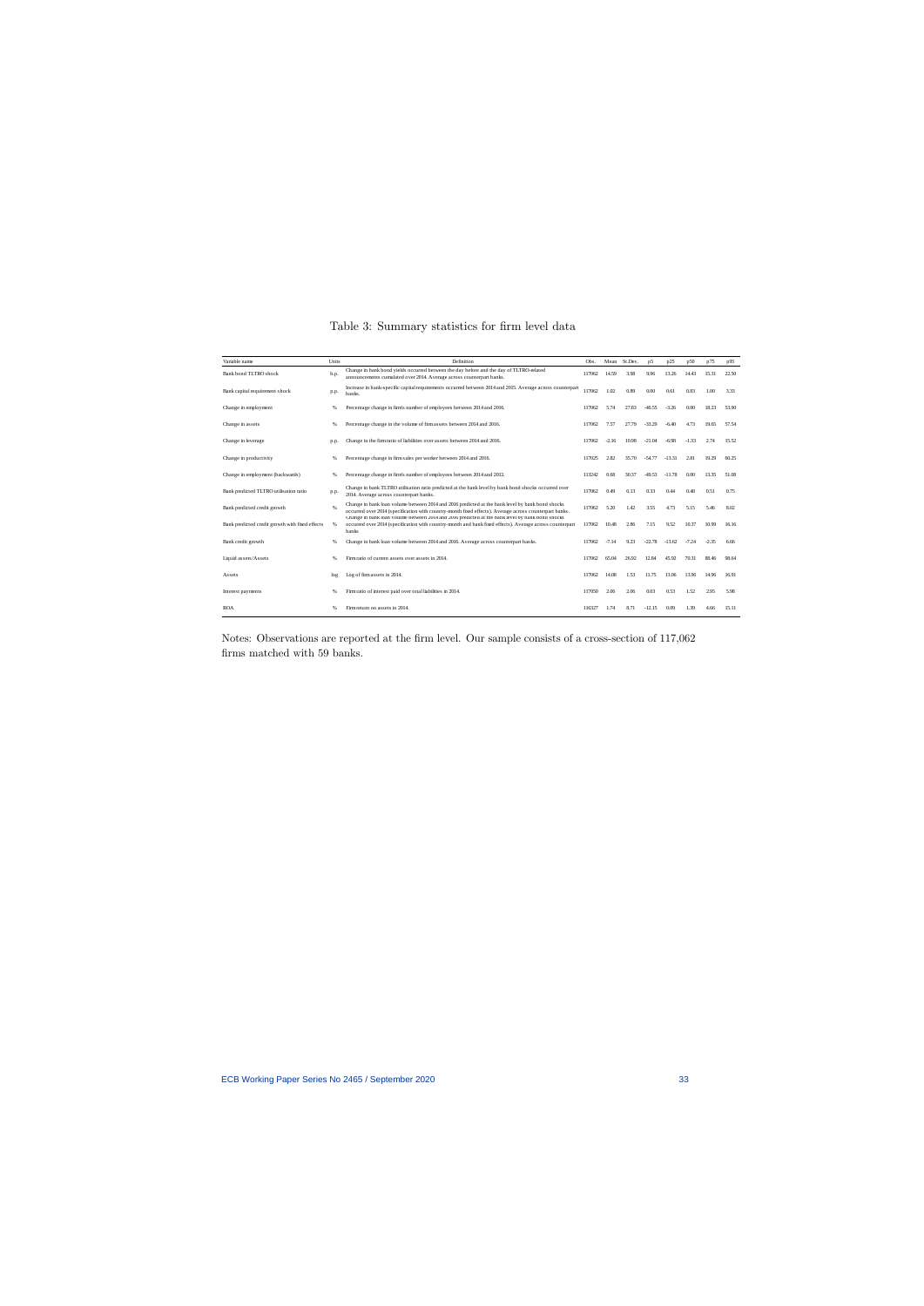Table 3: Summary statistics for firm level data

| Variable name | Units | Definition | Obs. | Mean | St.Dev. | p5 | p25 | p50 | p75 | p95 |
|---|---|---|---|---|---|---|---|---|---|---|
| Bank bond TLTRO shock | b.p. | Change in bank bond yields occurred between the day before and the day of TLTRO-related announcements cumulated over 2014. Average across counterpart banks. | 117062 | 14.59 | 3.98 | 9.96 | 13.26 | 14.43 | 15.31 | 22.50 |
| Bank capital requirement shock | p.p. | Increase in bank-specific capital requirements occurred between 2014 and 2015. Average across counterpart banks. | 117062 | 1.02 | 0.89 | 0.00 | 0.61 | 0.83 | 1.00 | 3.33 |
| Change in employment | % | Percentage change in firm's number of employees between 2014 and 2016. | 117062 | 5.74 | 27.83 | -40.55 | -3.26 | 0.00 | 18.23 | 53.90 |
| Change in assets | % | Percentage change in the volume of firm assets between 2014 and 2016. | 117062 | 7.57 | 27.79 | -33.29 | -6.40 | 4.73 | 19.65 | 57.54 |
| Change in leverage | p.p. | Change in the firm ratio of liabilities over assets between 2014 and 2016. | 117062 | -2.16 | 10.98 | -21.04 | -6.98 | -1.33 | 2.74 | 15.52 |
| Change in productivity | % | Percentage change in firm sales per worker between 2014 and 2016. | 117025 | 2.82 | 35.70 | -54.77 | -13.51 | 2.81 | 19.29 | 60.25 |
| Change in employment (backwards) | % | Percentage change in firm's number of employees between 2014 and 2012. | 113242 | 0.68 | 30.37 | -49.53 | -11.78 | 0.00 | 13.35 | 51.08 |
| Bank predicted TLTRO utilisation ratio | p.p. | Change in bank TLTRO utilisation ratio predicted at the bank level by bank bond shocks occurred over 2014. Average across counterpart banks. | 117062 | 0.49 | 0.13 | 0.33 | 0.44 | 0.48 | 0.51 | 0.75 |
| Bank predicted credit growth | % | Change in bank loan volume between 2014 and 2016 predicted at the bank level by bank bond shocks occurred over 2014 (specification with country-month fixed effects). Average across counterpart banks. | 117062 | 5.20 | 1.42 | 3.55 | 4.73 | 5.15 | 5.46 | 8.02 |
| Bank predicted credit growth with fixed effects | % | Change in bank loan volume between 2014 and 2016 predicted at the bank level by bank bond shocks occurred over 2014 (specification with country-month and bank fixed effects). Average across counterpart banks | 117062 | 10.48 | 2.86 | 7.15 | 9.52 | 10.37 | 10.99 | 16.16 |
| Bank credit growth | % | Change in bank loan volume between 2014 and 2016. Average across counterpart banks. | 117062 | -7.14 | 9.23 | -22.78 | -13.62 | -7.24 | -2.35 | 6.66 |
| Liquid assets/Assets | % | Firm ratio of current assets over assets in 2014. | 117062 | 65.04 | 26.92 | 12.84 | 45.92 | 70.31 | 88.46 | 98.64 |
| Assets | log | Log of firm assets in 2014. | 117062 | 14.08 | 1.53 | 11.75 | 13.06 | 13.96 | 14.96 | 16.91 |
| Interest payments | % | Firm ratio of interest paid over total liabilities in 2014. | 117050 | 2.06 | 2.06 | 0.03 | 0.53 | 1.52 | 2.95 | 5.98 |
| ROA | % | Firm return on assets in 2014. | 116327 | 1.74 | 8.71 | -12.15 | 0.09 | 1.39 | 4.66 | 15.11 |

Notes: Observations are reported at the firm level. Our sample consists of a cross-section of 117,062 firms matched with 59 banks.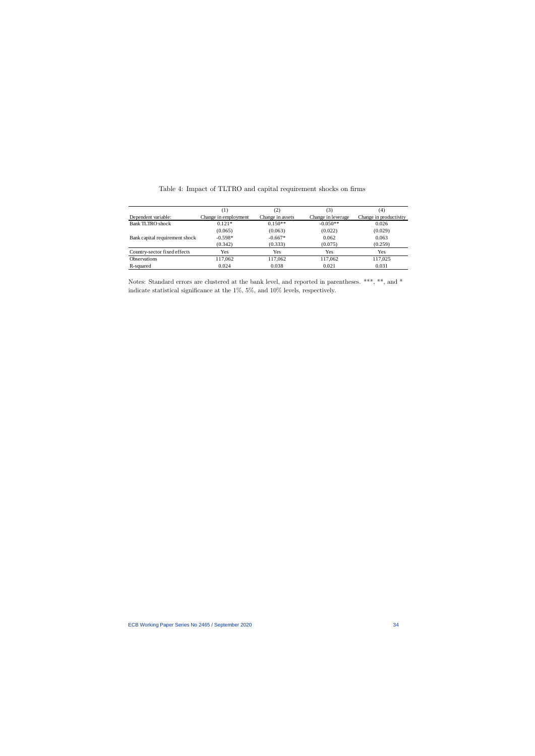Table 4: Impact of TLTRO and capital requirement shocks on firms

| | (1) | (2) | (3) | (4) |
|---|---|---|---|---|
| Dependent variable: | Change in employment | Change in assets | Change in leverage | Change in productivity |
| Bank TLTRO shock | 0.121* | 0.150** | -0.050** | 0.026 |
| | (0.065) | (0.063) | (0.022) | (0.029) |
| Bank capital requirement shock | -0.598* | -0.667* | 0.062 | 0.063 |
| | (0.342) | (0.333) | (0.075) | (0.259) |
| Country-sector fixed effects | Yes | Yes | Yes | Yes |
| Observations | 117,062 | 117,062 | 117,062 | 117,025 |
| R-squared | 0.024 | 0.038 | 0.021 | 0.031 |

Notes: Standard errors are clustered at the bank level, and reported in parentheses. ***, **, and * indicate statistical significance at the 1%, 5%, and 10% levels, respectively.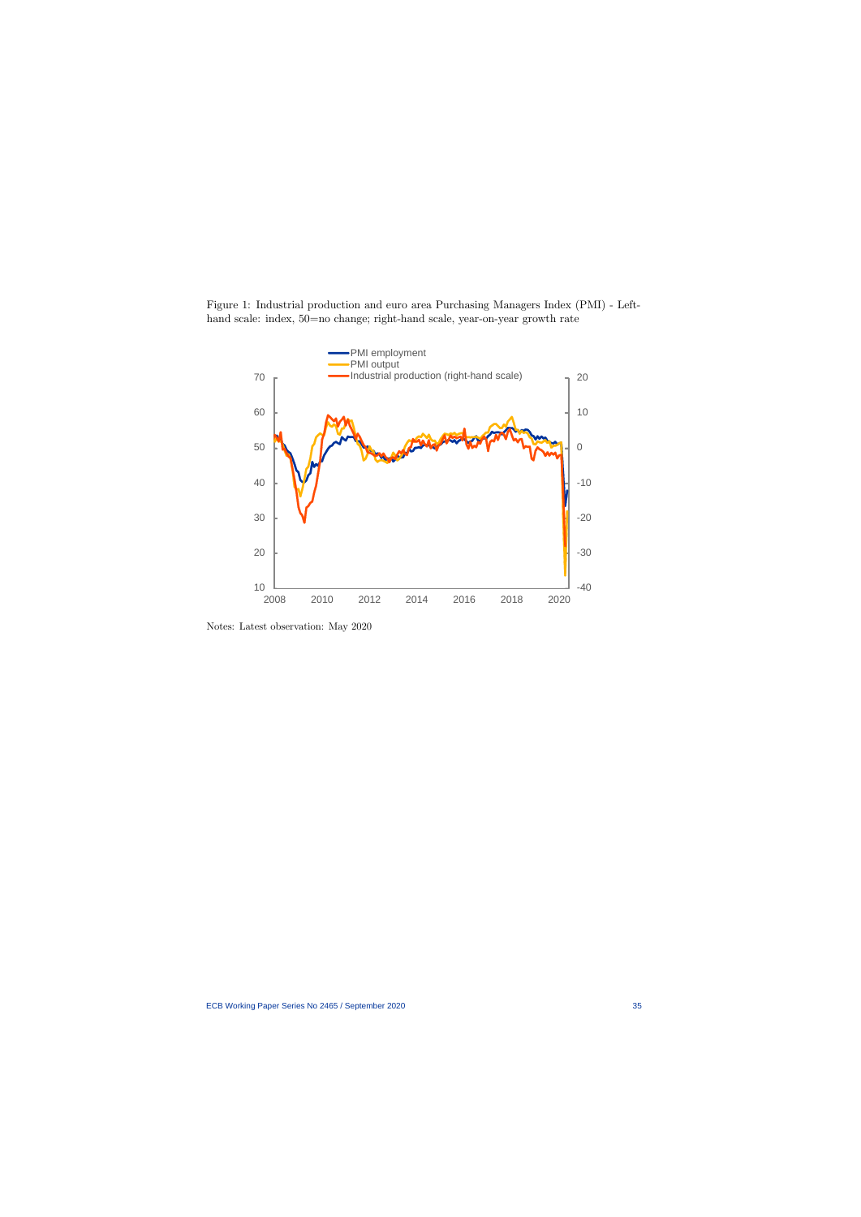Figure 1: Industrial production and euro area Purchasing Managers Index (PMI) - Left-hand scale: index, 50=no change; right-hand scale, year-on-year growth rate

Notes: Latest observation: May 2020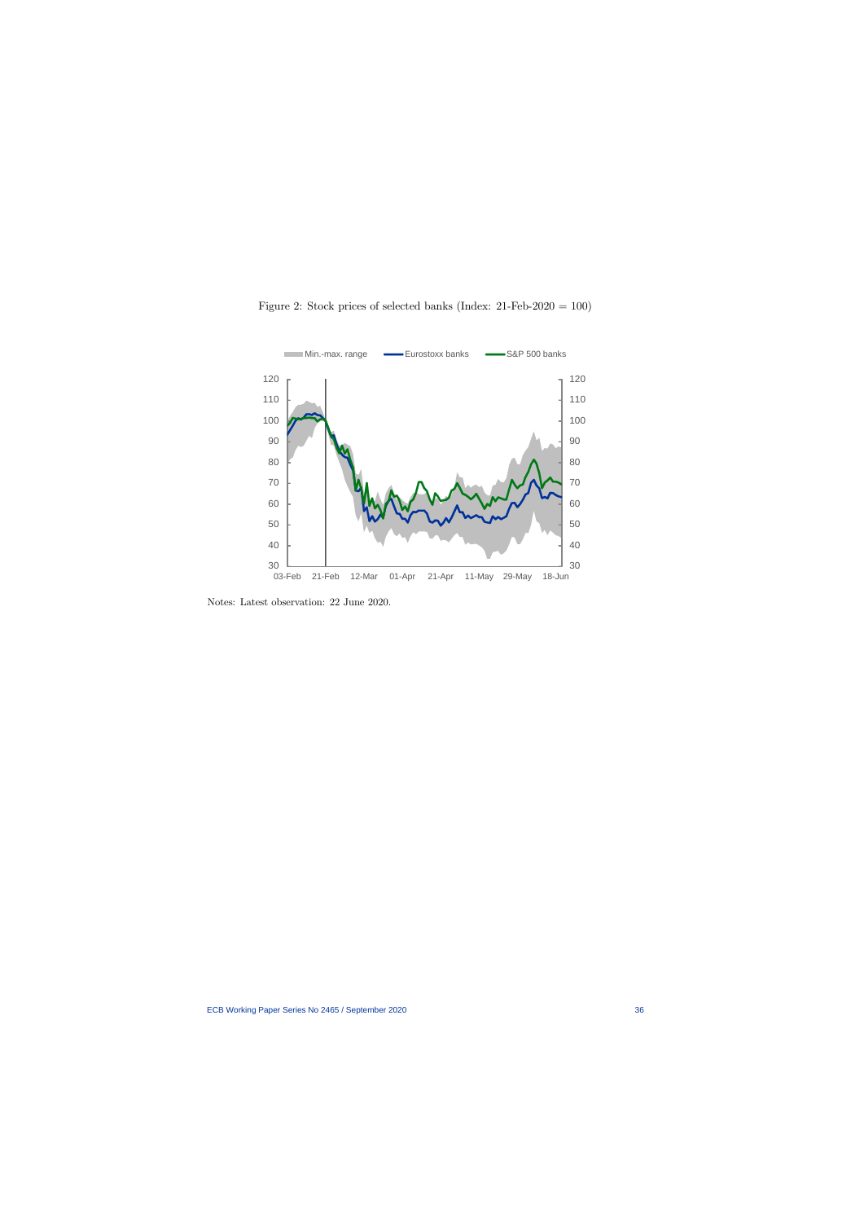Figure 2: Stock prices of selected banks (Index: 21-Feb-2020 = 100)

Notes: Latest observation: 22 June 2020.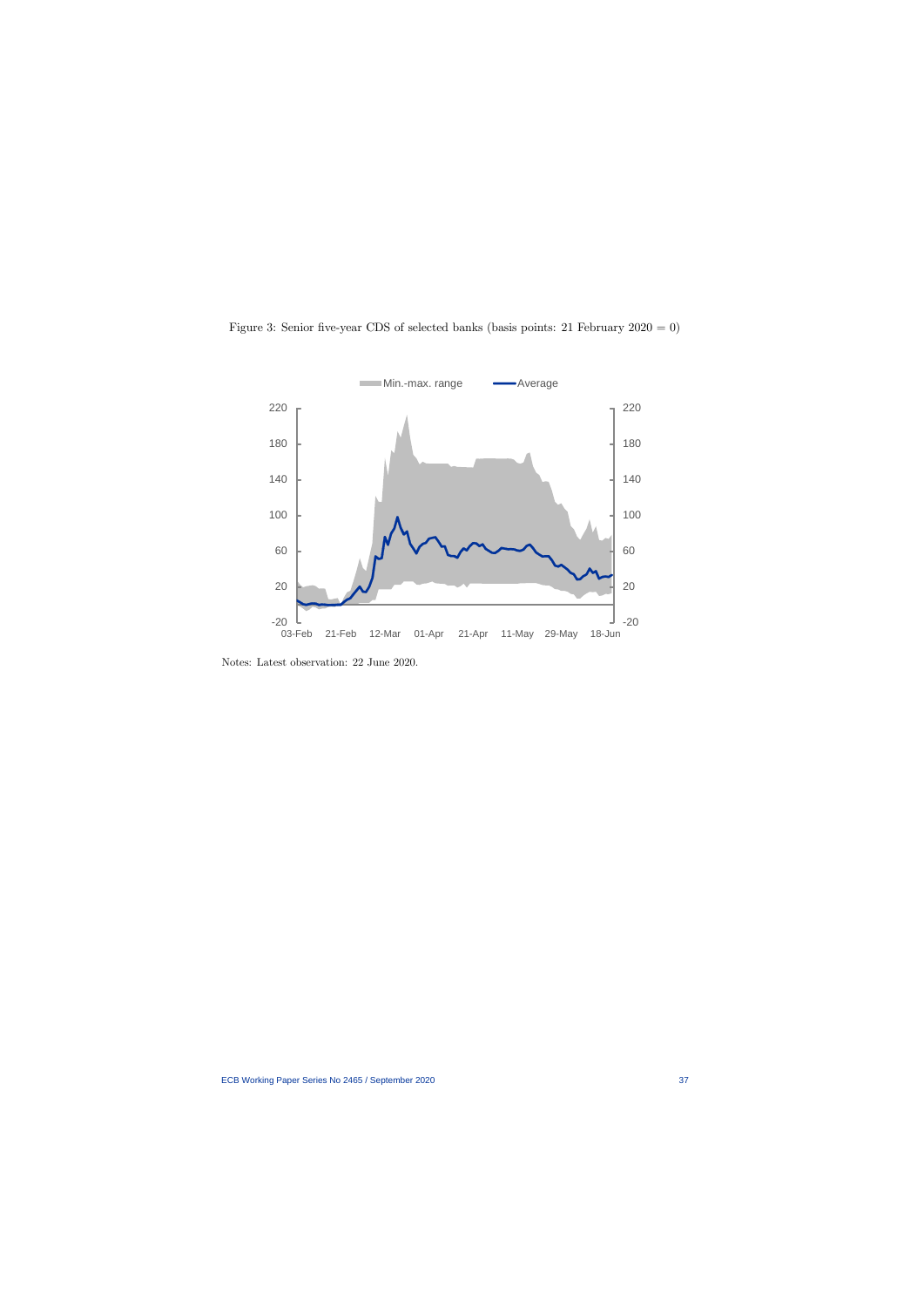Figure 3: Senior five-year CDS of selected banks (basis points: 21 February 2020 = 0)

Notes: Latest observation: 22 June 2020.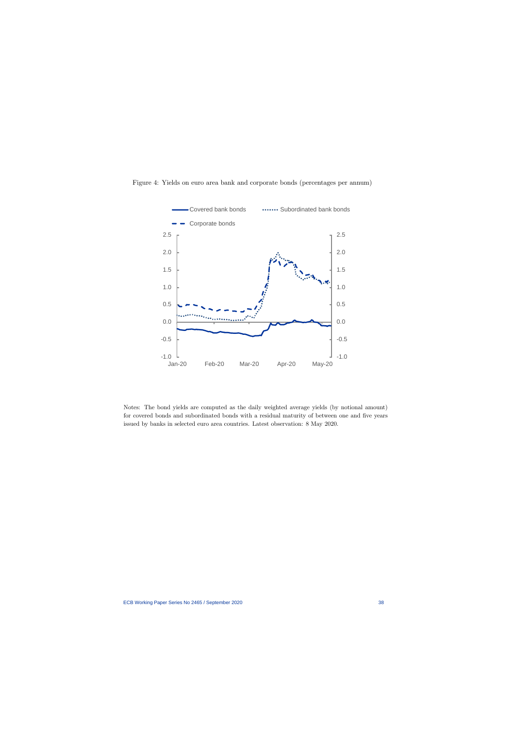Figure 4: Yields on euro area bank and corporate bonds (percentages per annum)

Notes: The bond yields are computed as the daily weighted average yields (by notional amount) for covered bonds and subordinated bonds with a residual maturity of between one and five years issued by banks in selected euro area countries. Latest observation: 8 May 2020.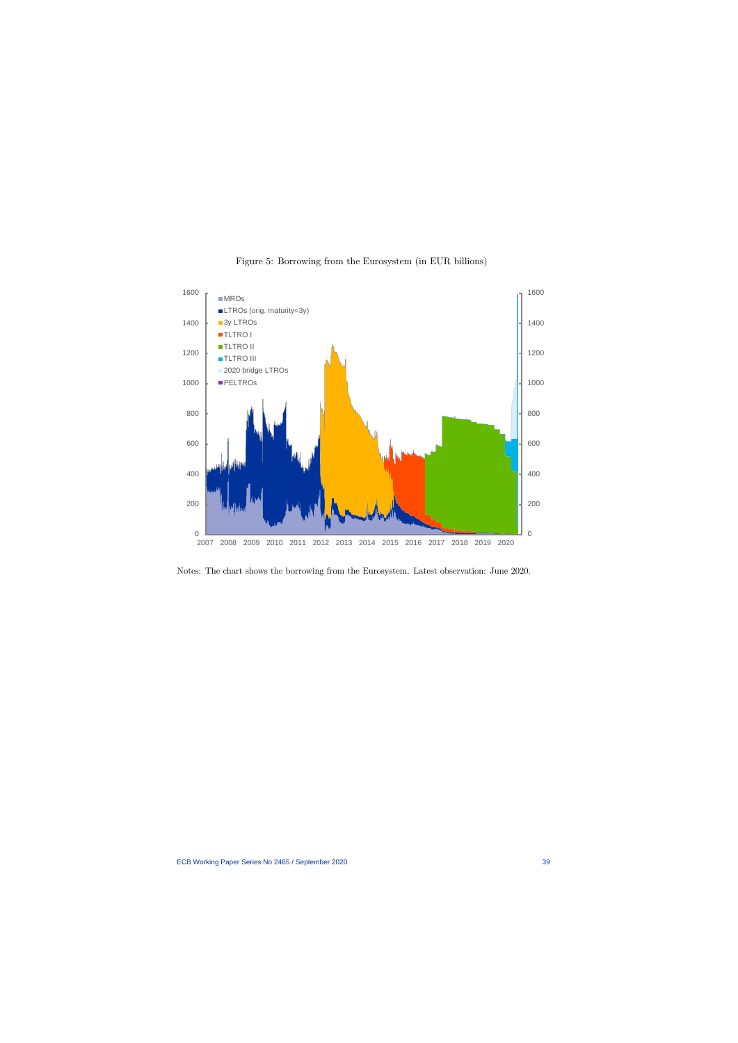Figure 5: Borrowing from the Eurosystem (in EUR billions)

Notes: The chart shows the borrowing from the Eurosystem. Latest observation: June 2020.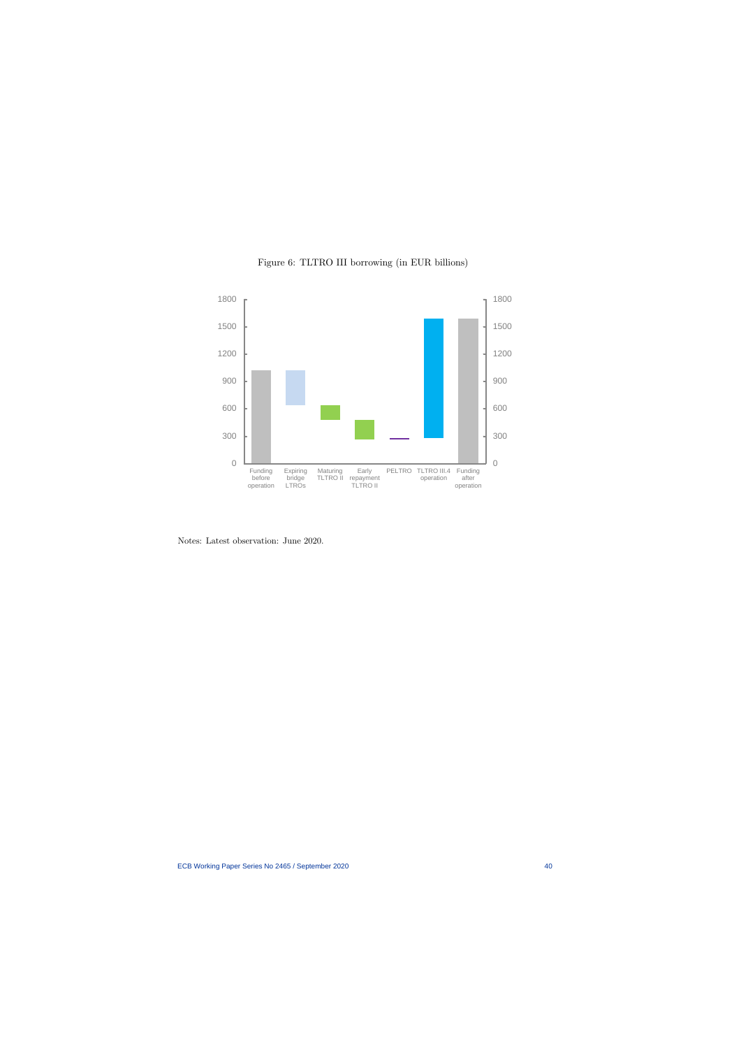Figure 6: TLTRO III borrowing (in EUR billions)

Notes: Latest observation: June 2020.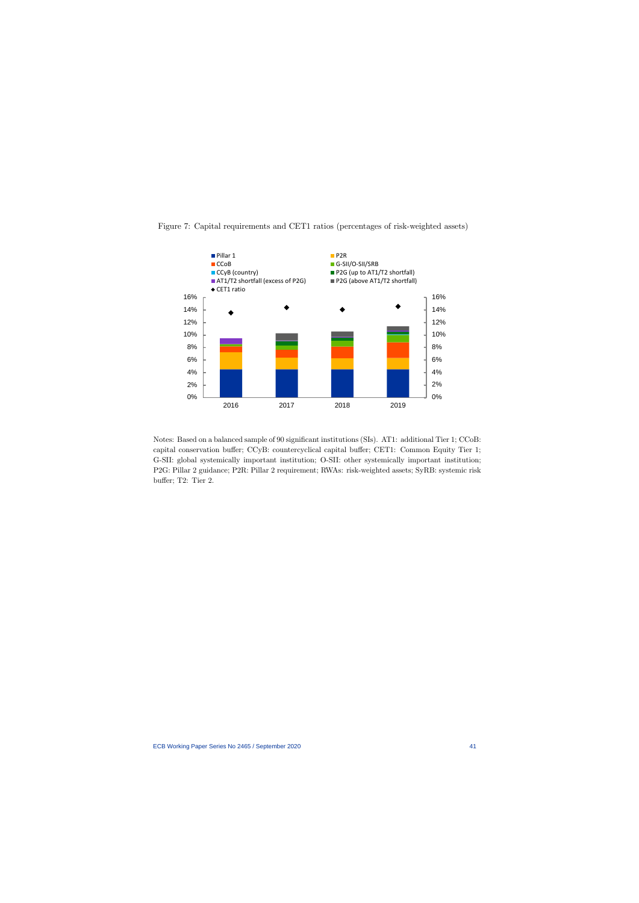Figure 7: Capital requirements and CET1 ratios (percentages of risk-weighted assets)

Notes: Based on a balanced sample of 90 significant institutions (SIs). AT1: additional Tier 1; CCoB: capital conservation buffer; CCyB: countercyclical capital buffer; CET1: Common Equity Tier 1; G-SII: global systemically important institution; O-SII: other systemically important institution; P2G: Pillar 2 guidance; P2R: Pillar 2 requirement; RWAs: risk-weighted assets; SyRB: systemic risk buffer; T2: Tier 2.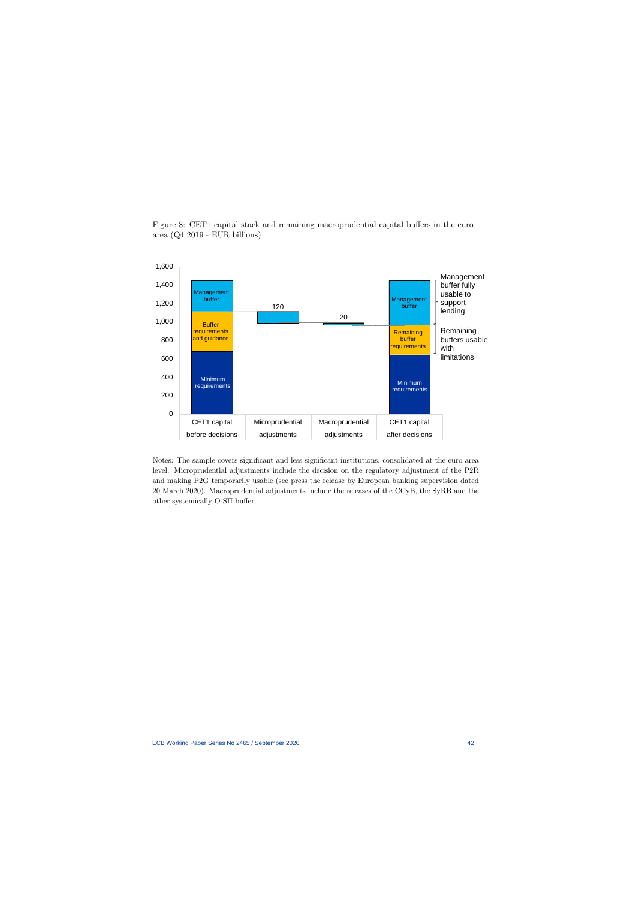Figure 8: CET1 capital stack and remaining macroprudential capital buffers in the euro area (Q4 2019 - EUR billions)

Notes: The sample covers significant and less significant institutions, consolidated at the euro area level. Microprudential adjustments include the decision on the regulatory adjustment of the P2R and making P2G temporarily usable (see press the release by European banking supervision dated 20 March 2020). Macroprudential adjustments include the releases of the CCyB, the SyRB and the other systemically O-SII buffer.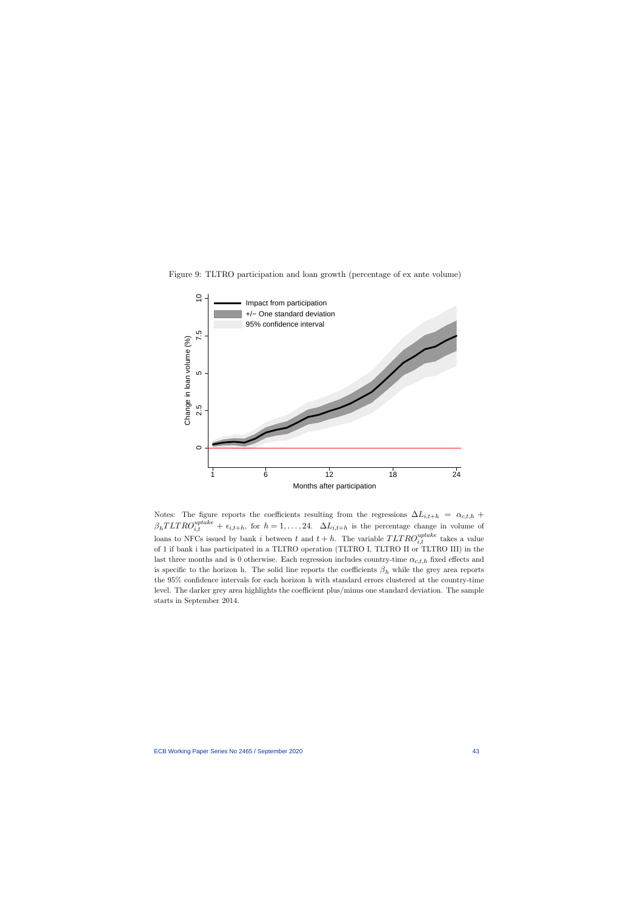Figure 9: TLTRO participation and loan growth (percentage of ex ante volume)

Notes: The figure reports the coefficients resulting from the regressions $\Delta L_{i,t+h} = \alpha_{c,t,h} + \beta_h TLTRO_{i,t}^{uptake} + \epsilon_{i,t+h}$, for $h = 1, \ldots, 24$. $\Delta L_{i,t+h}$ is the percentage change in volume of loans to NFCs issued by bank $i$ between $t$ and $t+h$. The variable $TLTRO_{i,t}^{uptake}$ takes a value of 1 if bank i has participated in a TLTRO operation (TLTRO I, TLTRO II or TLTRO III) in the last three months and is 0 otherwise. Each regression includes country-time $\alpha_{c,t,h}$ fixed effects and is specific to the horizon h. The solid line reports the coefficients $\beta_h$ while the grey area reports the 95% confidence intervals for each horizon h with standard errors clustered at the country-time level. The darker grey area highlights the coefficient plus/minus one standard deviation. The sample starts in September 2014.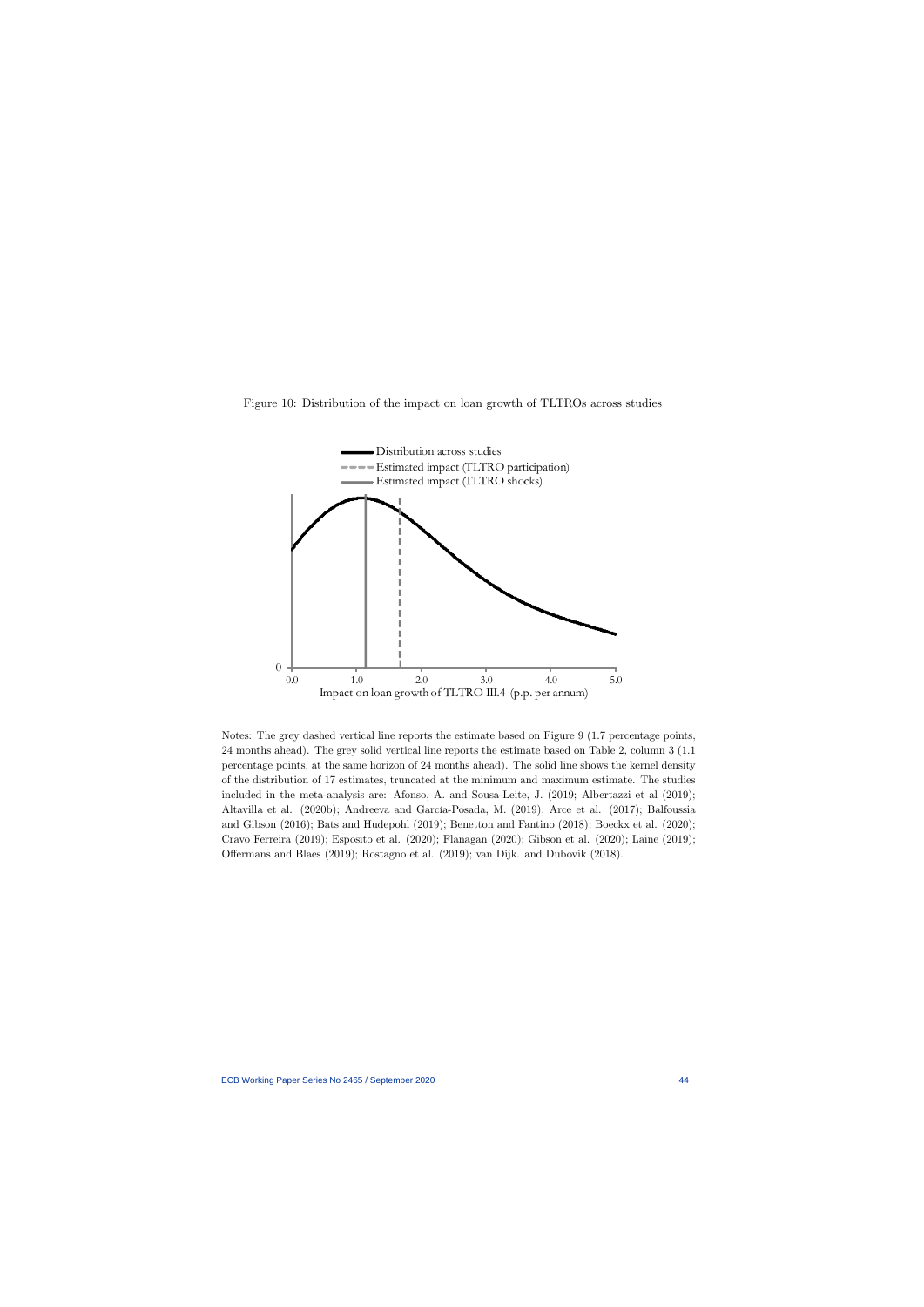Figure 10: Distribution of the impact on loan growth of TLTROs across studies

Notes: The grey dashed vertical line reports the estimate based on Figure 9 (1.7 percentage points, 24 months ahead). The grey solid vertical line reports the estimate based on Table 2, column 3 (1.1 percentage points, at the same horizon of 24 months ahead). The solid line shows the kernel density of the distribution of 17 estimates, truncated at the minimum and maximum estimate. The studies included in the meta-analysis are: Afonso, A. and Sousa-Leite, J. (2019; Albertazzi et al (2019); Altavilla et al. (2020b); Andreeva and García-Posada, M. (2019); Arce et al. (2017); Balfoussia and Gibson (2016); Bats and Hudepohl (2019); Benetton and Fantino (2018); Boeckx et al. (2020); Cravo Ferreira (2019); Esposito et al. (2020); Flanagan (2020); Gibson et al. (2020); Laine (2019); Offermans and Blaes (2019); Rostagno et al. (2019); van Dijk. and Dubovik (2018).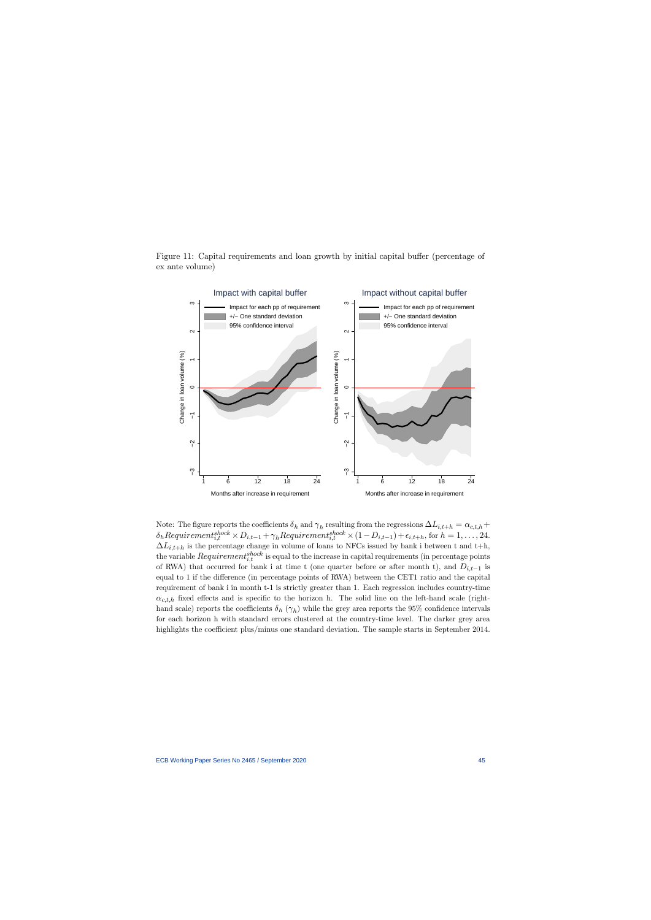Figure 11: Capital requirements and loan growth by initial capital buffer (percentage of ex ante volume)

Note: The figure reports the coefficients $\delta_h$ and $\gamma_h$ resulting from the regressions $\Delta L_{i,t+h} = \alpha_{c,t,h} + \delta_h Requirement^{shock}_{i,t} \times D_{i,t-1} + \gamma_h Requirement^{shock}_{i,t} \times (1 - D_{i,t-1}) + \epsilon_{i,t+h}$, for $h = 1, \ldots, 24$. $\Delta L_{i,t+h}$ is the percentage change in volume of loans to NFCs issued by bank i between t and t+h, the variable $Requirement^{shock}_{i,t}$ is equal to the increase in capital requirements (in percentage points of RWA) that occurred for bank i at time t (one quarter before or after month t), and $D_{i,t-1}$ is equal to 1 if the difference (in percentage points of RWA) between the CET1 ratio and the capital requirement of bank i in month t-1 is strictly greater than 1. Each regression includes country-time $\alpha_{c,t,h}$ fixed effects and is specific to the horizon h. The solid line on the left-hand scale (right-hand scale) reports the coefficients $\delta_h$ ($\gamma_h$) while the grey area reports the 95% confidence intervals for each horizon h with standard errors clustered at the country-time level. The darker grey area highlights the coefficient plus/minus one standard deviation. The sample starts in September 2014.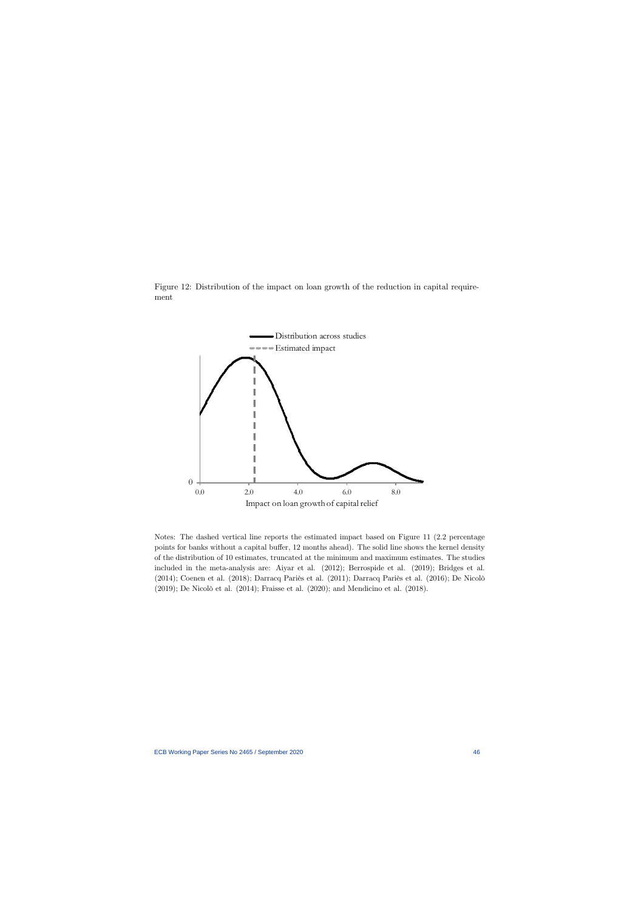Figure 12: Distribution of the impact on loan growth of the reduction in capital requirement

Notes: The dashed vertical line reports the estimated impact based on Figure 11 (2.2 percentage points for banks without a capital buffer, 12 months ahead). The solid line shows the kernel density of the distribution of 10 estimates, truncated at the minimum and maximum estimates. The studies included in the meta-analysis are: Aiyar et al. (2012); Berrospide et al. (2019); Bridges et al. (2014); Coenen et al. (2018); Darracq Pariès et al. (2011); Darracq Pariès et al. (2016); De Nicolò (2019); De Nicolò et al. (2014); Fraisse et al. (2020); and Mendicino et al. (2018).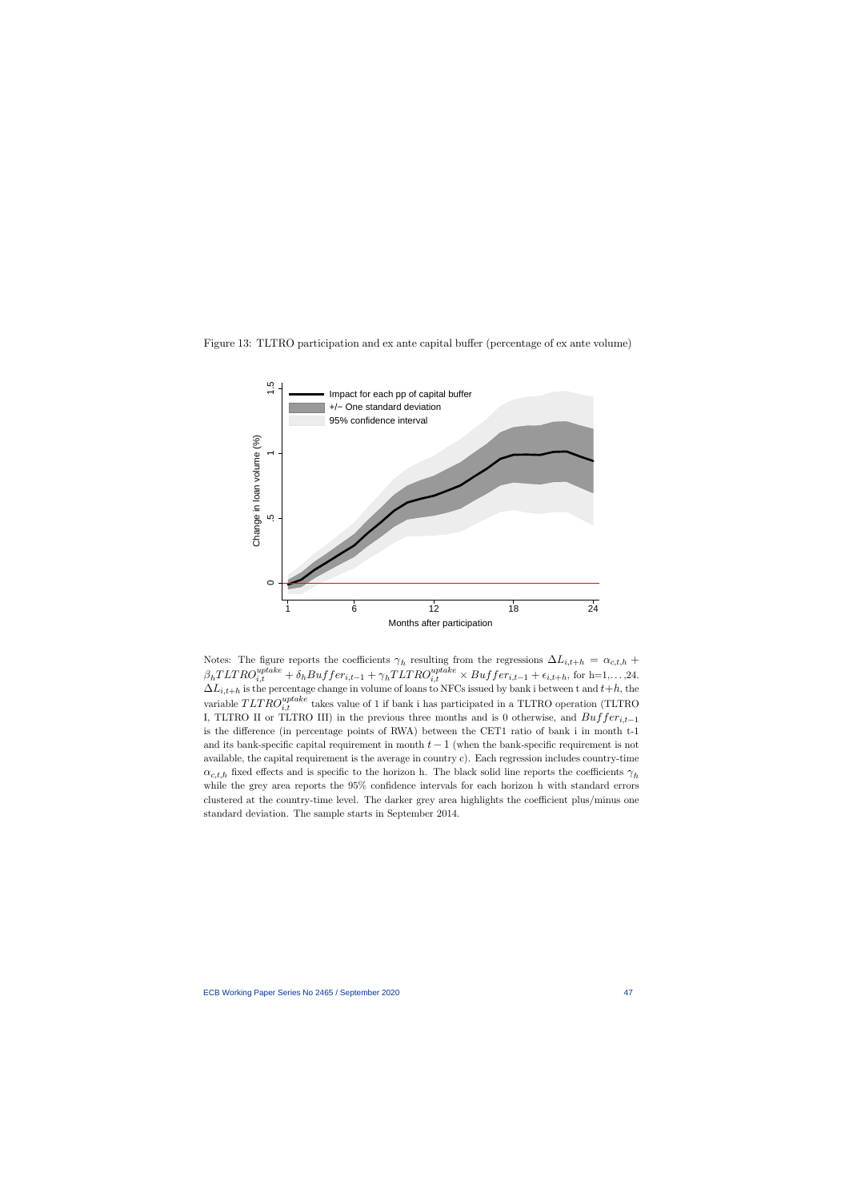Figure 13: TLTRO participation and ex ante capital buffer (percentage of ex ante volume)

Notes: The figure reports the coefficients $\gamma_h$ resulting from the regressions $\Delta L_{i,t+h} = \alpha_{c,t,h} + \beta_h TLTRO_{i,t}^{uptake} + \delta_h Buffer_{i,t-1} + \gamma_h TLTRO_{i,t}^{uptake} \times Buffer_{i,t-1} + \epsilon_{i,t+h}$, for h=1,...,24. $\Delta L_{i,t+h}$ is the percentage change in volume of loans to NFCs issued by bank i between t and $t+h$, the variable $TLTRO_{i,t}^{uptake}$ takes value of 1 if bank i has participated in a TLTRO operation (TLTRO I, TLTRO II or TLTRO III) in the previous three months and is 0 otherwise, and $Buffer_{i,t-1}$ is the difference (in percentage points of RWA) between the CET1 ratio of bank i in month t-1 and its bank-specific capital requirement in month $t-1$ (when the bank-specific requirement is not available, the capital requirement is the average in country c). Each regression includes country-time $\alpha_{c,t,h}$ fixed effects and is specific to the horizon h. The black solid line reports the coefficients $\gamma_h$ while the grey area reports the 95% confidence intervals for each horizon h with standard errors clustered at the country-time level. The darker grey area highlights the coefficient plus/minus one standard deviation. The sample starts in September 2014.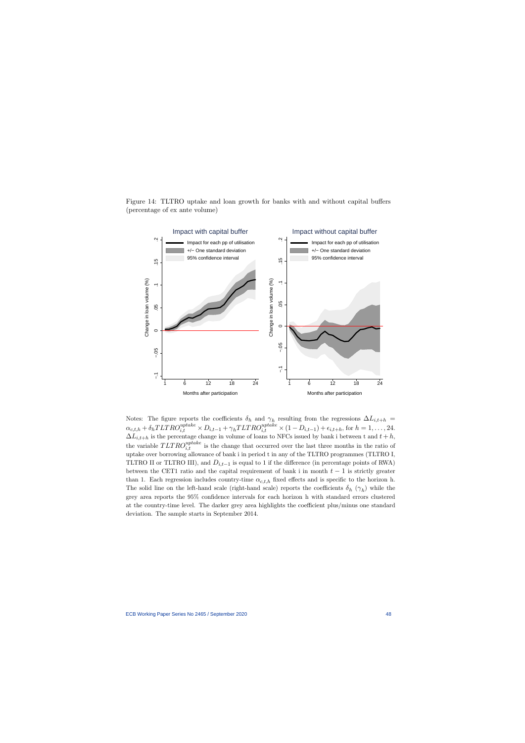Figure 14: TLTRO uptake and loan growth for banks with and without capital buffers (percentage of ex ante volume)

Notes: The figure reports the coefficients $\delta_h$ and $\gamma_h$ resulting from the regressions $\Delta L_{i,t+h} = \alpha_{c,t,h} + \delta_h TLTRO_{i,t}^{uptake} \times D_{i,t-1} + \gamma_h TLTRO_{i,t}^{uptake} \times (1 - D_{i,t-1}) + \epsilon_{i,t+h}$, for $h = 1, \ldots, 24$. $\Delta L_{i,t+h}$ is the percentage change in volume of loans to NFCs issued by bank i between t and $t+h$, the variable $TLTRO_{i,t}^{uptake}$ is the change that occurred over the last three months in the ratio of uptake over borrowing allowance of bank i in period t in any of the TLTRO programmes (TLTRO I, TLTRO II or TLTRO III), and $D_{i,t-1}$ is equal to 1 if the difference (in percentage points of RWA) between the CET1 ratio and the capital requirement of bank i in month $t-1$ is strictly greater than 1. Each regression includes country-time $\alpha_{c,t,h}$ fixed effects and is specific to the horizon h. The solid line on the left-hand scale (right-hand scale) reports the coefficients $\delta_h$ ($\gamma_h$) while the grey area reports the 95% confidence intervals for each horizon h with standard errors clustered at the country-time level. The darker grey area highlights the coefficient plus/minus one standard deviation. The sample starts in September 2014.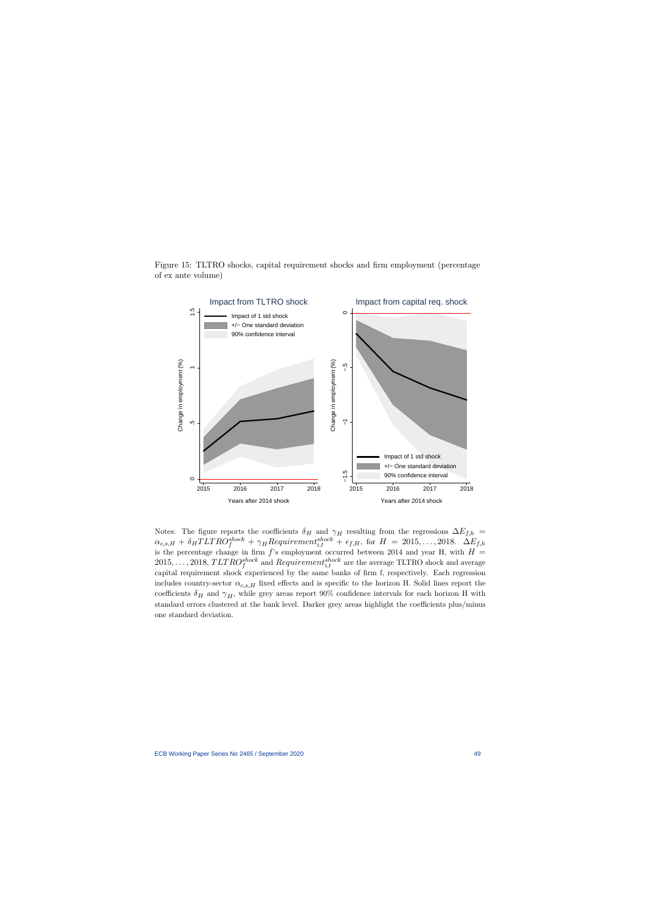Figure 15: TLTRO shocks, capital requirement shocks and firm employment (percentage of ex ante volume)

Notes: The figure reports the coefficients $\delta_H$ and $\gamma_H$ resulting from the regressions $\Delta E_{f,h} = \alpha_{c,s,H} + \delta_H TLTRO_f^{shock} + \gamma_H Requirement_{i,t}^{shock} + \epsilon_{f,H}$, for $H = 2015, \ldots, 2018$. $\Delta E_{f,h}$ is the percentage change in firm $f$'s employment occurred between 2014 and year H, with $H = 2015, \ldots, 2018$, $TLTRO_f^{shock}$ and $Requirement_{i,t}^{shock}$ are the average TLTRO shock and average capital requirement shock experienced by the same banks of firm f, respectively. Each regression includes country-sector $\alpha_{c,s,H}$ fixed effects and is specific to the horizon H. Solid lines report the coefficients $\delta_H$ and $\gamma_H$, while grey areas report 90% confidence intervals for each horizon H with standard errors clustered at the bank level. Darker grey areas highlight the coefficients plus/minus one standard deviation.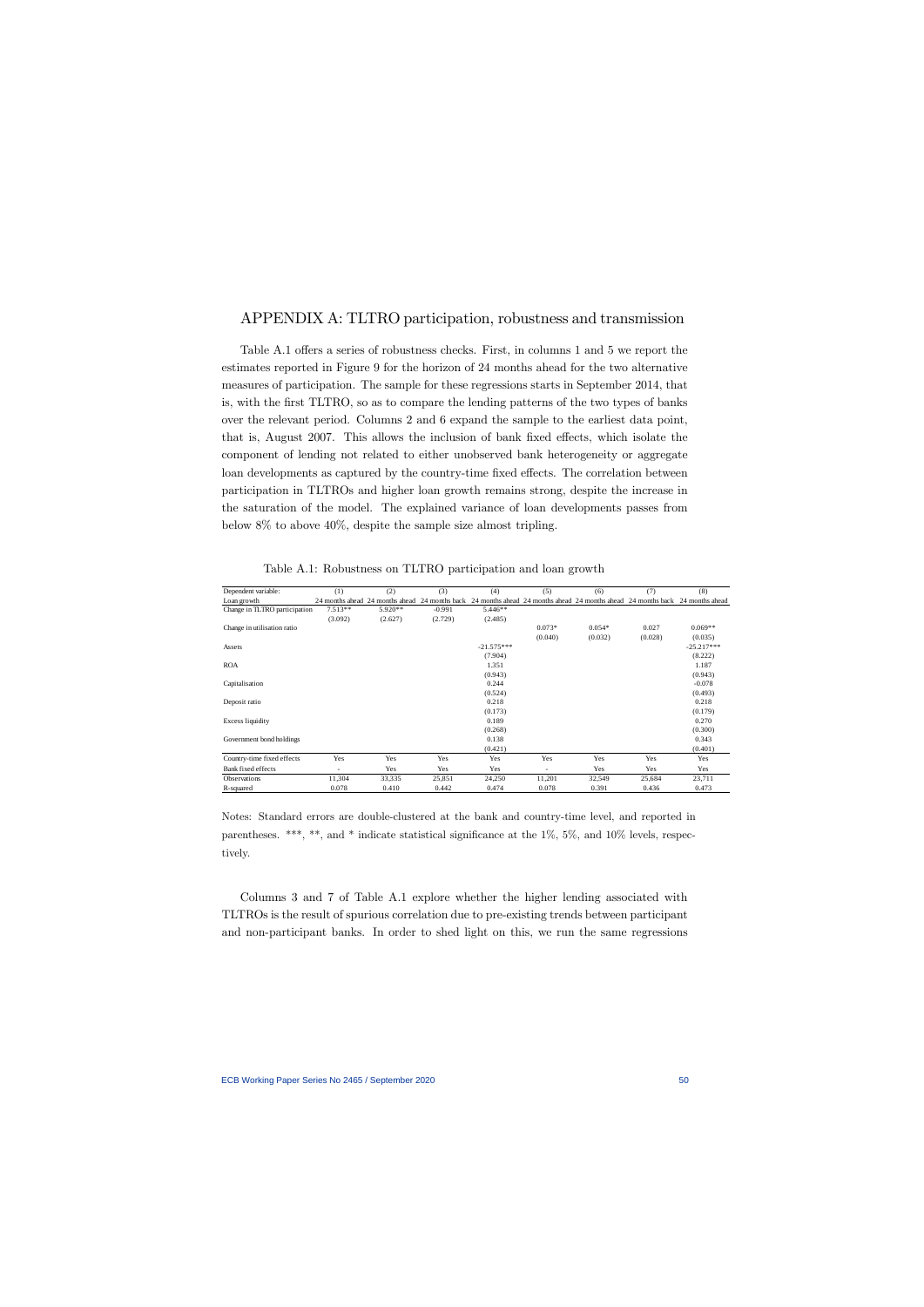## APPENDIX A: TLTRO participation, robustness and transmission

Table A.1 offers a series of robustness checks. First, in columns 1 and 5 we report the estimates reported in Figure 9 for the horizon of 24 months ahead for the two alternative measures of participation. The sample for these regressions starts in September 2014, that is, with the first TLTRO, so as to compare the lending patterns of the two types of banks over the relevant period. Columns 2 and 6 expand the sample to the earliest data point, that is, August 2007. This allows the inclusion of bank fixed effects, which isolate the component of lending not related to either unobserved bank heterogeneity or aggregate loan developments as captured by the country-time fixed effects. The correlation between participation in TLTROs and higher loan growth remains strong, despite the increase in the saturation of the model. The explained variance of loan developments passes from below 8% to above 40%, despite the sample size almost tripling.

Table A.1: Robustness on TLTRO participation and loan growth

| Dependent variable: | (1) | (2) | (3) | (4) | (5) | (6) | (7) | (8) |
|---|---|---|---|---|---|---|---|---|
| Loan growth | 24 months ahead | 24 months ahead | 24 months back | 24 months ahead | 24 months ahead | 24 months ahead | 24 months back | 24 months ahead |
| Change in TLTRO participation | 7.513** | 5.920** | -0.991 | 5.446** | | | | |
| | (3.092) | (2.627) | (2.729) | (2.485) | | | | |
| Change in utilisation ratio | | | | | 0.073* | 0.054* | 0.027 | 0.069** |
| | | | | | (0.040) | (0.032) | (0.028) | (0.035) |
| Assets | | | | -21.575*** | | | | -25.217*** |
| | | | | (7.904) | | | | (8.222) |
| ROA | | | | 1.351 | | | | 1.187 |
| | | | | (0.943) | | | | (0.943) |
| Capitalisation | | | | 0.244 | | | | -0.078 |
| | | | | (0.524) | | | | (0.493) |
| Deposit ratio | | | | 0.218 | | | | 0.218 |
| | | | | (0.173) | | | | (0.179) |
| Excess liquidity | | | | 0.189 | | | | 0.270 |
| | | | | (0.268) | | | | (0.300) |
| Government bond holdings | | | | 0.138 | | | | 0.343 |
| | | | | (0.421) | | | | (0.401) |
| Country-time fixed effects | Yes | Yes | Yes | Yes | Yes | Yes | Yes | Yes |
| Bank fixed effects | - | Yes | Yes | Yes | - | Yes | Yes | Yes |
| Observations | 11,304 | 33,335 | 25,851 | 24,250 | 11,201 | 32,549 | 25,684 | 23,711 |
| R-squared | 0.078 | 0.410 | 0.442 | 0.474 | 0.078 | 0.391 | 0.436 | 0.473 |

Notes: Standard errors are double-clustered at the bank and country-time level, and reported in parentheses. ***, **, and * indicate statistical significance at the 1%, 5%, and 10% levels, respectively.

Columns 3 and 7 of Table A.1 explore whether the higher lending associated with TLTROs is the result of spurious correlation due to pre-existing trends between participant and non-participant banks. In order to shed light on this, we run the same regressions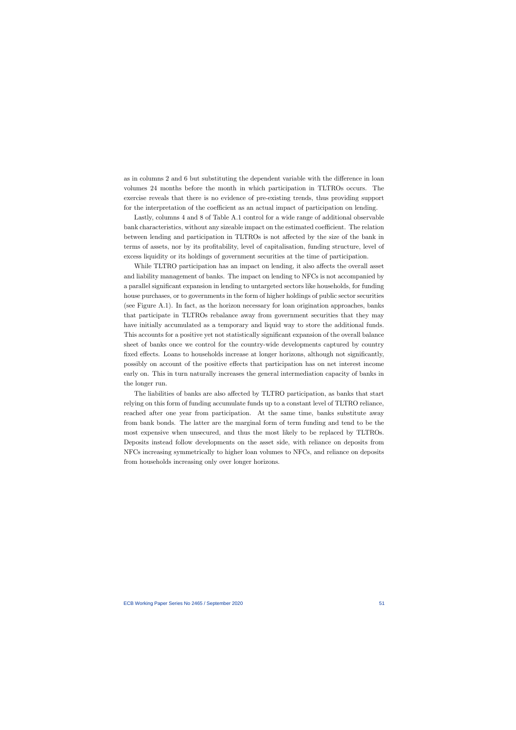as in columns 2 and 6 but substituting the dependent variable with the difference in loan volumes 24 months before the month in which participation in TLTROs occurs. The exercise reveals that there is no evidence of pre-existing trends, thus providing support for the interpretation of the coefficient as an actual impact of participation on lending.

Lastly, columns 4 and 8 of Table A.1 control for a wide range of additional observable bank characteristics, without any sizeable impact on the estimated coefficient. The relation between lending and participation in TLTROs is not affected by the size of the bank in terms of assets, nor by its profitability, level of capitalisation, funding structure, level of excess liquidity or its holdings of government securities at the time of participation.

While TLTRO participation has an impact on lending, it also affects the overall asset and liability management of banks. The impact on lending to NFCs is not accompanied by a parallel significant expansion in lending to untargeted sectors like households, for funding house purchases, or to governments in the form of higher holdings of public sector securities (see Figure A.1). In fact, as the horizon necessary for loan origination approaches, banks that participate in TLTROs rebalance away from government securities that they may have initially accumulated as a temporary and liquid way to store the additional funds. This accounts for a positive yet not statistically significant expansion of the overall balance sheet of banks once we control for the country-wide developments captured by country fixed effects. Loans to households increase at longer horizons, although not significantly, possibly on account of the positive effects that participation has on net interest income early on. This in turn naturally increases the general intermediation capacity of banks in the longer run.

The liabilities of banks are also affected by TLTRO participation, as banks that start relying on this form of funding accumulate funds up to a constant level of TLTRO reliance, reached after one year from participation. At the same time, banks substitute away from bank bonds. The latter are the marginal form of term funding and tend to be the most expensive when unsecured, and thus the most likely to be replaced by TLTROs. Deposits instead follow developments on the asset side, with reliance on deposits from NFCs increasing symmetrically to higher loan volumes to NFCs, and reliance on deposits from households increasing only over longer horizons.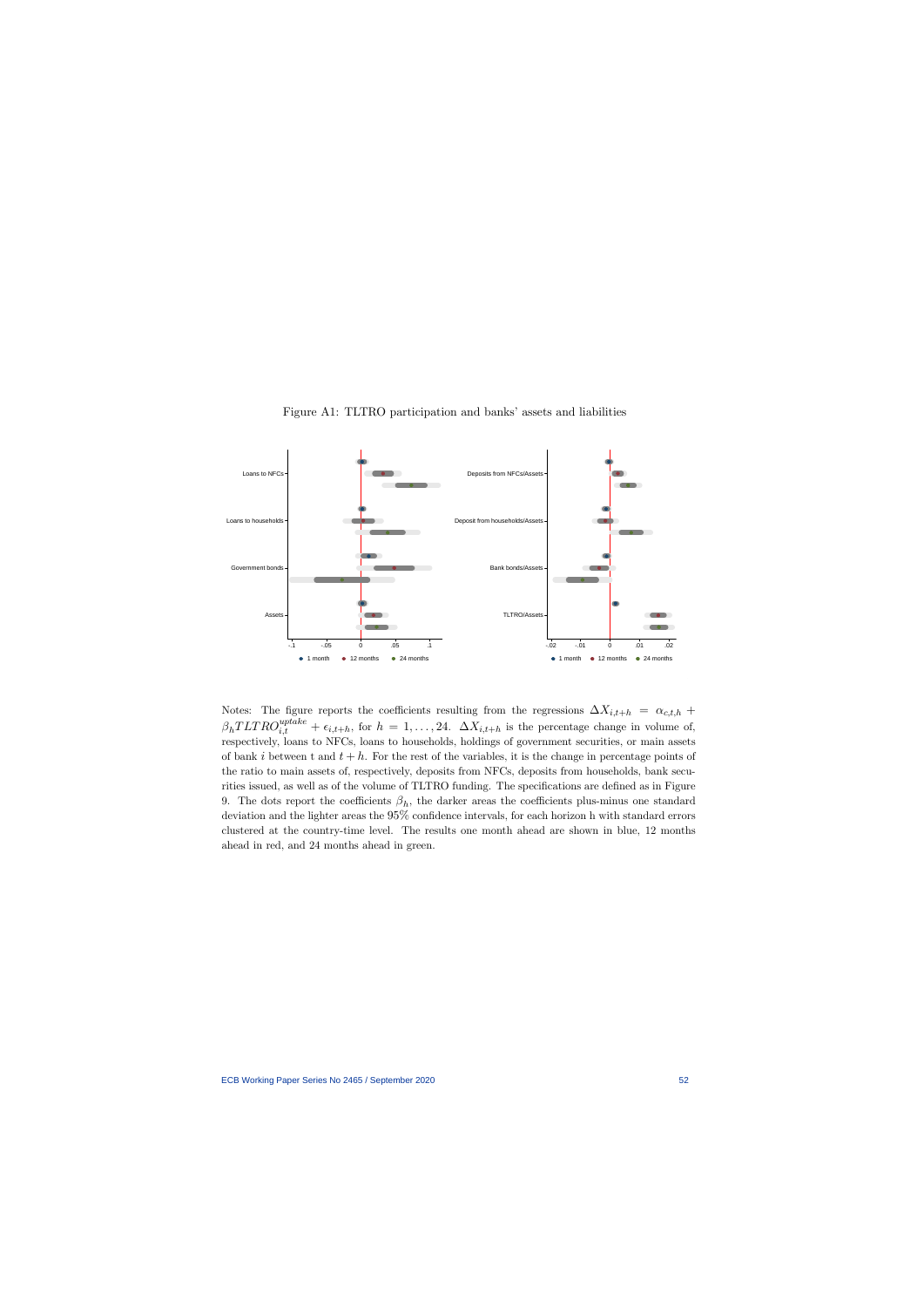Figure A1: TLTRO participation and banks' assets and liabilities

Notes: The figure reports the coefficients resulting from the regressions $\Delta X_{i,t+h} = \alpha_{c,t,h} + \beta_h TLTRO^{uptake}_{i,t} + \epsilon_{i,t+h}$, for $h = 1, \ldots, 24$. $\Delta X_{i,t+h}$ is the percentage change in volume of, respectively, loans to NFCs, loans to households, holdings of government securities, or main assets of bank $i$ between t and $t + h$. For the rest of the variables, it is the change in percentage points of the ratio to main assets of, respectively, deposits from NFCs, deposits from households, bank securities issued, as well as of the volume of TLTRO funding. The specifications are defined as in Figure 9. The dots report the coefficients $\beta_h$, the darker areas the coefficients plus-minus one standard deviation and the lighter areas the 95% confidence intervals, for each horizon h with standard errors clustered at the country-time level. The results one month ahead are shown in blue, 12 months ahead in red, and 24 months ahead in green.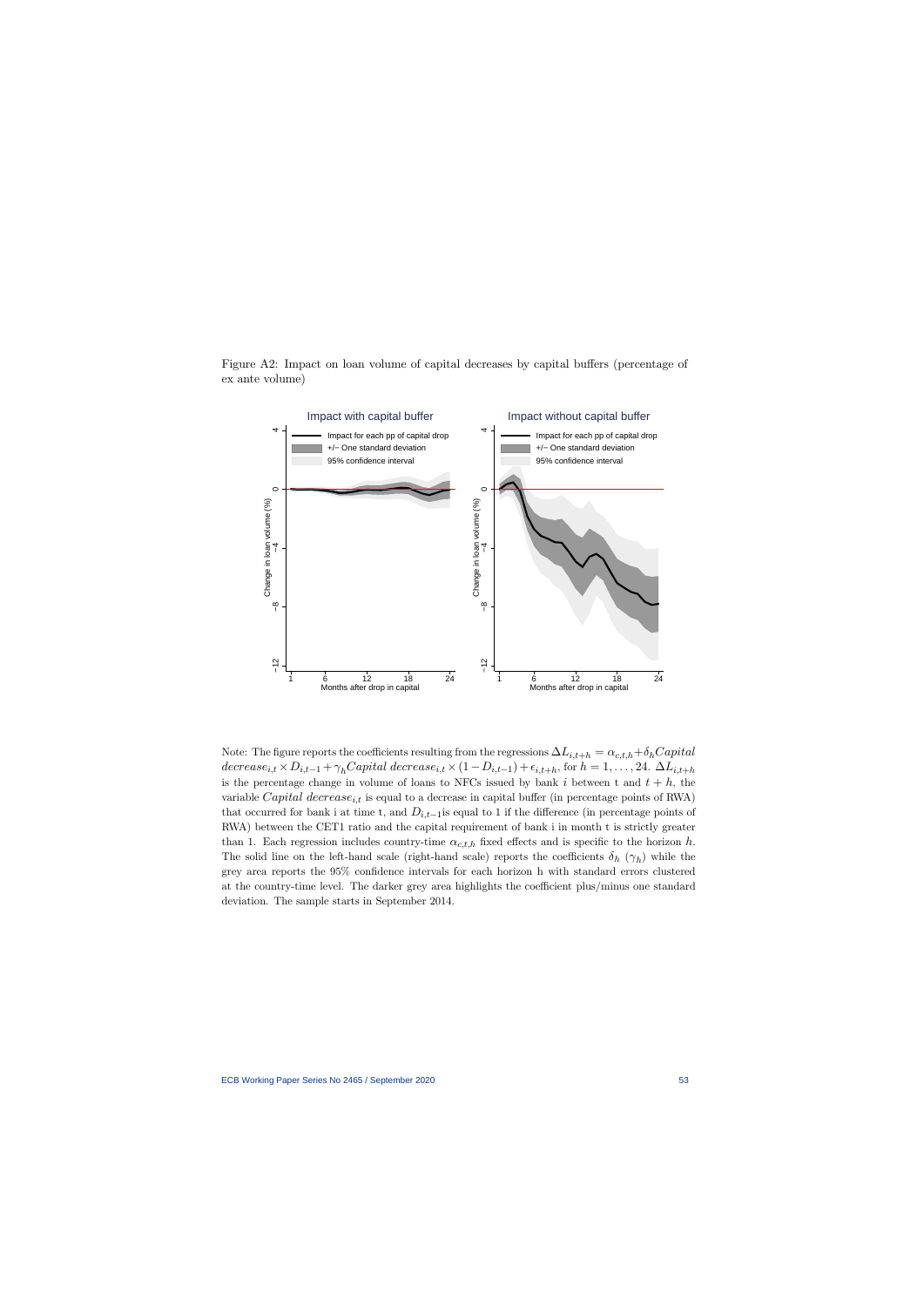Figure A2: Impact on loan volume of capital decreases by capital buffers (percentage of ex ante volume)

Note: The figure reports the coefficients resulting from the regressions $\Delta L_{i,t+h} = \alpha_{c,t,h} + \delta_h Capital\ decrease_{i,t} \times D_{i,t-1} + \gamma_h Capital\ decrease_{i,t} \times (1 - D_{i,t-1}) + \epsilon_{i,t+h}$, for $h = 1, \ldots, 24$. $\Delta L_{i,t+h}$ is the percentage change in volume of loans to NFCs issued by bank $i$ between t and $t+h$, the variable $Capital\ decrease_{i,t}$ is equal to a decrease in capital buffer (in percentage points of RWA) that occurred for bank i at time t, and $D_{i,t-1}$is equal to 1 if the difference (in percentage points of RWA) between the CET1 ratio and the capital requirement of bank i in month t is strictly greater than 1. Each regression includes country-time $\alpha_{c,t,h}$ fixed effects and is specific to the horizon $h$. The solid line on the left-hand scale (right-hand scale) reports the coefficients $\delta_h$ ($\gamma_h$) while the grey area reports the 95% confidence intervals for each horizon h with standard errors clustered at the country-time level. The darker grey area highlights the coefficient plus/minus one standard deviation. The sample starts in September 2014.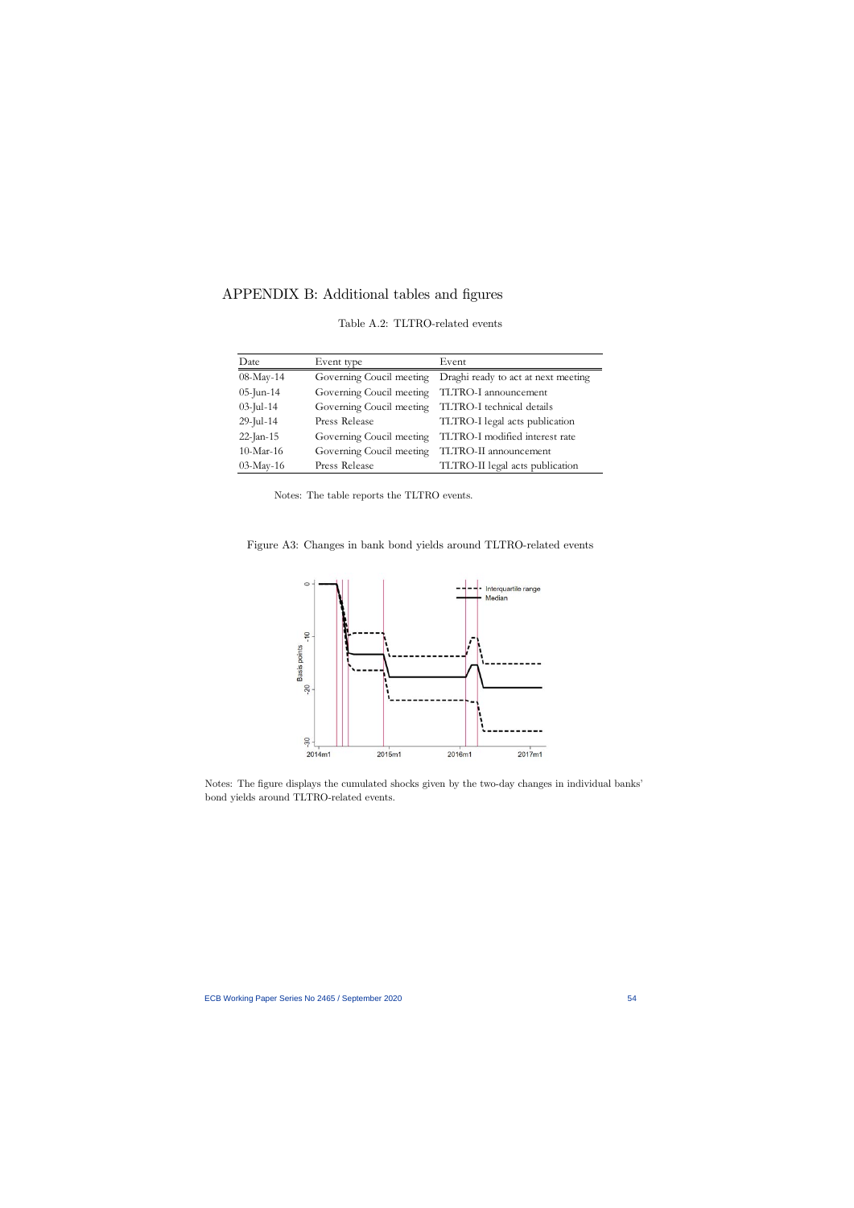# APPENDIX B: Additional tables and figures

Table A.2: TLTRO-related events

| Date | Event type | Event |
|---|---|---|
| 08-May-14 | Governing Coucil meeting | Draghi ready to act at next meeting |
| 05-Jun-14 | Governing Coucil meeting | TLTRO-I announcement |
| 03-Jul-14 | Governing Coucil meeting | TLTRO-I technical details |
| 29-Jul-14 | Press Release | TLTRO-I legal acts publication |
| 22-Jan-15 | Governing Coucil meeting | TLTRO-I modified interest rate |
| 10-Mar-16 | Governing Coucil meeting | TLTRO-II announcement |
| 03-May-16 | Press Release | TLTRO-II legal acts publication |

Notes: The table reports the TLTRO events.

Figure A3: Changes in bank bond yields around TLTRO-related events

Notes: The figure displays the cumulated shocks given by the two-day changes in individual banks' bond yields around TLTRO-related events.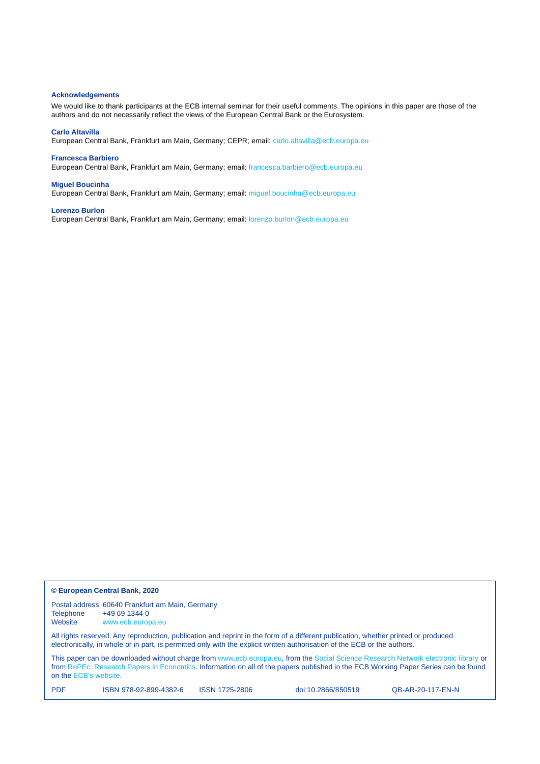**Acknowledgements**

We would like to thank participants at the ECB internal seminar for their useful comments. The opinions in this paper are those of the authors and do not necessarily reflect the views of the European Central Bank or the Eurosystem.

**Carlo Altavilla**
European Central Bank, Frankfurt am Main, Germany; CEPR; email: carlo.altavilla@ecb.europa.eu

**Francesca Barbiero**
European Central Bank, Frankfurt am Main, Germany; email: francesca.barbiero@ecb.europa.eu

**Miguel Boucinha**
European Central Bank, Frankfurt am Main, Germany; email: miguel.boucinha@ecb.europa.eu

**Lorenzo Burlon**
European Central Bank, Frankfurt am Main, Germany; email: lorenzo.burlon@ecb.europa.eu

**© European Central Bank, 2020**

Postal address 60640 Frankfurt am Main, Germany
Telephone +49 69 1344 0
Website www.ecb.europa.eu

All rights reserved. Any reproduction, publication and reprint in the form of a different publication, whether printed or produced electronically, in whole or in part, is permitted only with the explicit written authorisation of the ECB or the authors.

This paper can be downloaded without charge from www.ecb.europa.eu, from the Social Science Research Network electronic library or from RePEc: Research Papers in Economics. Information on all of the papers published in the ECB Working Paper Series can be found on the ECB's website.

PDF ISBN 978-92-899-4382-6 ISSN 1725-2806 doi:10.2866/850519 QB-AR-20-117-EN-N